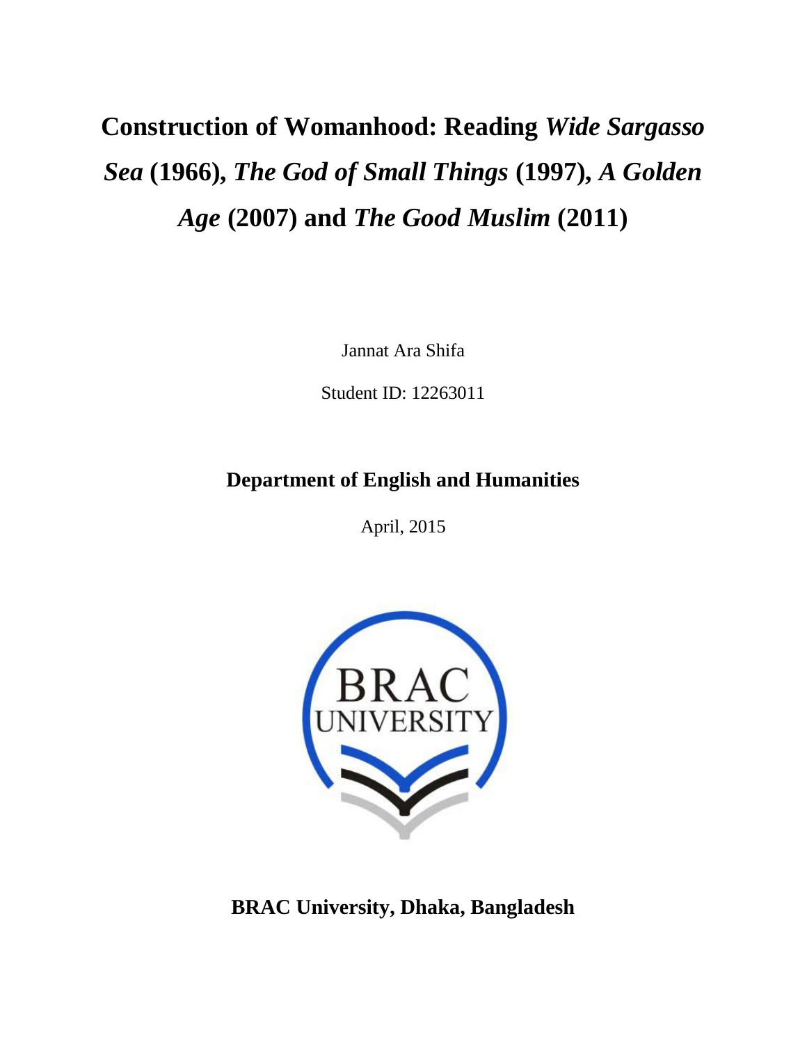# Construction of Womanhood: Reading *Wide Sargasso Sea* (1966), *The God of Small Things* (1997), *A Golden Age* (2007) and *The Good Muslim* (2011)

Jannat Ara Shifa

Student ID: 12263011

**Department of English and Humanities**

April, 2015

BRAC UNIVERSITY

**BRAC University, Dhaka, Bangladesh**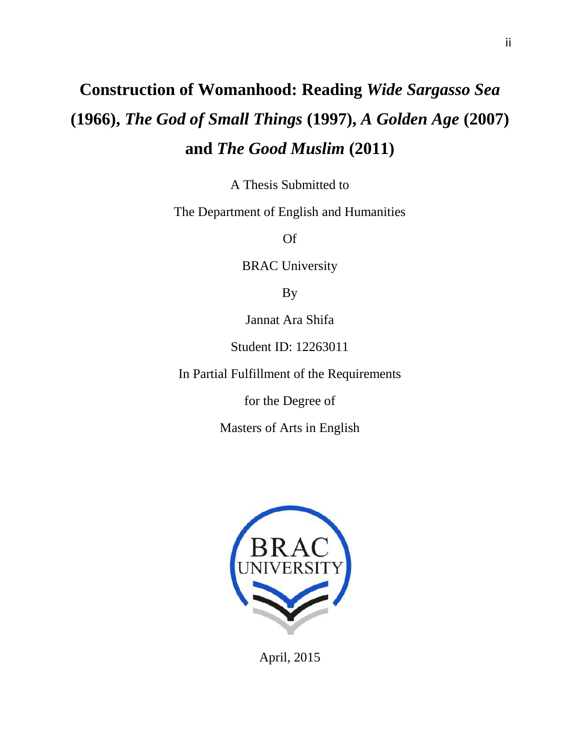# Construction of Womanhood: Reading *Wide Sargasso Sea* (1966), *The God of Small Things* (1997), *A Golden Age* (2007) and *The Good Muslim* (2011)

A Thesis Submitted to

The Department of English and Humanities

Of

BRAC University

By

Jannat Ara Shifa

Student ID: 12263011

In Partial Fulfillment of the Requirements

for the Degree of

Masters of Arts in English

April, 2015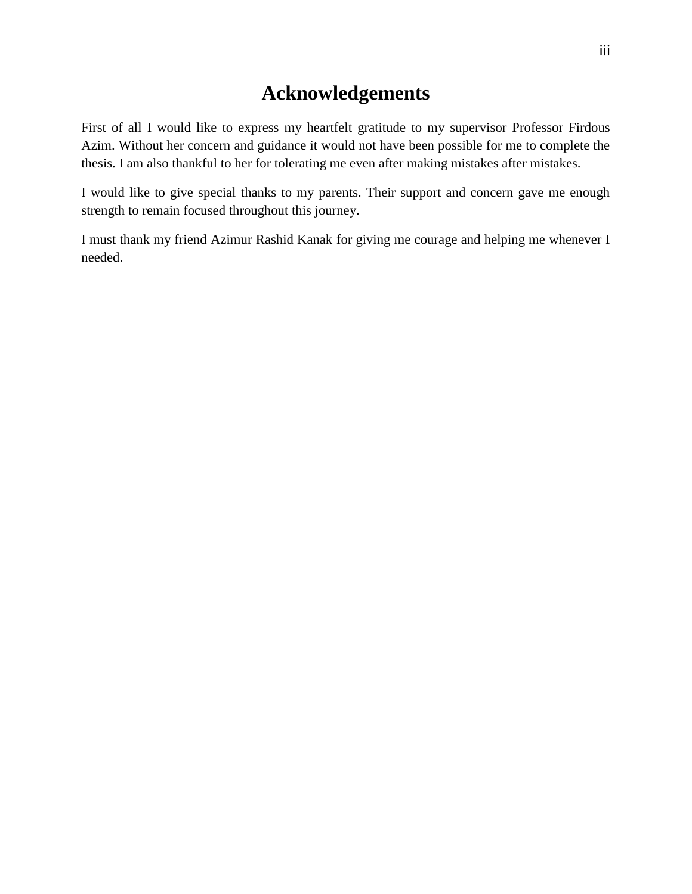# Acknowledgements

First of all I would like to express my heartfelt gratitude to my supervisor Professor Firdous Azim. Without her concern and guidance it would not have been possible for me to complete the thesis. I am also thankful to her for tolerating me even after making mistakes after mistakes.

I would like to give special thanks to my parents. Their support and concern gave me enough strength to remain focused throughout this journey.

I must thank my friend Azimur Rashid Kanak for giving me courage and helping me whenever I needed.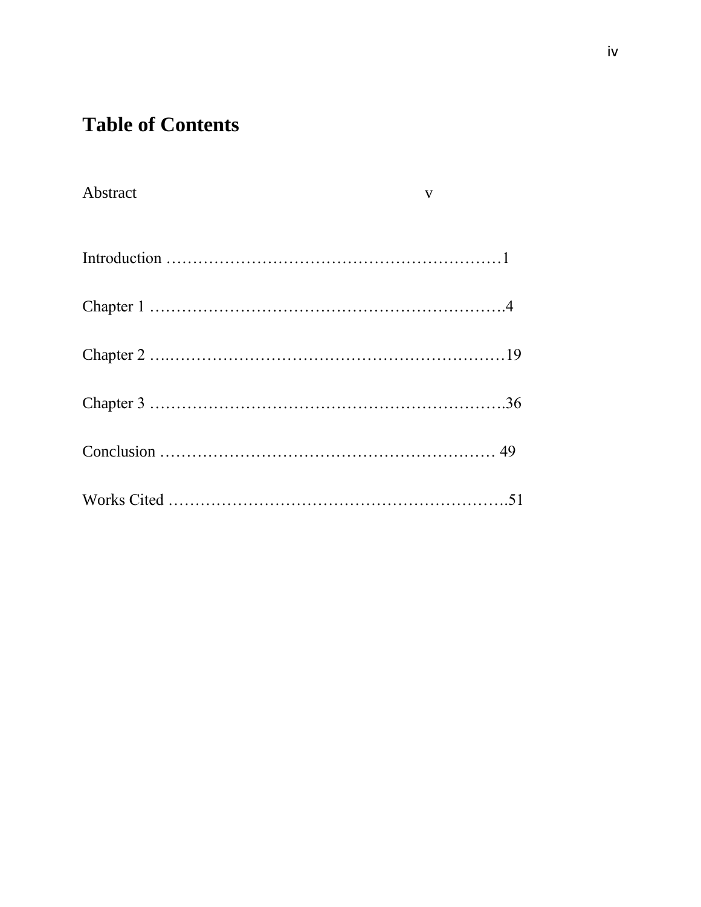# Table of Contents

Abstract v

Introduction ……………………………………………………… 1

Chapter 1 …………………………………………………………4

Chapter 2 …………………………………………………………19

Chapter 3 …………………………………………………………36

Conclusion ……………………………………………………… 49

Works Cited ………………………………………………………51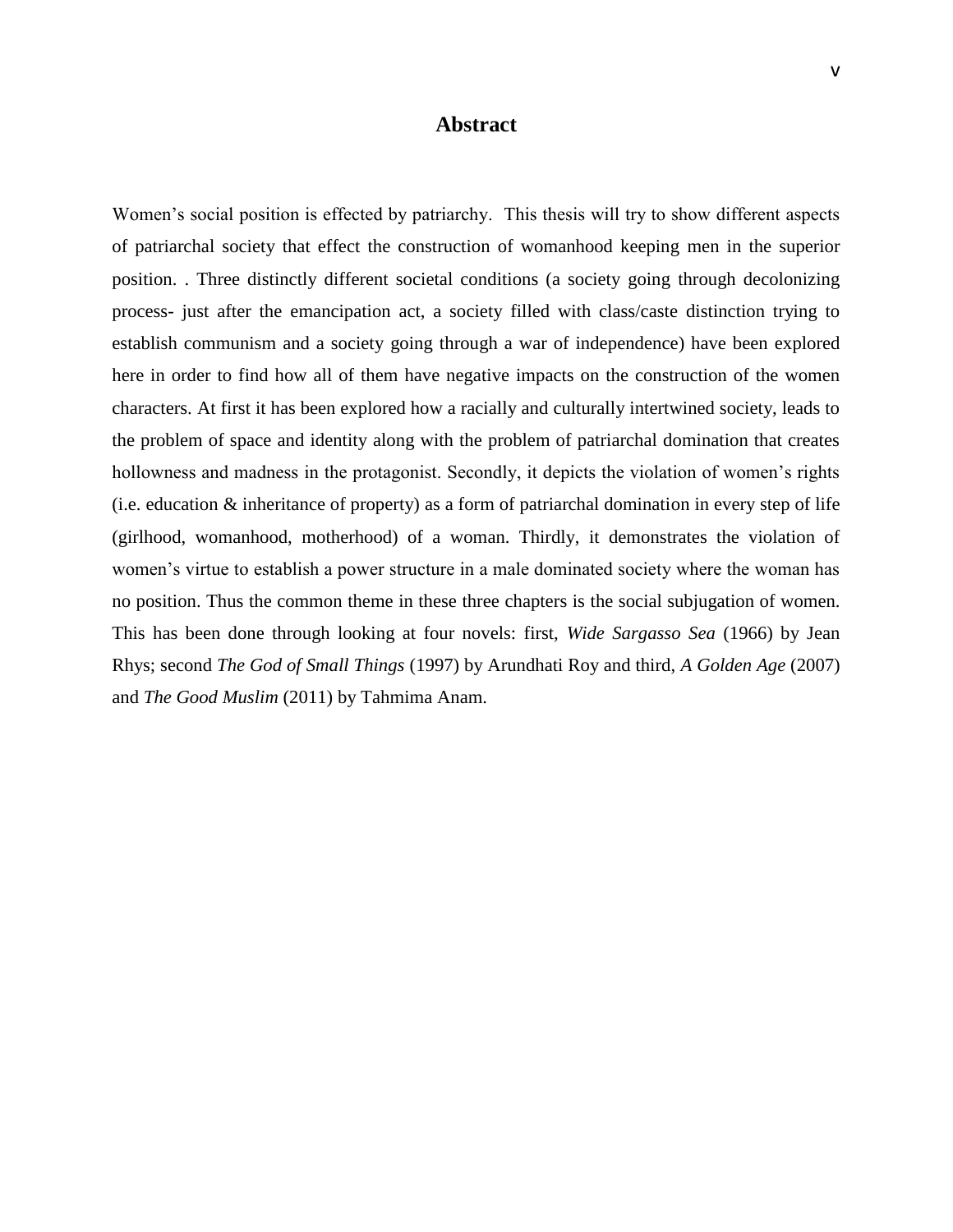# Abstract

Women's social position is effected by patriarchy. This thesis will try to show different aspects of patriarchal society that effect the construction of womanhood keeping men in the superior position. . Three distinctly different societal conditions (a society going through decolonizing process- just after the emancipation act, a society filled with class/caste distinction trying to establish communism and a society going through a war of independence) have been explored here in order to find how all of them have negative impacts on the construction of the women characters. At first it has been explored how a racially and culturally intertwined society, leads to the problem of space and identity along with the problem of patriarchal domination that creates hollowness and madness in the protagonist. Secondly, it depicts the violation of women's rights (i.e. education & inheritance of property) as a form of patriarchal domination in every step of life (girlhood, womanhood, motherhood) of a woman. Thirdly, it demonstrates the violation of women's virtue to establish a power structure in a male dominated society where the woman has no position. Thus the common theme in these three chapters is the social subjugation of women. This has been done through looking at four novels: first, *Wide Sargasso Sea* (1966) by Jean Rhys; second *The God of Small Things* (1997) by Arundhati Roy and third, *A Golden Age* (2007) and *The Good Muslim* (2011) by Tahmima Anam.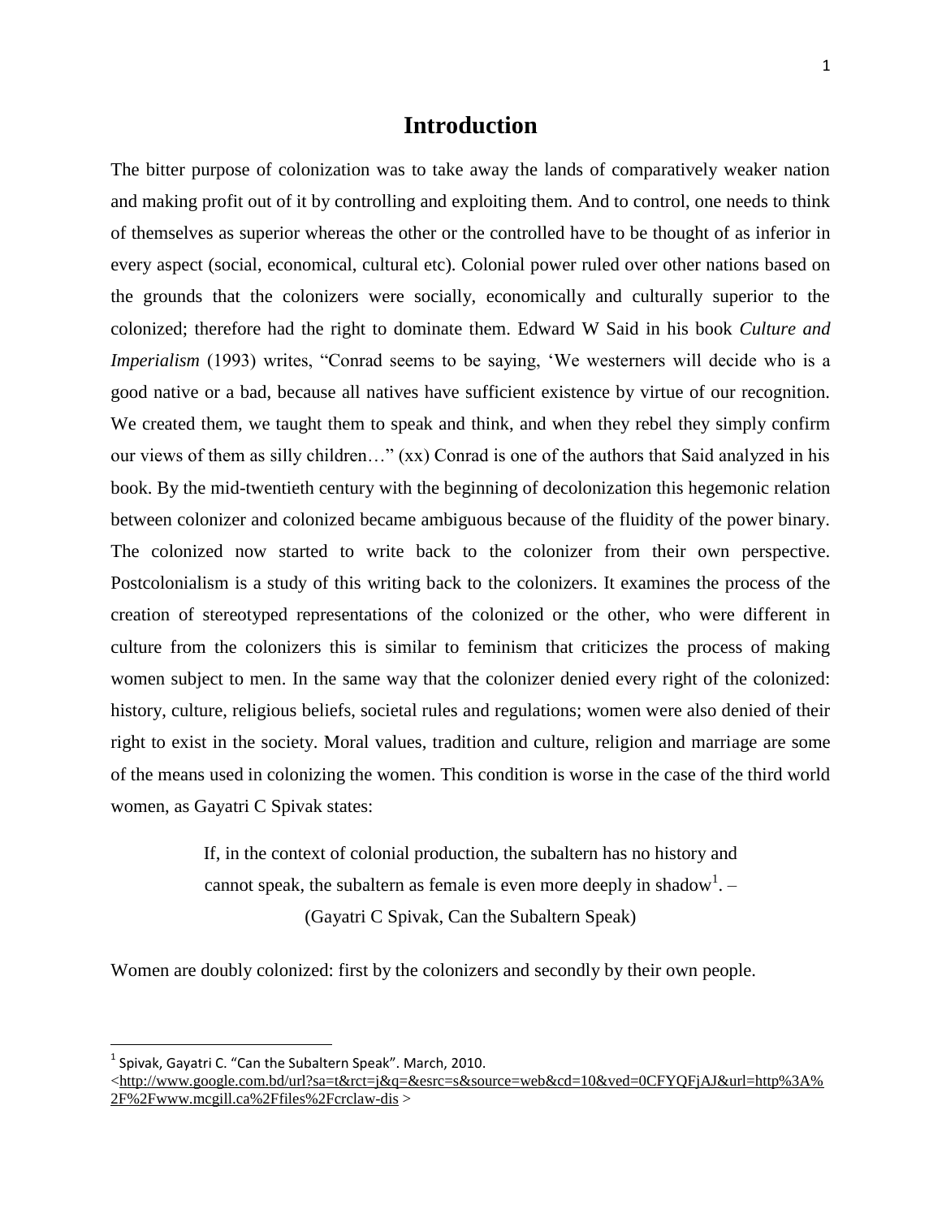# Introduction

The bitter purpose of colonization was to take away the lands of comparatively weaker nation and making profit out of it by controlling and exploiting them. And to control, one needs to think of themselves as superior whereas the other or the controlled have to be thought of as inferior in every aspect (social, economical, cultural etc). Colonial power ruled over other nations based on the grounds that the colonizers were socially, economically and culturally superior to the colonized; therefore had the right to dominate them. Edward W Said in his book *Culture and Imperialism* (1993) writes, "Conrad seems to be saying, 'We westerners will decide who is a good native or a bad, because all natives have sufficient existence by virtue of our recognition. We created them, we taught them to speak and think, and when they rebel they simply confirm our views of them as silly children…" (xx) Conrad is one of the authors that Said analyzed in his book. By the mid-twentieth century with the beginning of decolonization this hegemonic relation between colonizer and colonized became ambiguous because of the fluidity of the power binary. The colonized now started to write back to the colonizer from their own perspective. Postcolonialism is a study of this writing back to the colonizers. It examines the process of the creation of stereotyped representations of the colonized or the other, who were different in culture from the colonizers this is similar to feminism that criticizes the process of making women subject to men. In the same way that the colonizer denied every right of the colonized: history, culture, religious beliefs, societal rules and regulations; women were also denied of their right to exist in the society. Moral values, tradition and culture, religion and marriage are some of the means used in colonizing the women. This condition is worse in the case of the third world women, as Gayatri C Spivak states:

> If, in the context of colonial production, the subaltern has no history and cannot speak, the subaltern as female is even more deeply in shadow[1]. –
> (Gayatri C Spivak, Can the Subaltern Speak)

Women are doubly colonized: first by the colonizers and secondly by their own people.

---

[1] Spivak, Gayatri C. "Can the Subaltern Speak". March, 2010. <http://www.google.com.bd/url?sa=t&rct=j&q=&esrc=s&source=web&cd=10&ved=0CFYQFjAJ&url=http%3A%2F%2Fwww.mcgill.ca%2Ffiles%2Fcrclaw-dis >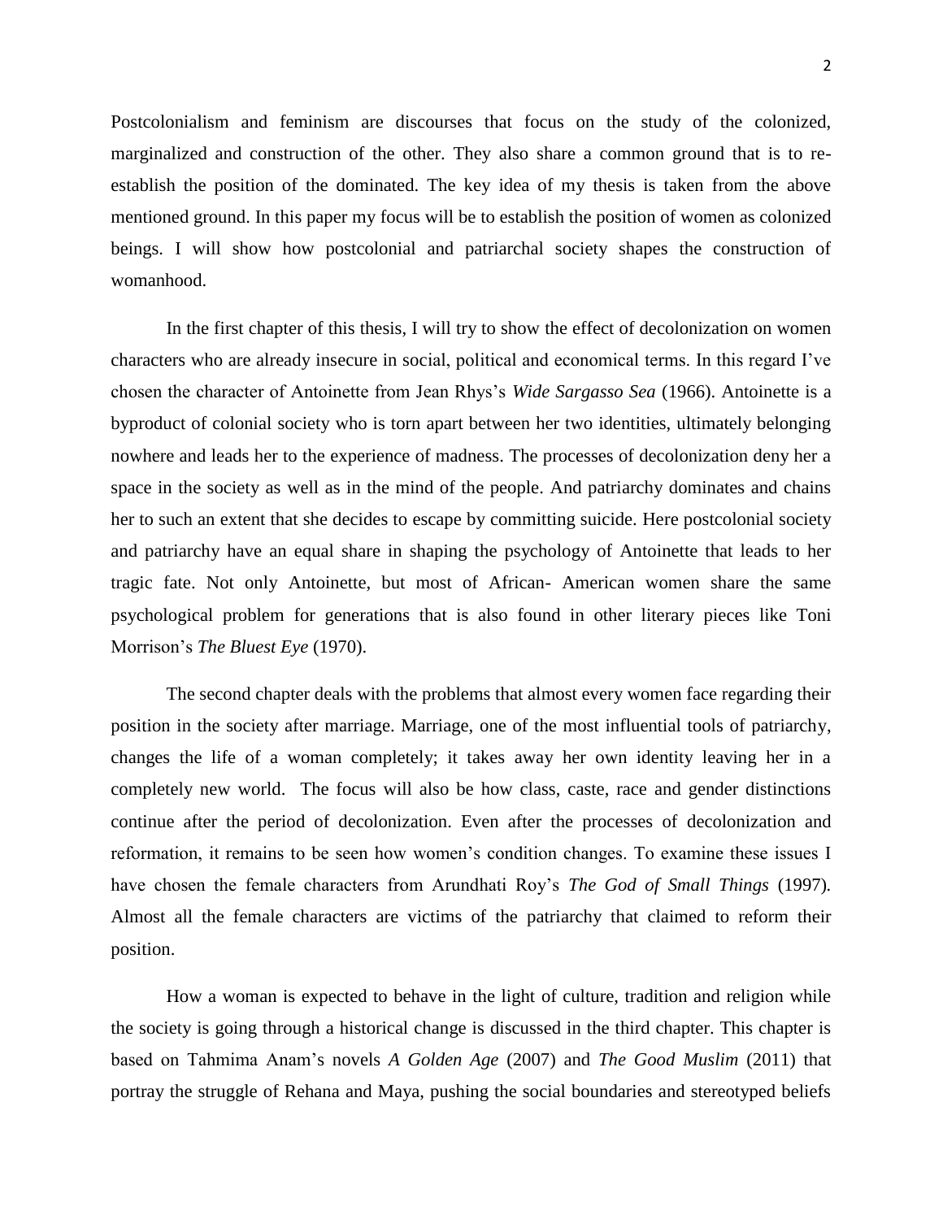Postcolonialism and feminism are discourses that focus on the study of the colonized, marginalized and construction of the other. They also share a common ground that is to re-establish the position of the dominated. The key idea of my thesis is taken from the above mentioned ground. In this paper my focus will be to establish the position of women as colonized beings. I will show how postcolonial and patriarchal society shapes the construction of womanhood.

In the first chapter of this thesis, I will try to show the effect of decolonization on women characters who are already insecure in social, political and economical terms. In this regard I've chosen the character of Antoinette from Jean Rhys's *Wide Sargasso Sea* (1966). Antoinette is a byproduct of colonial society who is torn apart between her two identities, ultimately belonging nowhere and leads her to the experience of madness. The processes of decolonization deny her a space in the society as well as in the mind of the people. And patriarchy dominates and chains her to such an extent that she decides to escape by committing suicide. Here postcolonial society and patriarchy have an equal share in shaping the psychology of Antoinette that leads to her tragic fate. Not only Antoinette, but most of African- American women share the same psychological problem for generations that is also found in other literary pieces like Toni Morrison's *The Bluest Eye* (1970).

The second chapter deals with the problems that almost every women face regarding their position in the society after marriage. Marriage, one of the most influential tools of patriarchy, changes the life of a woman completely; it takes away her own identity leaving her in a completely new world. The focus will also be how class, caste, race and gender distinctions continue after the period of decolonization. Even after the processes of decolonization and reformation, it remains to be seen how women's condition changes. To examine these issues I have chosen the female characters from Arundhati Roy's *The God of Small Things* (1997). Almost all the female characters are victims of the patriarchy that claimed to reform their position.

How a woman is expected to behave in the light of culture, tradition and religion while the society is going through a historical change is discussed in the third chapter. This chapter is based on Tahmima Anam's novels *A Golden Age* (2007) and *The Good Muslim* (2011) that portray the struggle of Rehana and Maya, pushing the social boundaries and stereotyped beliefs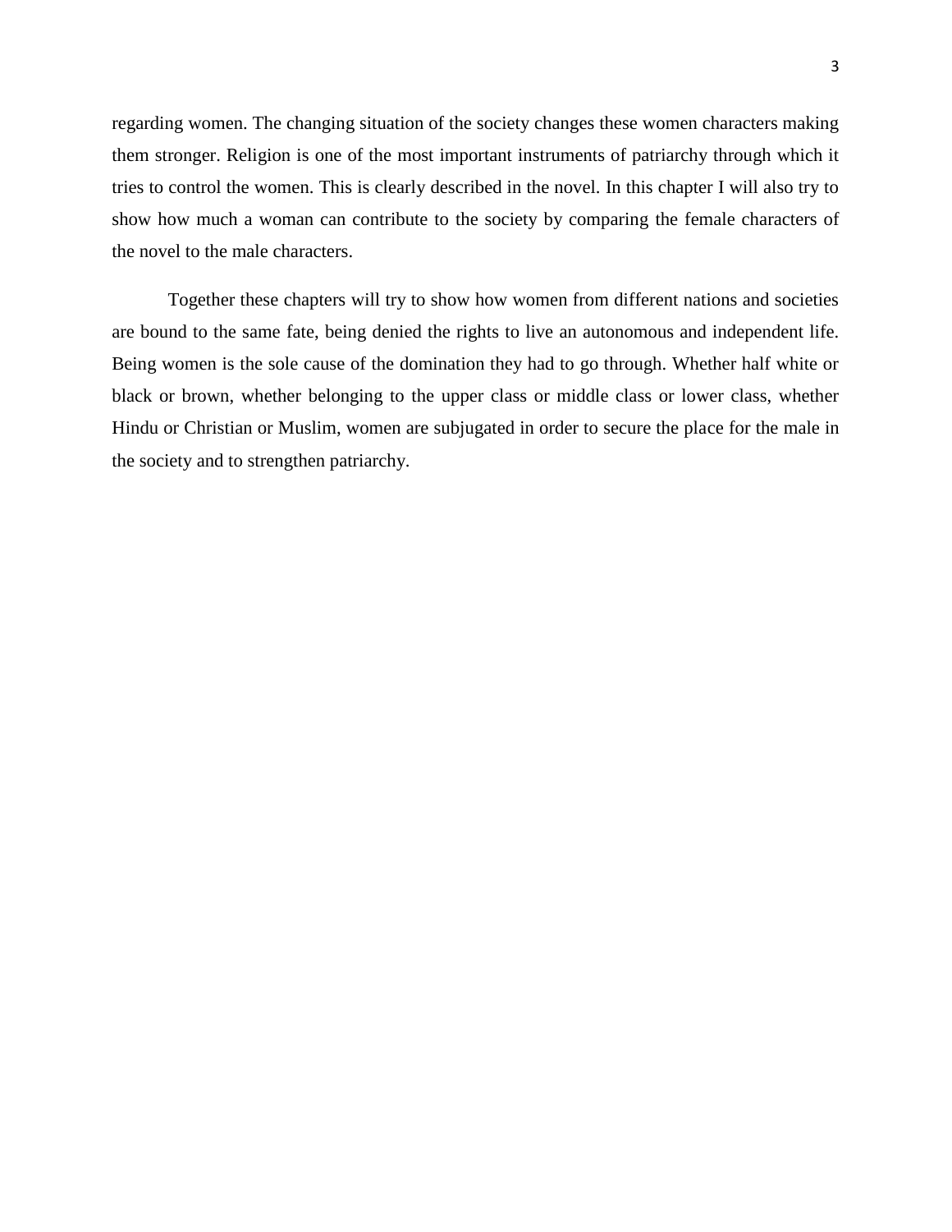regarding women. The changing situation of the society changes these women characters making them stronger. Religion is one of the most important instruments of patriarchy through which it tries to control the women. This is clearly described in the novel. In this chapter I will also try to show how much a woman can contribute to the society by comparing the female characters of the novel to the male characters.

Together these chapters will try to show how women from different nations and societies are bound to the same fate, being denied the rights to live an autonomous and independent life. Being women is the sole cause of the domination they had to go through. Whether half white or black or brown, whether belonging to the upper class or middle class or lower class, whether Hindu or Christian or Muslim, women are subjugated in order to secure the place for the male in the society and to strengthen patriarchy.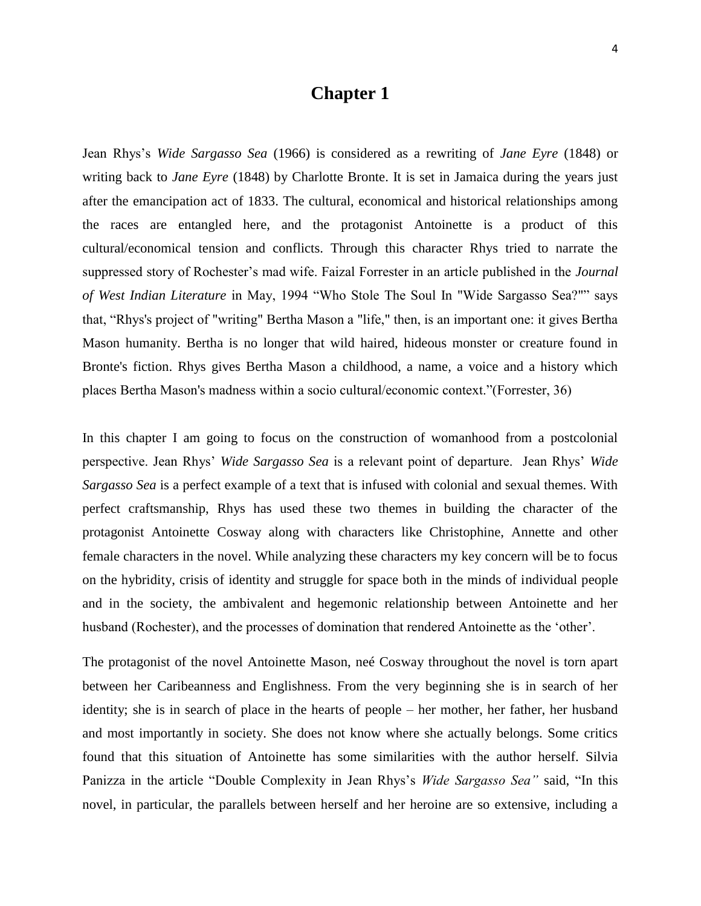# Chapter 1

Jean Rhys's *Wide Sargasso Sea* (1966) is considered as a rewriting of *Jane Eyre* (1848) or writing back to *Jane Eyre* (1848) by Charlotte Bronte. It is set in Jamaica during the years just after the emancipation act of 1833. The cultural, economical and historical relationships among the races are entangled here, and the protagonist Antoinette is a product of this cultural/economical tension and conflicts. Through this character Rhys tried to narrate the suppressed story of Rochester's mad wife. Faizal Forrester in an article published in the *Journal of West Indian Literature* in May, 1994 "Who Stole The Soul In "Wide Sargasso Sea?"" says that, "Rhys's project of "writing" Bertha Mason a "life," then, is an important one: it gives Bertha Mason humanity. Bertha is no longer that wild haired, hideous monster or creature found in Bronte's fiction. Rhys gives Bertha Mason a childhood, a name, a voice and a history which places Bertha Mason's madness within a socio cultural/economic context."(Forrester, 36)

In this chapter I am going to focus on the construction of womanhood from a postcolonial perspective. Jean Rhys' *Wide Sargasso Sea* is a relevant point of departure. Jean Rhys' *Wide Sargasso Sea* is a perfect example of a text that is infused with colonial and sexual themes. With perfect craftsmanship, Rhys has used these two themes in building the character of the protagonist Antoinette Cosway along with characters like Christophine, Annette and other female characters in the novel. While analyzing these characters my key concern will be to focus on the hybridity, crisis of identity and struggle for space both in the minds of individual people and in the society, the ambivalent and hegemonic relationship between Antoinette and her husband (Rochester), and the processes of domination that rendered Antoinette as the 'other'.

The protagonist of the novel Antoinette Mason, neé Cosway throughout the novel is torn apart between her Caribeanness and Englishness. From the very beginning she is in search of her identity; she is in search of place in the hearts of people – her mother, her father, her husband and most importantly in society. She does not know where she actually belongs. Some critics found that this situation of Antoinette has some similarities with the author herself. Silvia Panizza in the article "Double Complexity in Jean Rhys's *Wide Sargasso Sea"* said, "In this novel, in particular, the parallels between herself and her heroine are so extensive, including a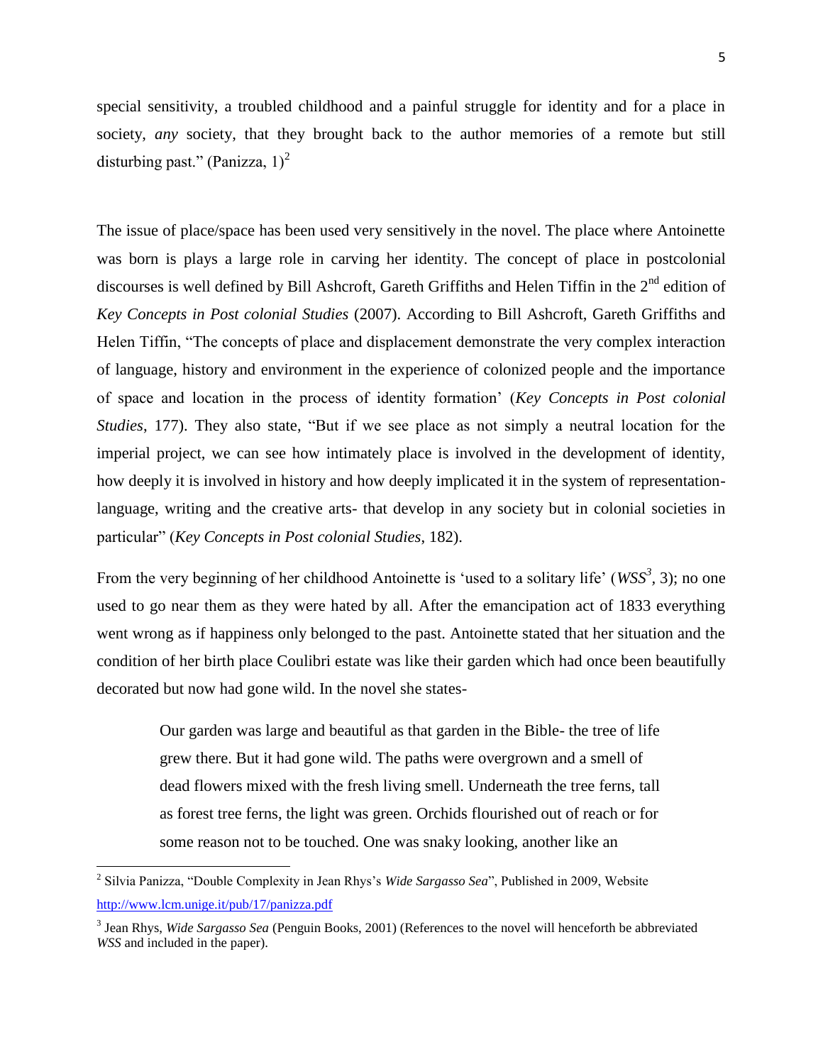special sensitivity, a troubled childhood and a painful struggle for identity and for a place in society, *any* society, that they brought back to the author memories of a remote but still disturbing past." (Panizza, 1)[2]

The issue of place/space has been used very sensitively in the novel. The place where Antoinette was born is plays a large role in carving her identity. The concept of place in postcolonial discourses is well defined by Bill Ashcroft, Gareth Griffiths and Helen Tiffin in the 2nd edition of *Key Concepts in Post colonial Studies* (2007). According to Bill Ashcroft, Gareth Griffiths and Helen Tiffin, "The concepts of place and displacement demonstrate the very complex interaction of language, history and environment in the experience of colonized people and the importance of space and location in the process of identity formation' (*Key Concepts in Post colonial Studies*, 177). They also state, "But if we see place as not simply a neutral location for the imperial project, we can see how intimately place is involved in the development of identity, how deeply it is involved in history and how deeply implicated it in the system of representation- language, writing and the creative arts- that develop in any society but in colonial societies in particular" (*Key Concepts in Post colonial Studies*, 182).

From the very beginning of her childhood Antoinette is 'used to a solitary life' (*WSS*[3], 3); no one used to go near them as they were hated by all. After the emancipation act of 1833 everything went wrong as if happiness only belonged to the past. Antoinette stated that her situation and the condition of her birth place Coulibri estate was like their garden which had once been beautifully decorated but now had gone wild. In the novel she states-

> Our garden was large and beautiful as that garden in the Bible- the tree of life grew there. But it had gone wild. The paths were overgrown and a smell of dead flowers mixed with the fresh living smell. Underneath the tree ferns, tall as forest tree ferns, the light was green. Orchids flourished out of reach or for some reason not to be touched. One was snaky looking, another like an

---

[2] Silvia Panizza, "Double Complexity in Jean Rhys's *Wide Sargasso Sea*", Published in 2009, Website http://www.lcm.unige.it/pub/17/panizza.pdf

[3] Jean Rhys, *Wide Sargasso Sea* (Penguin Books, 2001) (References to the novel will henceforth be abbreviated *WSS* and included in the paper).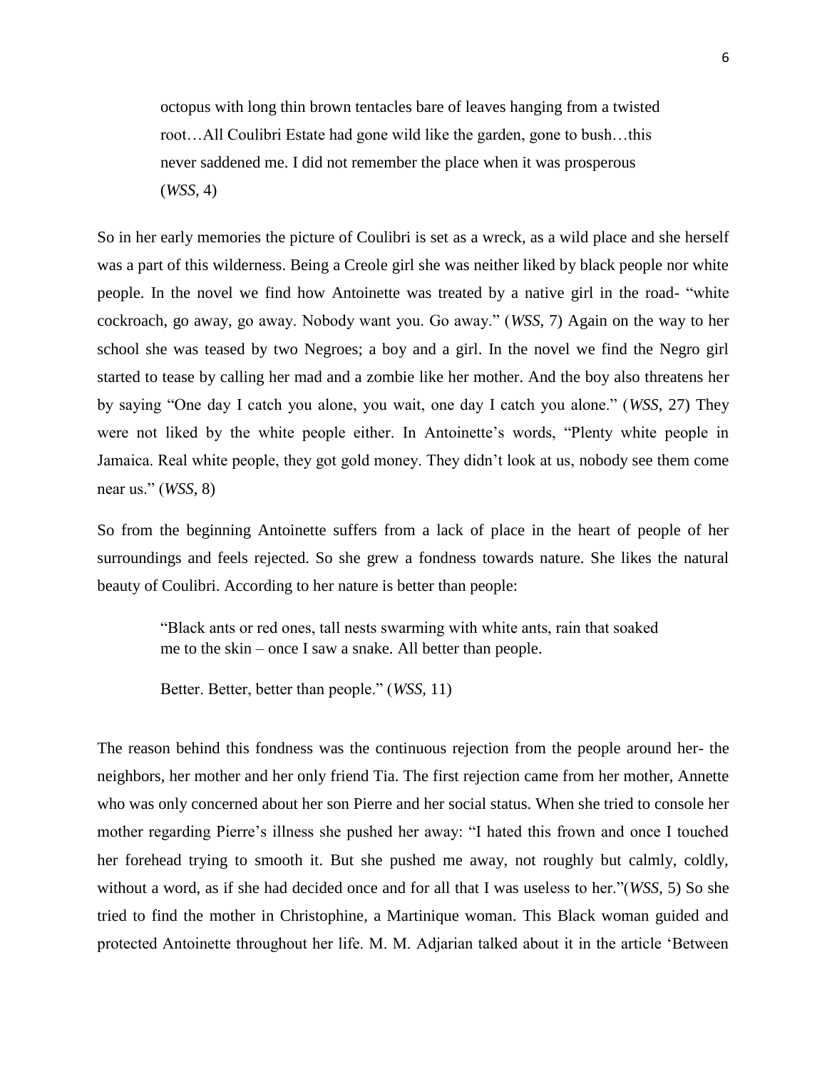> octopus with long thin brown tentacles bare of leaves hanging from a twisted root…All Coulibri Estate had gone wild like the garden, gone to bush…this never saddened me. I did not remember the place when it was prosperous (*WSS,* 4)

So in her early memories the picture of Coulibri is set as a wreck, as a wild place and she herself was a part of this wilderness. Being a Creole girl she was neither liked by black people nor white people. In the novel we find how Antoinette was treated by a native girl in the road- "white cockroach, go away, go away. Nobody want you. Go away." (*WSS,* 7) Again on the way to her school she was teased by two Negroes; a boy and a girl. In the novel we find the Negro girl started to tease by calling her mad and a zombie like her mother. And the boy also threatens her by saying "One day I catch you alone, you wait, one day I catch you alone." (*WSS*, 27) They were not liked by the white people either. In Antoinette's words, "Plenty white people in Jamaica. Real white people, they got gold money. They didn't look at us, nobody see them come near us." (*WSS*, 8)

So from the beginning Antoinette suffers from a lack of place in the heart of people of her surroundings and feels rejected. So she grew a fondness towards nature. She likes the natural beauty of Coulibri. According to her nature is better than people:

> "Black ants or red ones, tall nests swarming with white ants, rain that soaked me to the skin – once I saw a snake. All better than people.
>
> Better. Better, better than people." (*WSS,* 11)

The reason behind this fondness was the continuous rejection from the people around her- the neighbors, her mother and her only friend Tia. The first rejection came from her mother, Annette who was only concerned about her son Pierre and her social status. When she tried to console her mother regarding Pierre's illness she pushed her away: "I hated this frown and once I touched her forehead trying to smooth it. But she pushed me away, not roughly but calmly, coldly, without a word, as if she had decided once and for all that I was useless to her."(*WSS,* 5) So she tried to find the mother in Christophine, a Martinique woman. This Black woman guided and protected Antoinette throughout her life. M. M. Adjarian talked about it in the article 'Between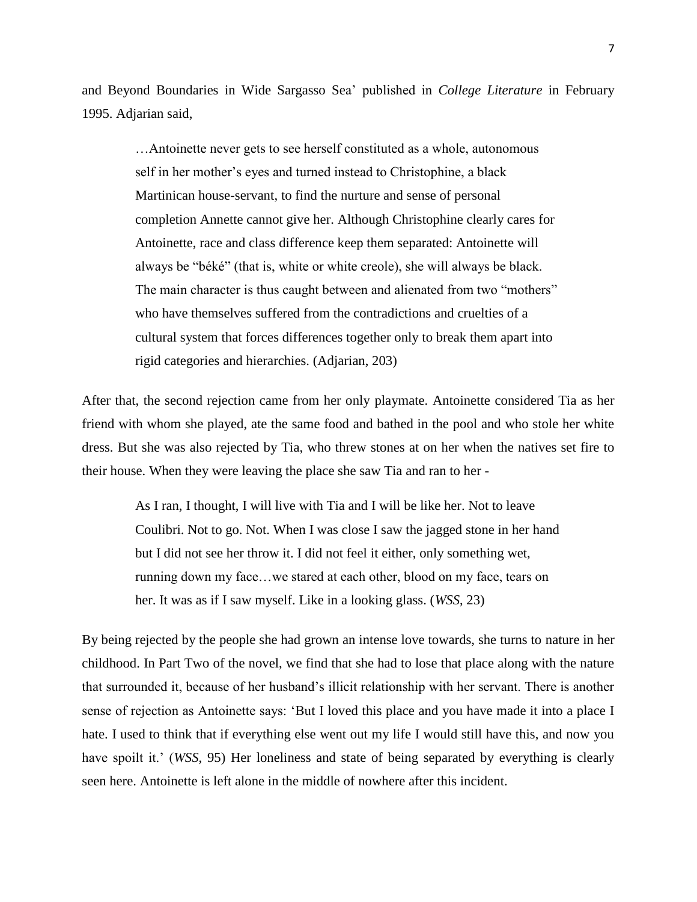and Beyond Boundaries in Wide Sargasso Sea' published in *College Literature* in February 1995. Adjarian said,

> …Antoinette never gets to see herself constituted as a whole, autonomous self in her mother's eyes and turned instead to Christophine, a black Martinican house-servant, to find the nurture and sense of personal completion Annette cannot give her. Although Christophine clearly cares for Antoinette, race and class difference keep them separated: Antoinette will always be "béké" (that is, white or white creole), she will always be black. The main character is thus caught between and alienated from two "mothers" who have themselves suffered from the contradictions and cruelties of a cultural system that forces differences together only to break them apart into rigid categories and hierarchies. (Adjarian, 203)

After that, the second rejection came from her only playmate. Antoinette considered Tia as her friend with whom she played, ate the same food and bathed in the pool and who stole her white dress. But she was also rejected by Tia, who threw stones at on her when the natives set fire to their house. When they were leaving the place she saw Tia and ran to her -

> As I ran, I thought, I will live with Tia and I will be like her. Not to leave Coulibri. Not to go. Not. When I was close I saw the jagged stone in her hand but I did not see her throw it. I did not feel it either, only something wet, running down my face…we stared at each other, blood on my face, tears on her. It was as if I saw myself. Like in a looking glass. (*WSS*, 23)

By being rejected by the people she had grown an intense love towards, she turns to nature in her childhood. In Part Two of the novel, we find that she had to lose that place along with the nature that surrounded it, because of her husband's illicit relationship with her servant. There is another sense of rejection as Antoinette says: 'But I loved this place and you have made it into a place I hate. I used to think that if everything else went out my life I would still have this, and now you have spoilt it.' (*WSS*, 95) Her loneliness and state of being separated by everything is clearly seen here. Antoinette is left alone in the middle of nowhere after this incident.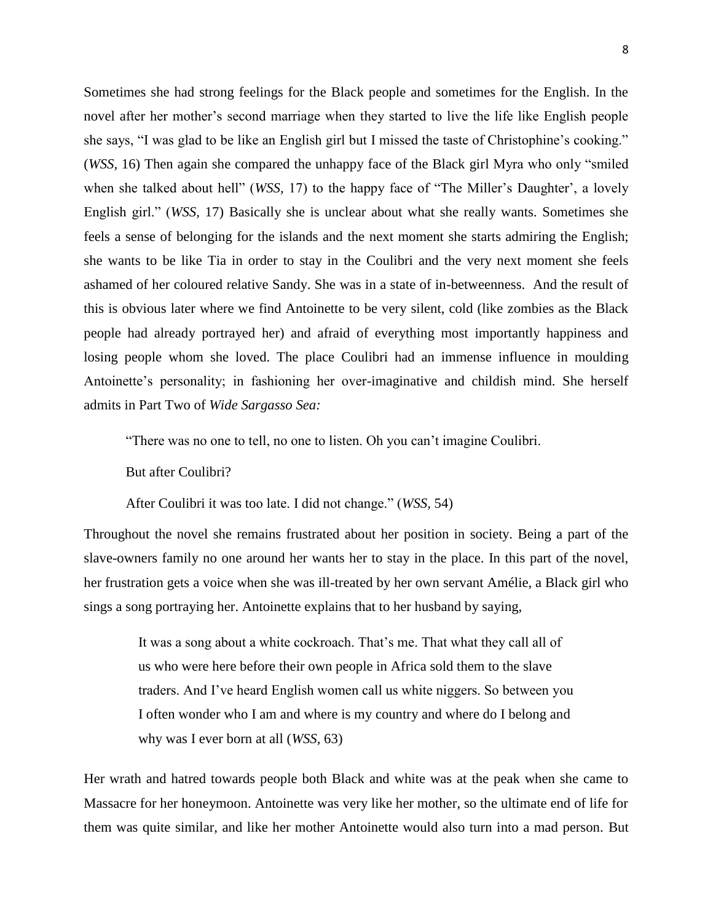Sometimes she had strong feelings for the Black people and sometimes for the English. In the novel after her mother's second marriage when they started to live the life like English people she says, "I was glad to be like an English girl but I missed the taste of Christophine's cooking." (*WSS*, 16) Then again she compared the unhappy face of the Black girl Myra who only "smiled when she talked about hell" (*WSS*, 17) to the happy face of "The Miller's Daughter', a lovely English girl." (*WSS*, 17) Basically she is unclear about what she really wants. Sometimes she feels a sense of belonging for the islands and the next moment she starts admiring the English; she wants to be like Tia in order to stay in the Coulibri and the very next moment she feels ashamed of her coloured relative Sandy. She was in a state of in-betweenness. And the result of this is obvious later where we find Antoinette to be very silent, cold (like zombies as the Black people had already portrayed her) and afraid of everything most importantly happiness and losing people whom she loved. The place Coulibri had an immense influence in moulding Antoinette's personality; in fashioning her over-imaginative and childish mind. She herself admits in Part Two of *Wide Sargasso Sea:*

> "There was no one to tell, no one to listen. Oh you can't imagine Coulibri.
>
> But after Coulibri?
>
> After Coulibri it was too late. I did not change." (*WSS*, 54)

Throughout the novel she remains frustrated about her position in society. Being a part of the slave-owners family no one around her wants her to stay in the place. In this part of the novel, her frustration gets a voice when she was ill-treated by her own servant Amélie, a Black girl who sings a song portraying her. Antoinette explains that to her husband by saying,

> It was a song about a white cockroach. That's me. That what they call all of us who were here before their own people in Africa sold them to the slave traders. And I've heard English women call us white niggers. So between you I often wonder who I am and where is my country and where do I belong and why was I ever born at all (*WSS*, 63)

Her wrath and hatred towards people both Black and white was at the peak when she came to Massacre for her honeymoon. Antoinette was very like her mother, so the ultimate end of life for them was quite similar, and like her mother Antoinette would also turn into a mad person. But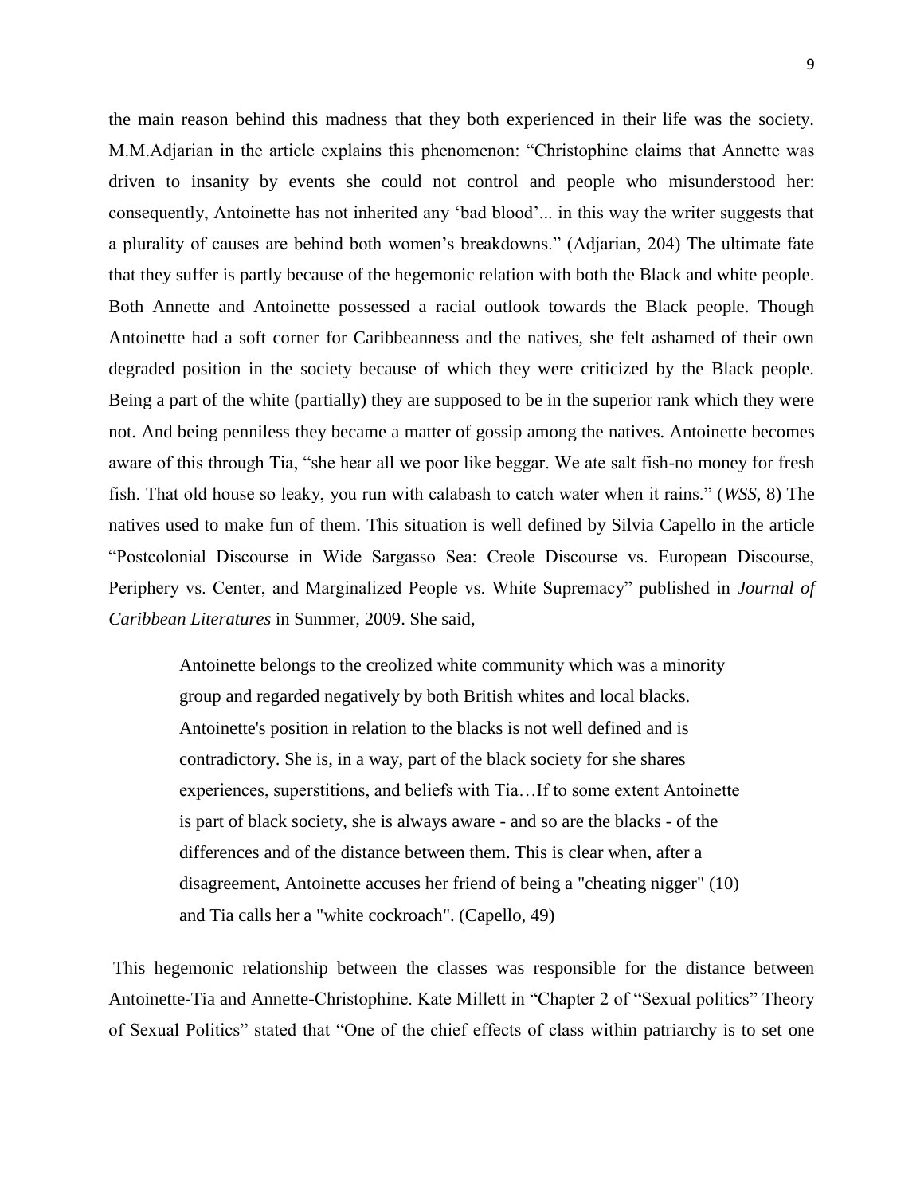the main reason behind this madness that they both experienced in their life was the society. M.M.Adjarian in the article explains this phenomenon: "Christophine claims that Annette was driven to insanity by events she could not control and people who misunderstood her: consequently, Antoinette has not inherited any 'bad blood'... in this way the writer suggests that a plurality of causes are behind both women's breakdowns." (Adjarian, 204) The ultimate fate that they suffer is partly because of the hegemonic relation with both the Black and white people. Both Annette and Antoinette possessed a racial outlook towards the Black people. Though Antoinette had a soft corner for Caribbeanness and the natives, she felt ashamed of their own degraded position in the society because of which they were criticized by the Black people. Being a part of the white (partially) they are supposed to be in the superior rank which they were not. And being penniless they became a matter of gossip among the natives. Antoinette becomes aware of this through Tia, "she hear all we poor like beggar. We ate salt fish-no money for fresh fish. That old house so leaky, you run with calabash to catch water when it rains." (*WSS,* 8) The natives used to make fun of them. This situation is well defined by Silvia Capello in the article "Postcolonial Discourse in Wide Sargasso Sea: Creole Discourse vs. European Discourse, Periphery vs. Center, and Marginalized People vs. White Supremacy" published in *Journal of Caribbean Literatures* in Summer, 2009. She said,

> Antoinette belongs to the creolized white community which was a minority group and regarded negatively by both British whites and local blacks. Antoinette's position in relation to the blacks is not well defined and is contradictory. She is, in a way, part of the black society for she shares experiences, superstitions, and beliefs with Tia…If to some extent Antoinette is part of black society, she is always aware - and so are the blacks - of the differences and of the distance between them. This is clear when, after a disagreement, Antoinette accuses her friend of being a "cheating nigger" (10) and Tia calls her a "white cockroach". (Capello, 49)

This hegemonic relationship between the classes was responsible for the distance between Antoinette-Tia and Annette-Christophine. Kate Millett in "Chapter 2 of "Sexual politics" Theory of Sexual Politics" stated that "One of the chief effects of class within patriarchy is to set one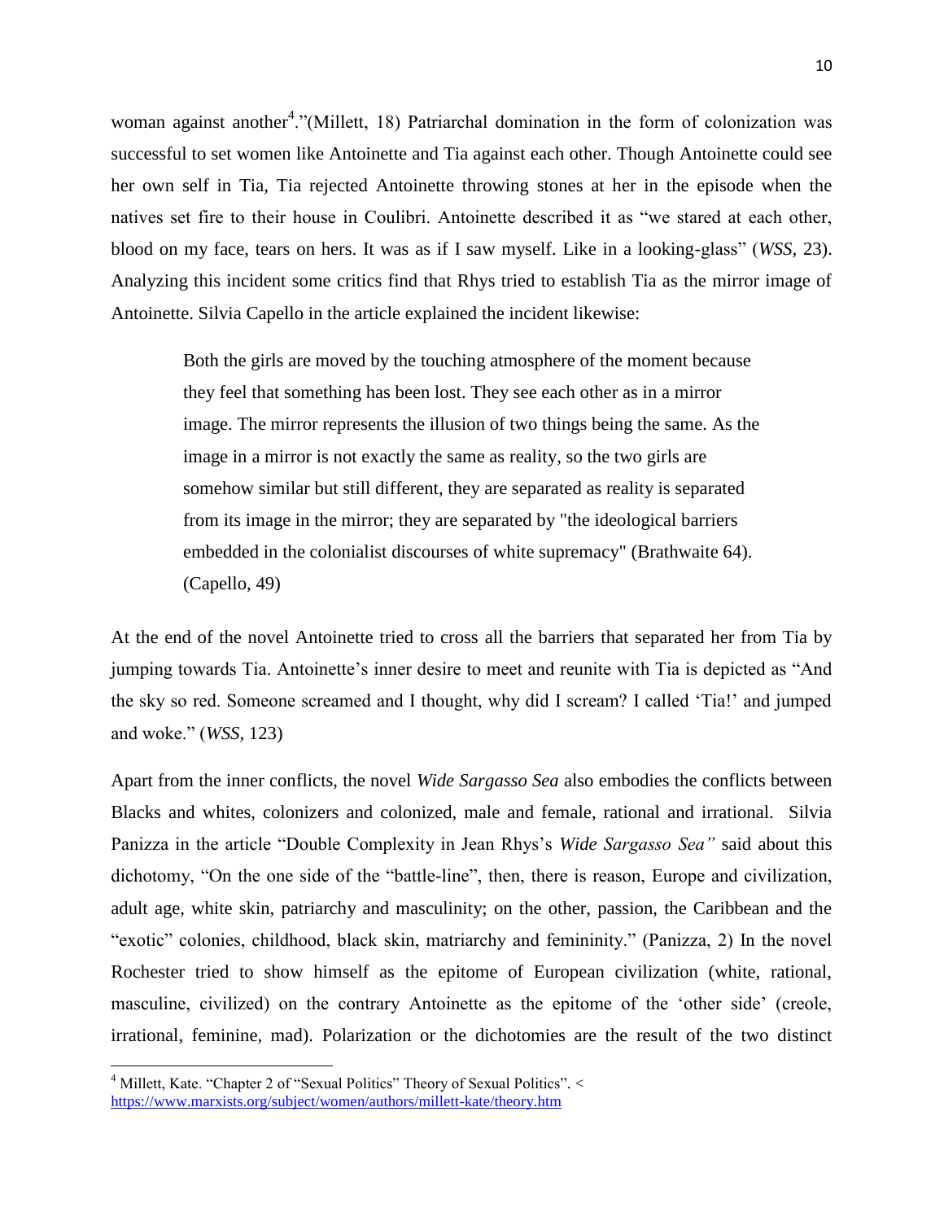woman against another[4]."(Millett, 18) Patriarchal domination in the form of colonization was successful to set women like Antoinette and Tia against each other. Though Antoinette could see her own self in Tia, Tia rejected Antoinette throwing stones at her in the episode when the natives set fire to their house in Coulibri. Antoinette described it as "we stared at each other, blood on my face, tears on hers. It was as if I saw myself. Like in a looking-glass" (*WSS,* 23). Analyzing this incident some critics find that Rhys tried to establish Tia as the mirror image of Antoinette. Silvia Capello in the article explained the incident likewise:

> Both the girls are moved by the touching atmosphere of the moment because they feel that something has been lost. They see each other as in a mirror image. The mirror represents the illusion of two things being the same. As the image in a mirror is not exactly the same as reality, so the two girls are somehow similar but still different, they are separated as reality is separated from its image in the mirror; they are separated by "the ideological barriers embedded in the colonialist discourses of white supremacy" (Brathwaite 64). (Capello, 49)

At the end of the novel Antoinette tried to cross all the barriers that separated her from Tia by jumping towards Tia. Antoinette's inner desire to meet and reunite with Tia is depicted as "And the sky so red. Someone screamed and I thought, why did I scream? I called 'Tia!' and jumped and woke." (*WSS*, 123)

Apart from the inner conflicts, the novel *Wide Sargasso Sea* also embodies the conflicts between Blacks and whites, colonizers and colonized, male and female, rational and irrational. Silvia Panizza in the article "Double Complexity in Jean Rhys's *Wide Sargasso Sea"* said about this dichotomy, "On the one side of the "battle-line", then, there is reason, Europe and civilization, adult age, white skin, patriarchy and masculinity; on the other, passion, the Caribbean and the "exotic" colonies, childhood, black skin, matriarchy and femininity." (Panizza, 2) In the novel Rochester tried to show himself as the epitome of European civilization (white, rational, masculine, civilized) on the contrary Antoinette as the epitome of the 'other side' (creole, irrational, feminine, mad). Polarization or the dichotomies are the result of the two distinct

---

[4] Millett, Kate. "Chapter 2 of "Sexual Politics" Theory of Sexual Politics". < https://www.marxists.org/subject/women/authors/millett-kate/theory.htm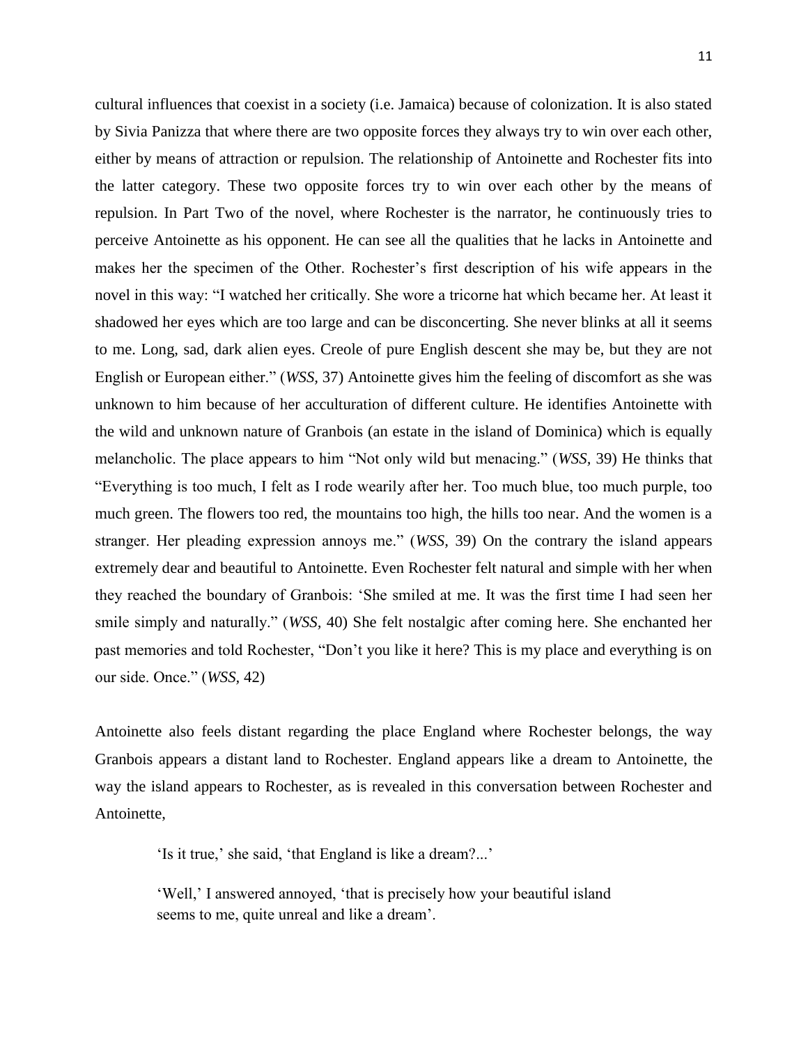cultural influences that coexist in a society (i.e. Jamaica) because of colonization. It is also stated by Sivia Panizza that where there are two opposite forces they always try to win over each other, either by means of attraction or repulsion. The relationship of Antoinette and Rochester fits into the latter category. These two opposite forces try to win over each other by the means of repulsion. In Part Two of the novel, where Rochester is the narrator, he continuously tries to perceive Antoinette as his opponent. He can see all the qualities that he lacks in Antoinette and makes her the specimen of the Other. Rochester's first description of his wife appears in the novel in this way: "I watched her critically. She wore a tricorne hat which became her. At least it shadowed her eyes which are too large and can be disconcerting. She never blinks at all it seems to me. Long, sad, dark alien eyes. Creole of pure English descent she may be, but they are not English or European either." (*WSS,* 37) Antoinette gives him the feeling of discomfort as she was unknown to him because of her acculturation of different culture. He identifies Antoinette with the wild and unknown nature of Granbois (an estate in the island of Dominica) which is equally melancholic. The place appears to him "Not only wild but menacing." (*WSS,* 39) He thinks that "Everything is too much, I felt as I rode wearily after her. Too much blue, too much purple, too much green. The flowers too red, the mountains too high, the hills too near. And the women is a stranger. Her pleading expression annoys me." (*WSS,* 39) On the contrary the island appears extremely dear and beautiful to Antoinette. Even Rochester felt natural and simple with her when they reached the boundary of Granbois: 'She smiled at me. It was the first time I had seen her smile simply and naturally." (*WSS,* 40) She felt nostalgic after coming here. She enchanted her past memories and told Rochester, "Don't you like it here? This is my place and everything is on our side. Once." (*WSS,* 42)

Antoinette also feels distant regarding the place England where Rochester belongs, the way Granbois appears a distant land to Rochester. England appears like a dream to Antoinette, the way the island appears to Rochester, as is revealed in this conversation between Rochester and Antoinette,

> 'Is it true,' she said, 'that England is like a dream?...'
>
> 'Well,' I answered annoyed, 'that is precisely how your beautiful island seems to me, quite unreal and like a dream'.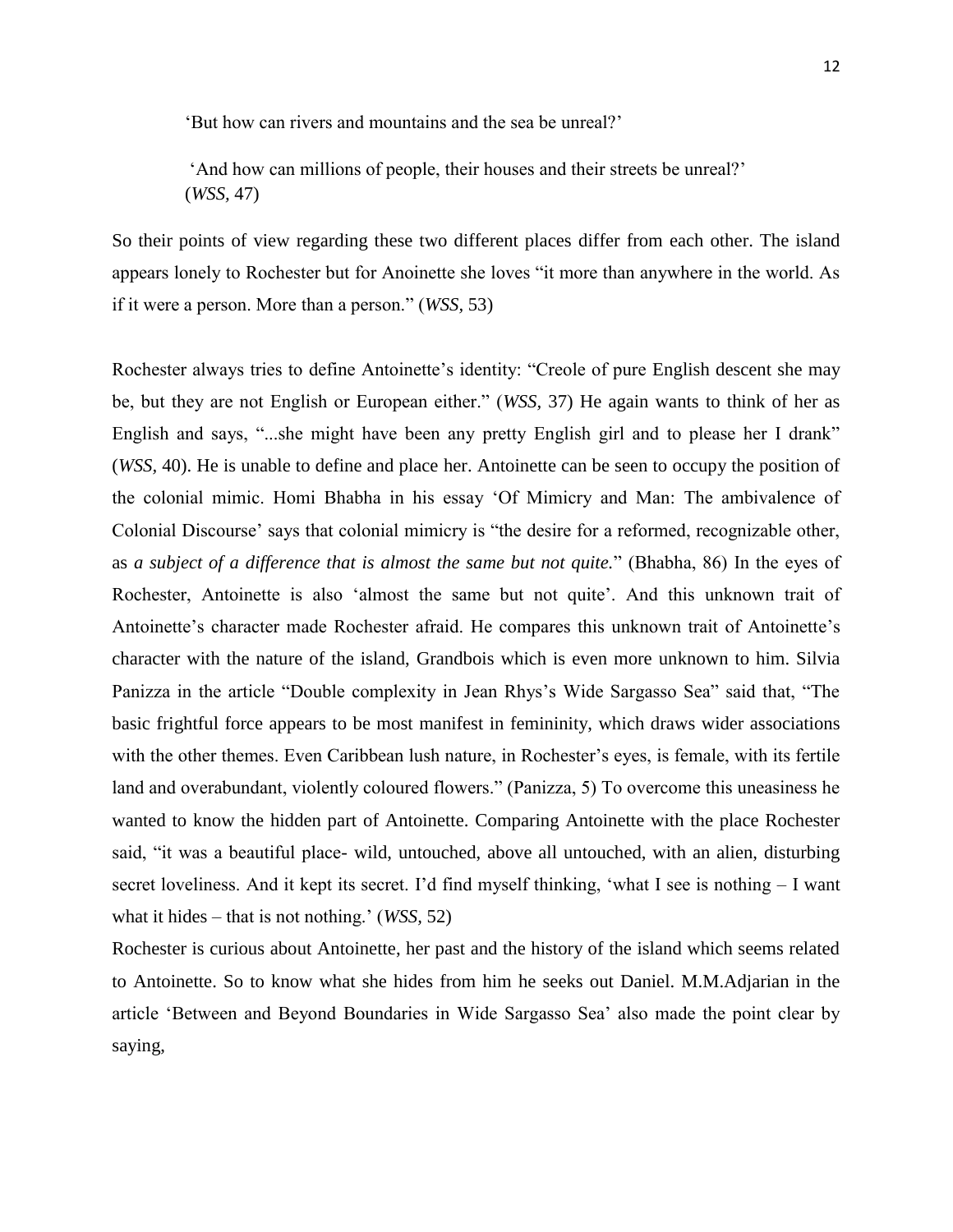> 'But how can rivers and mountains and the sea be unreal?'
>
> 'And how can millions of people, their houses and their streets be unreal?' (*WSS,* 47)

So their points of view regarding these two different places differ from each other. The island appears lonely to Rochester but for Anoinette she loves "it more than anywhere in the world. As if it were a person. More than a person." (*WSS,* 53)

Rochester always tries to define Antoinette's identity: "Creole of pure English descent she may be, but they are not English or European either." (*WSS,* 37) He again wants to think of her as English and says, "...she might have been any pretty English girl and to please her I drank" (*WSS,* 40). He is unable to define and place her. Antoinette can be seen to occupy the position of the colonial mimic. Homi Bhabha in his essay 'Of Mimicry and Man: The ambivalence of Colonial Discourse' says that colonial mimicry is "the desire for a reformed, recognizable other, as *a subject of a difference that is almost the same but not quite.*" (Bhabha, 86) In the eyes of Rochester, Antoinette is also 'almost the same but not quite'. And this unknown trait of Antoinette's character made Rochester afraid. He compares this unknown trait of Antoinette's character with the nature of the island, Grandbois which is even more unknown to him. Silvia Panizza in the article "Double complexity in Jean Rhys's Wide Sargasso Sea" said that, "The basic frightful force appears to be most manifest in femininity, which draws wider associations with the other themes. Even Caribbean lush nature, in Rochester's eyes, is female, with its fertile land and overabundant, violently coloured flowers." (Panizza, 5) To overcome this uneasiness he wanted to know the hidden part of Antoinette. Comparing Antoinette with the place Rochester said, "it was a beautiful place- wild, untouched, above all untouched, with an alien, disturbing secret loveliness. And it kept its secret. I'd find myself thinking, 'what I see is nothing – I want what it hides – that is not nothing.' (*WSS,* 52)

Rochester is curious about Antoinette, her past and the history of the island which seems related to Antoinette. So to know what she hides from him he seeks out Daniel. M.M.Adjarian in the article 'Between and Beyond Boundaries in Wide Sargasso Sea' also made the point clear by saying,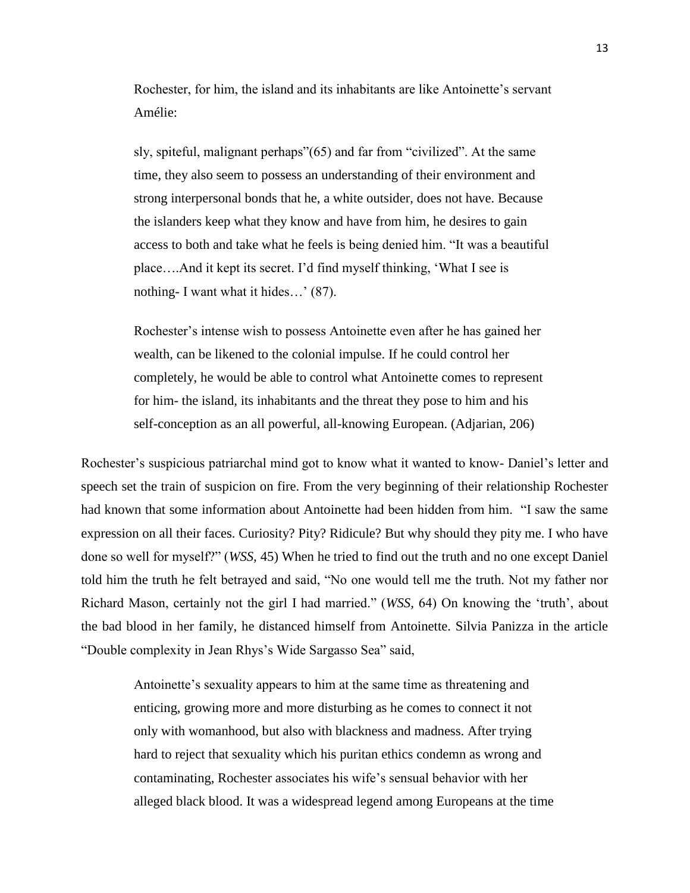> Rochester, for him, the island and its inhabitants are like Antoinette's servant Amélie:
>
> sly, spiteful, malignant perhaps"(65) and far from "civilized". At the same time, they also seem to possess an understanding of their environment and strong interpersonal bonds that he, a white outsider, does not have. Because the islanders keep what they know and have from him, he desires to gain access to both and take what he feels is being denied him. "It was a beautiful place….And it kept its secret. I'd find myself thinking, 'What I see is nothing- I want what it hides…' (87).
>
> Rochester's intense wish to possess Antoinette even after he has gained her wealth, can be likened to the colonial impulse. If he could control her completely, he would be able to control what Antoinette comes to represent for him- the island, its inhabitants and the threat they pose to him and his self-conception as an all powerful, all-knowing European. (Adjarian, 206)

Rochester's suspicious patriarchal mind got to know what it wanted to know- Daniel's letter and speech set the train of suspicion on fire. From the very beginning of their relationship Rochester had known that some information about Antoinette had been hidden from him. "I saw the same expression on all their faces. Curiosity? Pity? Ridicule? But why should they pity me. I who have done so well for myself?" (*WSS,* 45) When he tried to find out the truth and no one except Daniel told him the truth he felt betrayed and said, "No one would tell me the truth. Not my father nor Richard Mason, certainly not the girl I had married." (*WSS*, 64) On knowing the 'truth', about the bad blood in her family, he distanced himself from Antoinette. Silvia Panizza in the article "Double complexity in Jean Rhys's Wide Sargasso Sea" said,

> Antoinette's sexuality appears to him at the same time as threatening and enticing, growing more and more disturbing as he comes to connect it not only with womanhood, but also with blackness and madness. After trying hard to reject that sexuality which his puritan ethics condemn as wrong and contaminating, Rochester associates his wife's sensual behavior with her alleged black blood. It was a widespread legend among Europeans at the time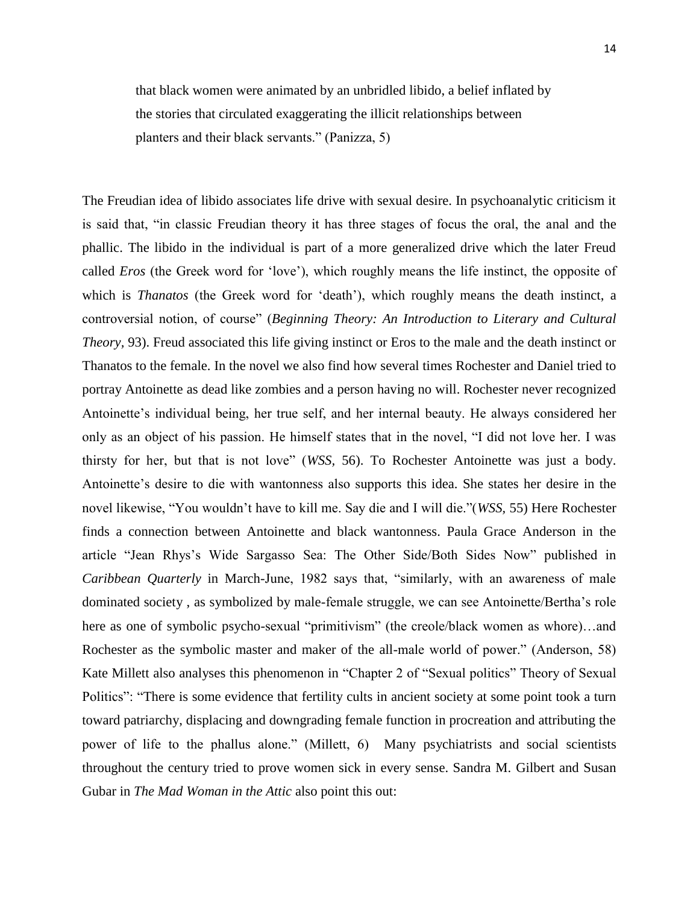> that black women were animated by an unbridled libido, a belief inflated by the stories that circulated exaggerating the illicit relationships between planters and their black servants." (Panizza, 5)

The Freudian idea of libido associates life drive with sexual desire. In psychoanalytic criticism it is said that, "in classic Freudian theory it has three stages of focus the oral, the anal and the phallic. The libido in the individual is part of a more generalized drive which the later Freud called *Eros* (the Greek word for 'love'), which roughly means the life instinct, the opposite of which is *Thanatos* (the Greek word for 'death'), which roughly means the death instinct, a controversial notion, of course" (*Beginning Theory: An Introduction to Literary and Cultural Theory,* 93). Freud associated this life giving instinct or Eros to the male and the death instinct or Thanatos to the female. In the novel we also find how several times Rochester and Daniel tried to portray Antoinette as dead like zombies and a person having no will. Rochester never recognized Antoinette's individual being, her true self, and her internal beauty. He always considered her only as an object of his passion. He himself states that in the novel, "I did not love her. I was thirsty for her, but that is not love" (*WSS,* 56). To Rochester Antoinette was just a body. Antoinette's desire to die with wantonness also supports this idea. She states her desire in the novel likewise, "You wouldn't have to kill me. Say die and I will die."(*WSS,* 55) Here Rochester finds a connection between Antoinette and black wantonness. Paula Grace Anderson in the article "Jean Rhys's Wide Sargasso Sea: The Other Side/Both Sides Now" published in *Caribbean Quarterly* in March-June, 1982 says that, "similarly, with an awareness of male dominated society , as symbolized by male-female struggle, we can see Antoinette/Bertha's role here as one of symbolic psycho-sexual "primitivism" (the creole/black women as whore)…and Rochester as the symbolic master and maker of the all-male world of power." (Anderson, 58) Kate Millett also analyses this phenomenon in "Chapter 2 of "Sexual politics" Theory of Sexual Politics": "There is some evidence that fertility cults in ancient society at some point took a turn toward patriarchy, displacing and downgrading female function in procreation and attributing the power of life to the phallus alone." (Millett, 6) Many psychiatrists and social scientists throughout the century tried to prove women sick in every sense. Sandra M. Gilbert and Susan Gubar in *The Mad Woman in the Attic* also point this out: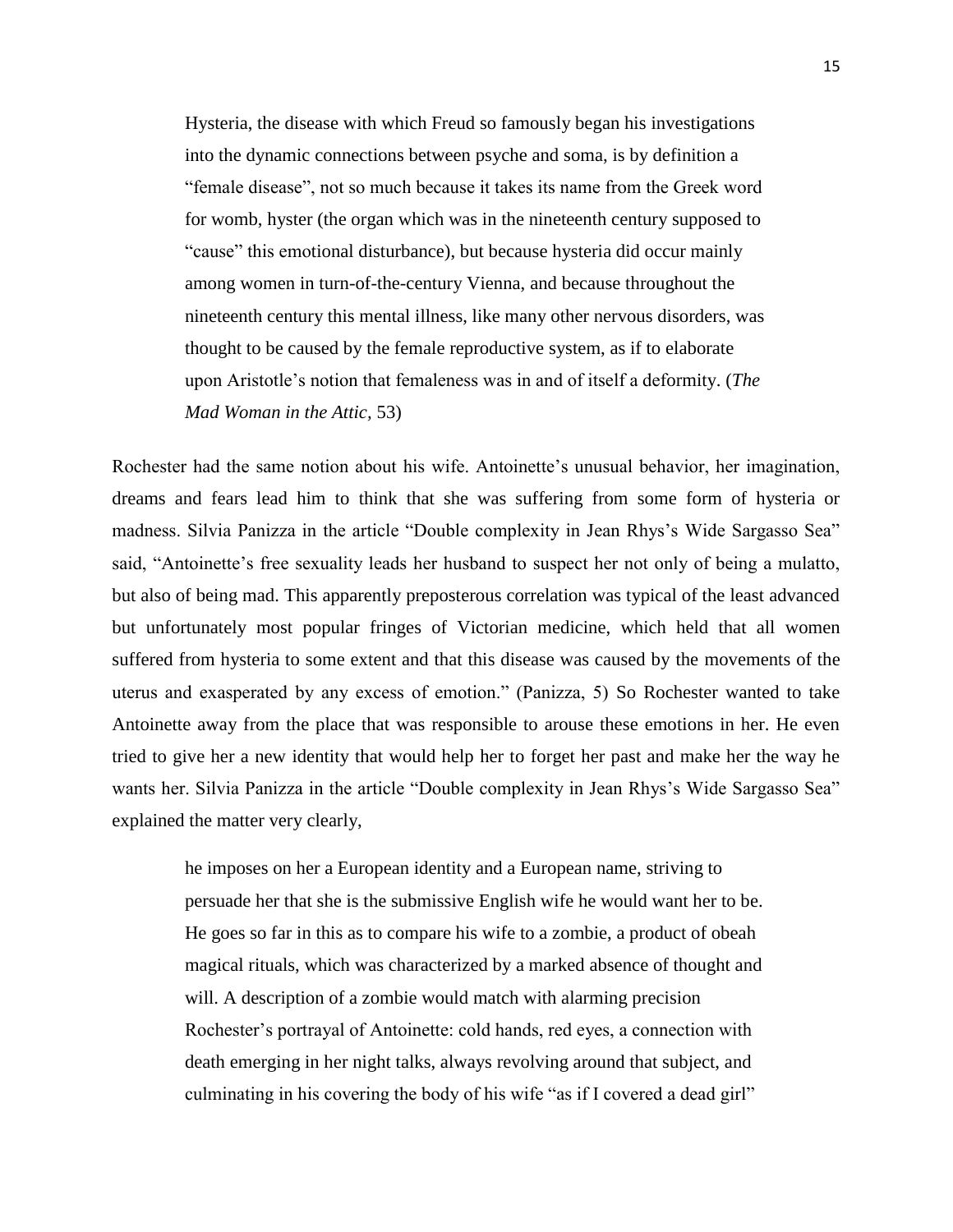> Hysteria, the disease with which Freud so famously began his investigations into the dynamic connections between psyche and soma, is by definition a "female disease", not so much because it takes its name from the Greek word for womb, hyster (the organ which was in the nineteenth century supposed to "cause" this emotional disturbance), but because hysteria did occur mainly among women in turn-of-the-century Vienna, and because throughout the nineteenth century this mental illness, like many other nervous disorders, was thought to be caused by the female reproductive system, as if to elaborate upon Aristotle's notion that femaleness was in and of itself a deformity. (*The Mad Woman in the Attic*, 53)

Rochester had the same notion about his wife. Antoinette's unusual behavior, her imagination, dreams and fears lead him to think that she was suffering from some form of hysteria or madness. Silvia Panizza in the article "Double complexity in Jean Rhys's Wide Sargasso Sea" said, "Antoinette's free sexuality leads her husband to suspect her not only of being a mulatto, but also of being mad. This apparently preposterous correlation was typical of the least advanced but unfortunately most popular fringes of Victorian medicine, which held that all women suffered from hysteria to some extent and that this disease was caused by the movements of the uterus and exasperated by any excess of emotion." (Panizza, 5) So Rochester wanted to take Antoinette away from the place that was responsible to arouse these emotions in her. He even tried to give her a new identity that would help her to forget her past and make her the way he wants her. Silvia Panizza in the article "Double complexity in Jean Rhys's Wide Sargasso Sea" explained the matter very clearly,

> he imposes on her a European identity and a European name, striving to persuade her that she is the submissive English wife he would want her to be. He goes so far in this as to compare his wife to a zombie, a product of obeah magical rituals, which was characterized by a marked absence of thought and will. A description of a zombie would match with alarming precision Rochester's portrayal of Antoinette: cold hands, red eyes, a connection with death emerging in her night talks, always revolving around that subject, and culminating in his covering the body of his wife "as if I covered a dead girl"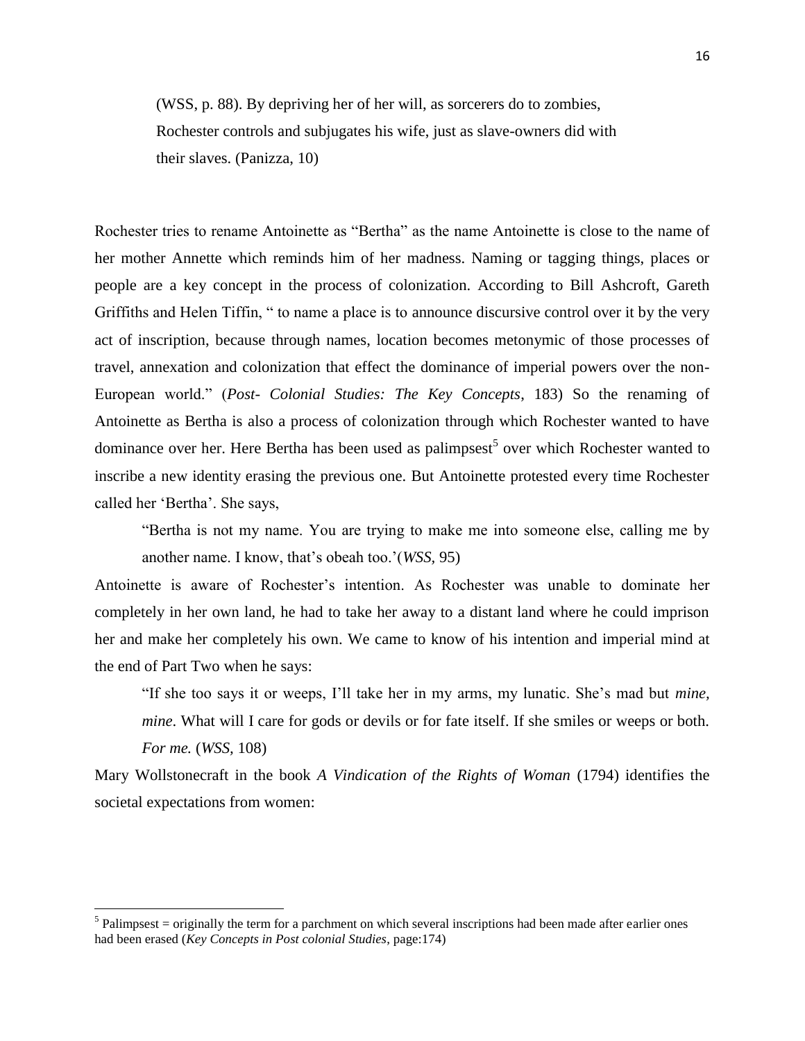> (WSS, p. 88). By depriving her of her will, as sorcerers do to zombies, Rochester controls and subjugates his wife, just as slave-owners did with their slaves. (Panizza, 10)

Rochester tries to rename Antoinette as "Bertha" as the name Antoinette is close to the name of her mother Annette which reminds him of her madness. Naming or tagging things, places or people are a key concept in the process of colonization. According to Bill Ashcroft, Gareth Griffiths and Helen Tiffin, " to name a place is to announce discursive control over it by the very act of inscription, because through names, location becomes metonymic of those processes of travel, annexation and colonization that effect the dominance of imperial powers over the non-European world." (*Post- Colonial Studies: The Key Concepts*, 183) So the renaming of Antoinette as Bertha is also a process of colonization through which Rochester wanted to have dominance over her. Here Bertha has been used as palimpsest[5] over which Rochester wanted to inscribe a new identity erasing the previous one. But Antoinette protested every time Rochester called her 'Bertha'. She says,

> "Bertha is not my name. You are trying to make me into someone else, calling me by another name. I know, that's obeah too.'(*WSS*, 95)

Antoinette is aware of Rochester's intention. As Rochester was unable to dominate her completely in her own land, he had to take her away to a distant land where he could imprison her and make her completely his own. We came to know of his intention and imperial mind at the end of Part Two when he says:

> "If she too says it or weeps, I'll take her in my arms, my lunatic. She's mad but *mine, mine*. What will I care for gods or devils or for fate itself. If she smiles or weeps or both. *For me.* (*WSS*, 108)

Mary Wollstonecraft in the book *A Vindication of the Rights of Woman* (1794) identifies the societal expectations from women:

---

[5] Palimpsest = originally the term for a parchment on which several inscriptions had been made after earlier ones had been erased (*Key Concepts in Post colonial Studies*, page:174)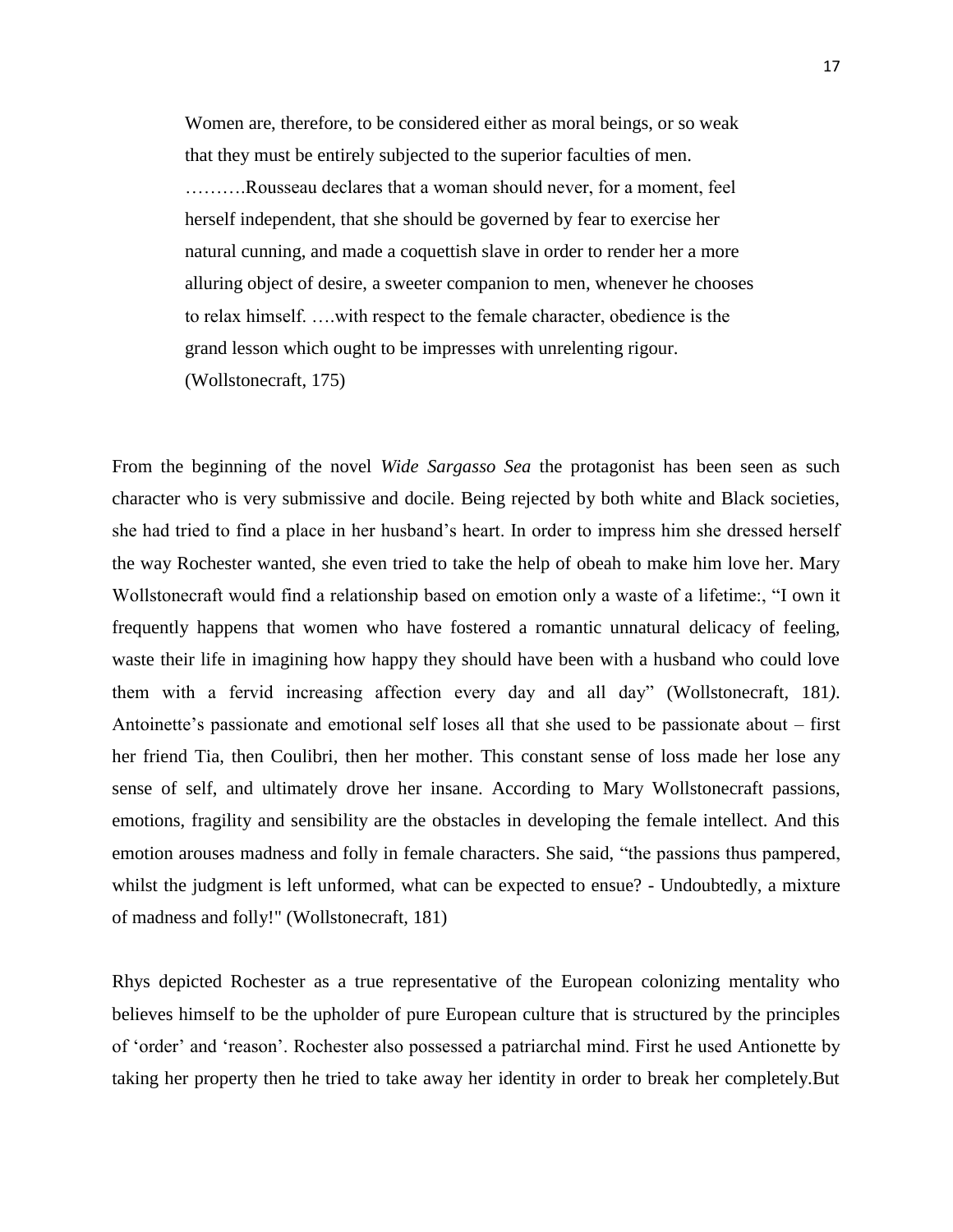> Women are, therefore, to be considered either as moral beings, or so weak that they must be entirely subjected to the superior faculties of men. ……….Rousseau declares that a woman should never, for a moment, feel herself independent, that she should be governed by fear to exercise her natural cunning, and made a coquettish slave in order to render her a more alluring object of desire, a sweeter companion to men, whenever he chooses to relax himself. ….with respect to the female character, obedience is the grand lesson which ought to be impresses with unrelenting rigour. (Wollstonecraft, 175)

From the beginning of the novel *Wide Sargasso Sea* the protagonist has been seen as such character who is very submissive and docile. Being rejected by both white and Black societies, she had tried to find a place in her husband's heart. In order to impress him she dressed herself the way Rochester wanted, she even tried to take the help of obeah to make him love her. Mary Wollstonecraft would find a relationship based on emotion only a waste of a lifetime:, "I own it frequently happens that women who have fostered a romantic unnatural delicacy of feeling, waste their life in imagining how happy they should have been with a husband who could love them with a fervid increasing affection every day and all day" (Wollstonecraft, 181*)*. Antoinette's passionate and emotional self loses all that she used to be passionate about – first her friend Tia, then Coulibri, then her mother. This constant sense of loss made her lose any sense of self, and ultimately drove her insane. According to Mary Wollstonecraft passions, emotions, fragility and sensibility are the obstacles in developing the female intellect. And this emotion arouses madness and folly in female characters. She said, "the passions thus pampered, whilst the judgment is left unformed, what can be expected to ensue? - Undoubtedly, a mixture of madness and folly!" (Wollstonecraft, 181)

Rhys depicted Rochester as a true representative of the European colonizing mentality who believes himself to be the upholder of pure European culture that is structured by the principles of 'order' and 'reason'. Rochester also possessed a patriarchal mind. First he used Antionette by taking her property then he tried to take away her identity in order to break her completely.But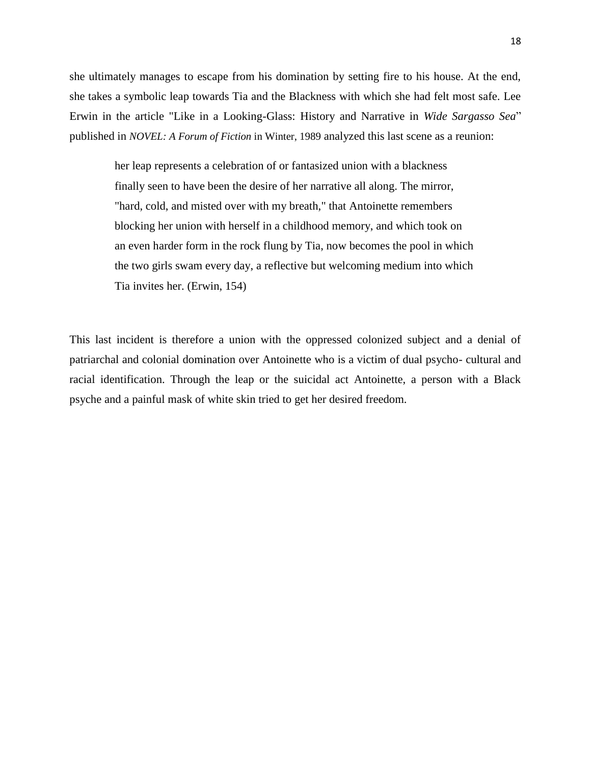she ultimately manages to escape from his domination by setting fire to his house. At the end, she takes a symbolic leap towards Tia and the Blackness with which she had felt most safe. Lee Erwin in the article "Like in a Looking-Glass: History and Narrative in *Wide Sargasso Sea*" published in *NOVEL: A Forum of Fiction* in Winter, 1989 analyzed this last scene as a reunion:

> her leap represents a celebration of or fantasized union with a blackness finally seen to have been the desire of her narrative all along. The mirror, "hard, cold, and misted over with my breath," that Antoinette remembers blocking her union with herself in a childhood memory, and which took on an even harder form in the rock flung by Tia, now becomes the pool in which the two girls swam every day, a reflective but welcoming medium into which Tia invites her. (Erwin, 154)

This last incident is therefore a union with the oppressed colonized subject and a denial of patriarchal and colonial domination over Antoinette who is a victim of dual psycho- cultural and racial identification. Through the leap or the suicidal act Antoinette, a person with a Black psyche and a painful mask of white skin tried to get her desired freedom.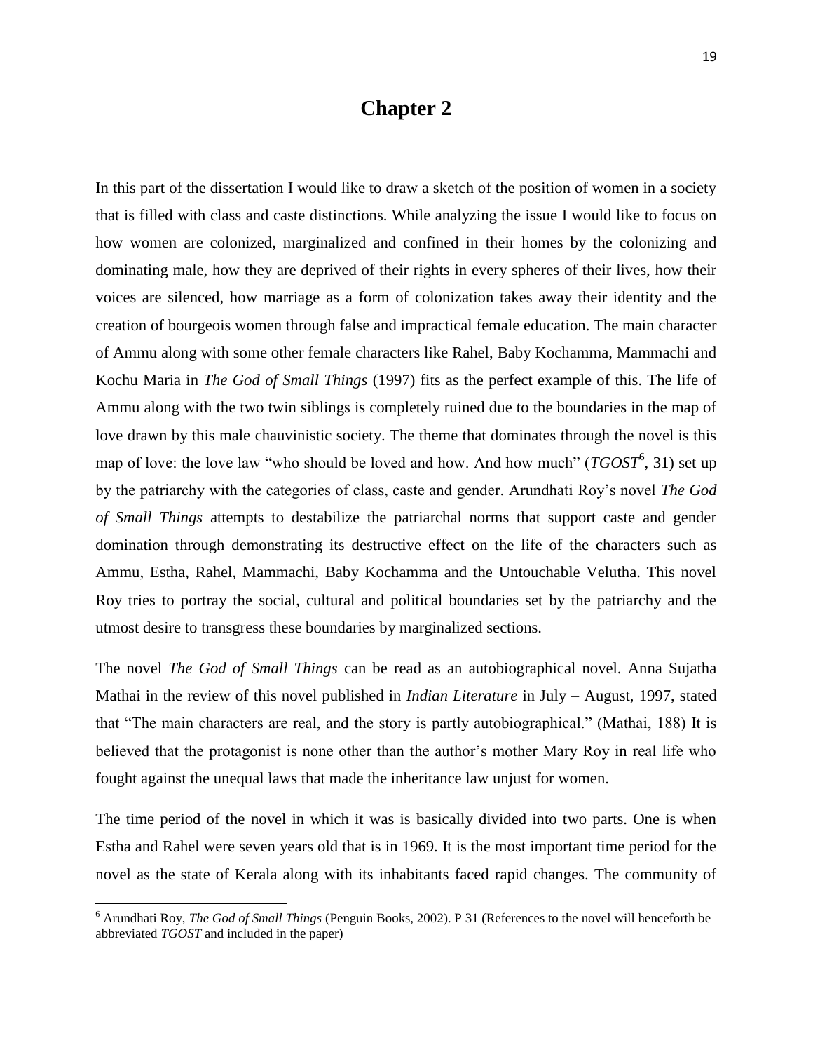# Chapter 2

In this part of the dissertation I would like to draw a sketch of the position of women in a society that is filled with class and caste distinctions. While analyzing the issue I would like to focus on how women are colonized, marginalized and confined in their homes by the colonizing and dominating male, how they are deprived of their rights in every spheres of their lives, how their voices are silenced, how marriage as a form of colonization takes away their identity and the creation of bourgeois women through false and impractical female education. The main character of Ammu along with some other female characters like Rahel, Baby Kochamma, Mammachi and Kochu Maria in *The God of Small Things* (1997) fits as the perfect example of this. The life of Ammu along with the two twin siblings is completely ruined due to the boundaries in the map of love drawn by this male chauvinistic society. The theme that dominates through the novel is this map of love: the love law "who should be loved and how. And how much" (*TGOST*[6], 31) set up by the patriarchy with the categories of class, caste and gender. Arundhati Roy's novel *The God of Small Things* attempts to destabilize the patriarchal norms that support caste and gender domination through demonstrating its destructive effect on the life of the characters such as Ammu, Estha, Rahel, Mammachi, Baby Kochamma and the Untouchable Velutha. This novel Roy tries to portray the social, cultural and political boundaries set by the patriarchy and the utmost desire to transgress these boundaries by marginalized sections.

The novel *The God of Small Things* can be read as an autobiographical novel. Anna Sujatha Mathai in the review of this novel published in *Indian Literature* in July – August, 1997, stated that "The main characters are real, and the story is partly autobiographical." (Mathai, 188) It is believed that the protagonist is none other than the author's mother Mary Roy in real life who fought against the unequal laws that made the inheritance law unjust for women.

The time period of the novel in which it was is basically divided into two parts. One is when Estha and Rahel were seven years old that is in 1969. It is the most important time period for the novel as the state of Kerala along with its inhabitants faced rapid changes. The community of

---

[6] Arundhati Roy, *The God of Small Things* (Penguin Books, 2002). P 31 (References to the novel will henceforth be abbreviated *TGOST* and included in the paper)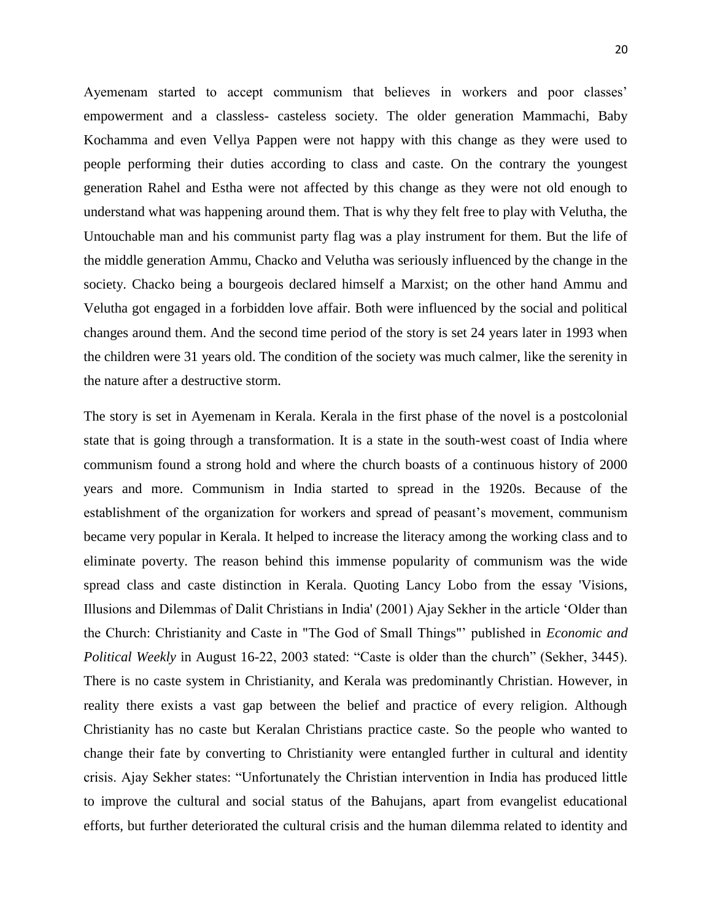Ayemenam started to accept communism that believes in workers and poor classes' empowerment and a classless- casteless society. The older generation Mammachi, Baby Kochamma and even Vellya Pappen were not happy with this change as they were used to people performing their duties according to class and caste. On the contrary the youngest generation Rahel and Estha were not affected by this change as they were not old enough to understand what was happening around them. That is why they felt free to play with Velutha, the Untouchable man and his communist party flag was a play instrument for them. But the life of the middle generation Ammu, Chacko and Velutha was seriously influenced by the change in the society. Chacko being a bourgeois declared himself a Marxist; on the other hand Ammu and Velutha got engaged in a forbidden love affair. Both were influenced by the social and political changes around them. And the second time period of the story is set 24 years later in 1993 when the children were 31 years old. The condition of the society was much calmer, like the serenity in the nature after a destructive storm.

The story is set in Ayemenam in Kerala. Kerala in the first phase of the novel is a postcolonial state that is going through a transformation. It is a state in the south-west coast of India where communism found a strong hold and where the church boasts of a continuous history of 2000 years and more. Communism in India started to spread in the 1920s. Because of the establishment of the organization for workers and spread of peasant's movement, communism became very popular in Kerala. It helped to increase the literacy among the working class and to eliminate poverty. The reason behind this immense popularity of communism was the wide spread class and caste distinction in Kerala. Quoting Lancy Lobo from the essay 'Visions, Illusions and Dilemmas of Dalit Christians in India' (2001) Ajay Sekher in the article 'Older than the Church: Christianity and Caste in "The God of Small Things"' published in *Economic and Political Weekly* in August 16-22, 2003 stated: "Caste is older than the church" (Sekher, 3445). There is no caste system in Christianity, and Kerala was predominantly Christian. However, in reality there exists a vast gap between the belief and practice of every religion. Although Christianity has no caste but Keralan Christians practice caste. So the people who wanted to change their fate by converting to Christianity were entangled further in cultural and identity crisis. Ajay Sekher states: "Unfortunately the Christian intervention in India has produced little to improve the cultural and social status of the Bahujans, apart from evangelist educational efforts, but further deteriorated the cultural crisis and the human dilemma related to identity and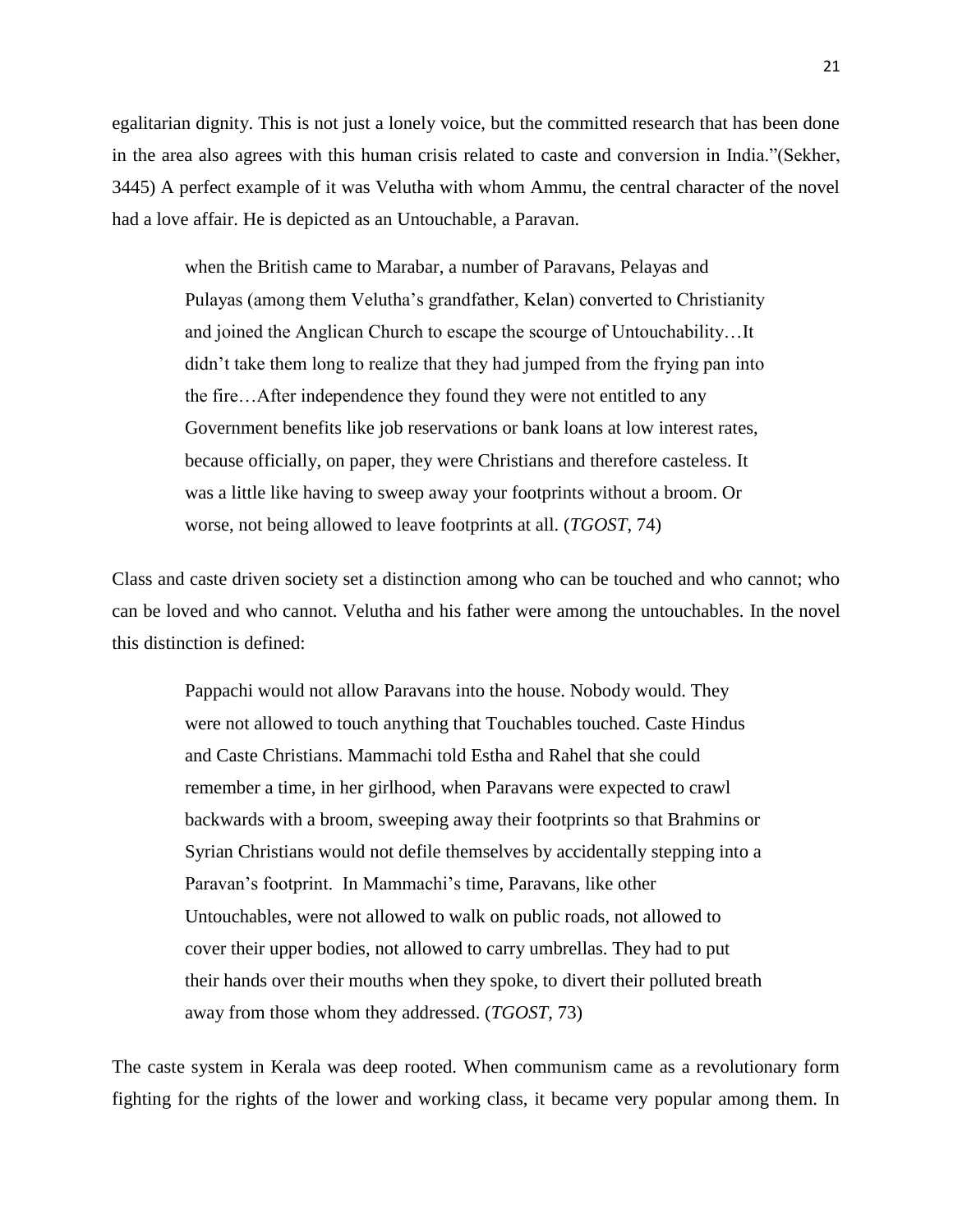egalitarian dignity. This is not just a lonely voice, but the committed research that has been done in the area also agrees with this human crisis related to caste and conversion in India."(Sekher, 3445) A perfect example of it was Velutha with whom Ammu, the central character of the novel had a love affair. He is depicted as an Untouchable, a Paravan.

> when the British came to Marabar, a number of Paravans, Pelayas and Pulayas (among them Velutha's grandfather, Kelan) converted to Christianity and joined the Anglican Church to escape the scourge of Untouchability…It didn't take them long to realize that they had jumped from the frying pan into the fire…After independence they found they were not entitled to any Government benefits like job reservations or bank loans at low interest rates, because officially, on paper, they were Christians and therefore casteless. It was a little like having to sweep away your footprints without a broom. Or worse, not being allowed to leave footprints at all. (*TGOST*, 74)

Class and caste driven society set a distinction among who can be touched and who cannot; who can be loved and who cannot. Velutha and his father were among the untouchables. In the novel this distinction is defined:

> Pappachi would not allow Paravans into the house. Nobody would. They were not allowed to touch anything that Touchables touched. Caste Hindus and Caste Christians. Mammachi told Estha and Rahel that she could remember a time, in her girlhood, when Paravans were expected to crawl backwards with a broom, sweeping away their footprints so that Brahmins or Syrian Christians would not defile themselves by accidentally stepping into a Paravan's footprint. In Mammachi's time, Paravans, like other Untouchables, were not allowed to walk on public roads, not allowed to cover their upper bodies, not allowed to carry umbrellas. They had to put their hands over their mouths when they spoke, to divert their polluted breath away from those whom they addressed. (*TGOST*, 73)

The caste system in Kerala was deep rooted. When communism came as a revolutionary form fighting for the rights of the lower and working class, it became very popular among them. In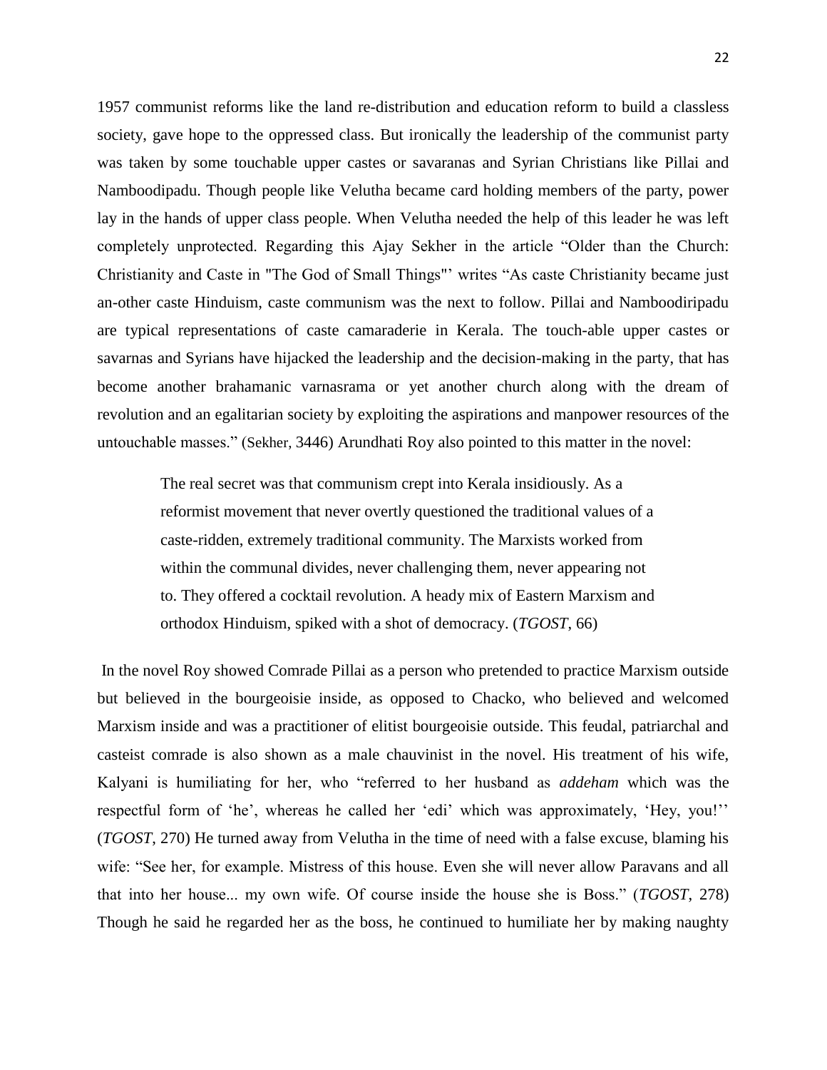1957 communist reforms like the land re-distribution and education reform to build a classless society, gave hope to the oppressed class. But ironically the leadership of the communist party was taken by some touchable upper castes or savaranas and Syrian Christians like Pillai and Namboodipadu. Though people like Velutha became card holding members of the party, power lay in the hands of upper class people. When Velutha needed the help of this leader he was left completely unprotected. Regarding this Ajay Sekher in the article "Older than the Church: Christianity and Caste in "The God of Small Things"' writes "As caste Christianity became just an-other caste Hinduism, caste communism was the next to follow. Pillai and Namboodiripadu are typical representations of caste camaraderie in Kerala. The touch-able upper castes or savarnas and Syrians have hijacked the leadership and the decision-making in the party, that has become another brahamanic varnasrama or yet another church along with the dream of revolution and an egalitarian society by exploiting the aspirations and manpower resources of the untouchable masses." (Sekher, 3446) Arundhati Roy also pointed to this matter in the novel:

> The real secret was that communism crept into Kerala insidiously. As a reformist movement that never overtly questioned the traditional values of a caste-ridden, extremely traditional community. The Marxists worked from within the communal divides, never challenging them, never appearing not to. They offered a cocktail revolution. A heady mix of Eastern Marxism and orthodox Hinduism, spiked with a shot of democracy. (*TGOST*, 66)

In the novel Roy showed Comrade Pillai as a person who pretended to practice Marxism outside but believed in the bourgeoisie inside, as opposed to Chacko, who believed and welcomed Marxism inside and was a practitioner of elitist bourgeoisie outside. This feudal, patriarchal and casteist comrade is also shown as a male chauvinist in the novel. His treatment of his wife, Kalyani is humiliating for her, who "referred to her husband as *addeham* which was the respectful form of 'he', whereas he called her 'edi' which was approximately, 'Hey, you!'' (*TGOST*, 270) He turned away from Velutha in the time of need with a false excuse, blaming his wife: "See her, for example. Mistress of this house. Even she will never allow Paravans and all that into her house... my own wife. Of course inside the house she is Boss." (*TGOST*, 278) Though he said he regarded her as the boss, he continued to humiliate her by making naughty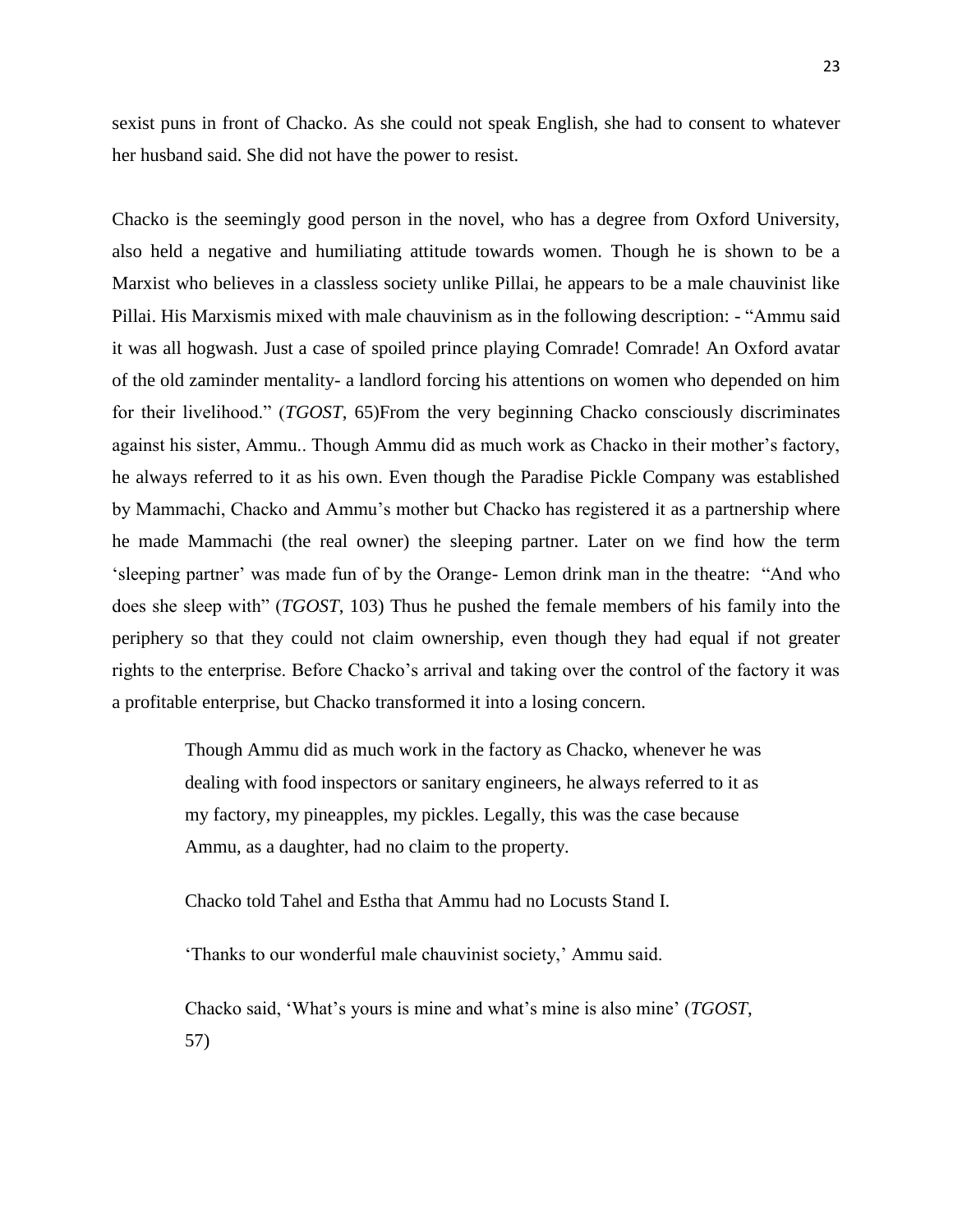sexist puns in front of Chacko. As she could not speak English, she had to consent to whatever her husband said. She did not have the power to resist.

Chacko is the seemingly good person in the novel, who has a degree from Oxford University, also held a negative and humiliating attitude towards women. Though he is shown to be a Marxist who believes in a classless society unlike Pillai, he appears to be a male chauvinist like Pillai. His Marxismis mixed with male chauvinism as in the following description: - "Ammu said it was all hogwash. Just a case of spoiled prince playing Comrade! Comrade! An Oxford avatar of the old zaminder mentality- a landlord forcing his attentions on women who depended on him for their livelihood." (*TGOST*, 65)From the very beginning Chacko consciously discriminates against his sister, Ammu.. Though Ammu did as much work as Chacko in their mother's factory, he always referred to it as his own. Even though the Paradise Pickle Company was established by Mammachi, Chacko and Ammu's mother but Chacko has registered it as a partnership where he made Mammachi (the real owner) the sleeping partner. Later on we find how the term 'sleeping partner' was made fun of by the Orange- Lemon drink man in the theatre: "And who does she sleep with" (*TGOST*, 103) Thus he pushed the female members of his family into the periphery so that they could not claim ownership, even though they had equal if not greater rights to the enterprise. Before Chacko's arrival and taking over the control of the factory it was a profitable enterprise, but Chacko transformed it into a losing concern.

> Though Ammu did as much work in the factory as Chacko, whenever he was dealing with food inspectors or sanitary engineers, he always referred to it as my factory, my pineapples, my pickles. Legally, this was the case because Ammu, as a daughter, had no claim to the property.
>
> Chacko told Tahel and Estha that Ammu had no Locusts Stand I.
>
> 'Thanks to our wonderful male chauvinist society,' Ammu said.
>
> Chacko said, 'What's yours is mine and what's mine is also mine' (*TGOST*, 57)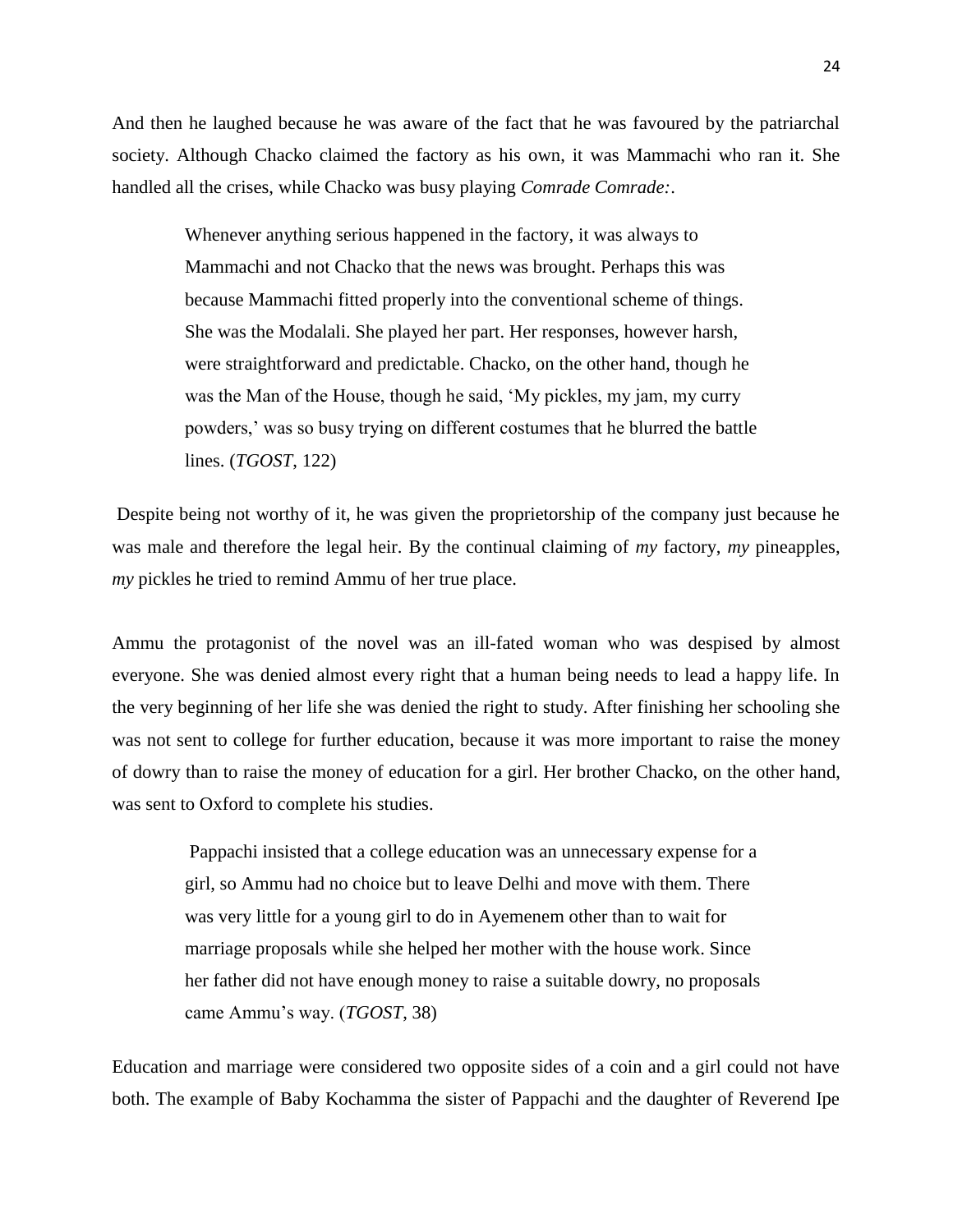And then he laughed because he was aware of the fact that he was favoured by the patriarchal society. Although Chacko claimed the factory as his own, it was Mammachi who ran it. She handled all the crises, while Chacko was busy playing *Comrade Comrade:*.

> Whenever anything serious happened in the factory, it was always to Mammachi and not Chacko that the news was brought. Perhaps this was because Mammachi fitted properly into the conventional scheme of things. She was the Modalali. She played her part. Her responses, however harsh, were straightforward and predictable. Chacko, on the other hand, though he was the Man of the House, though he said, 'My pickles, my jam, my curry powders,' was so busy trying on different costumes that he blurred the battle lines. (*TGOST*, 122)

Despite being not worthy of it, he was given the proprietorship of the company just because he was male and therefore the legal heir. By the continual claiming of *my* factory, *my* pineapples, *my* pickles he tried to remind Ammu of her true place.

Ammu the protagonist of the novel was an ill-fated woman who was despised by almost everyone. She was denied almost every right that a human being needs to lead a happy life. In the very beginning of her life she was denied the right to study. After finishing her schooling she was not sent to college for further education, because it was more important to raise the money of dowry than to raise the money of education for a girl. Her brother Chacko, on the other hand, was sent to Oxford to complete his studies.

> Pappachi insisted that a college education was an unnecessary expense for a girl, so Ammu had no choice but to leave Delhi and move with them. There was very little for a young girl to do in Ayemenem other than to wait for marriage proposals while she helped her mother with the house work. Since her father did not have enough money to raise a suitable dowry, no proposals came Ammu's way. (*TGOST*, 38)

Education and marriage were considered two opposite sides of a coin and a girl could not have both. The example of Baby Kochamma the sister of Pappachi and the daughter of Reverend Ipe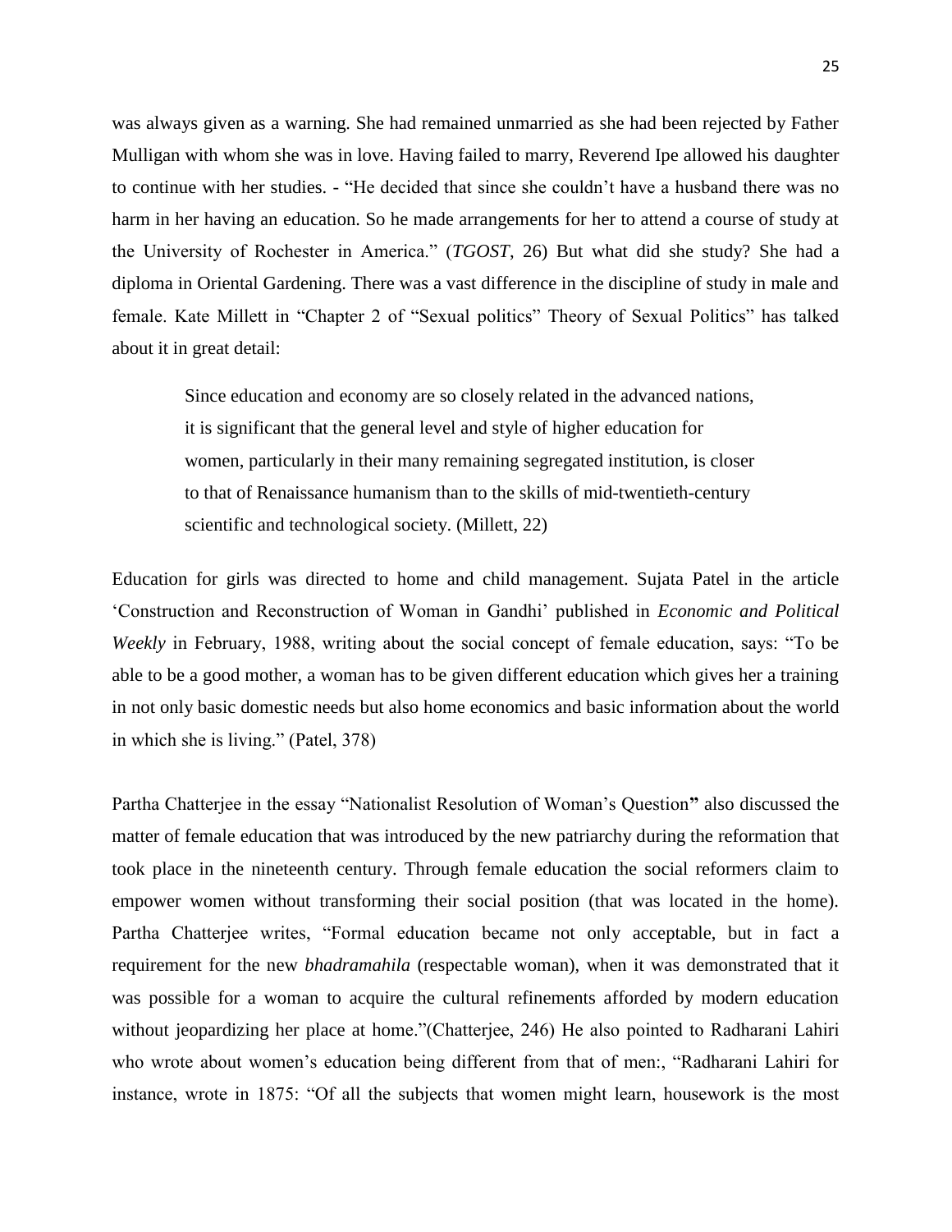was always given as a warning. She had remained unmarried as she had been rejected by Father Mulligan with whom she was in love. Having failed to marry, Reverend Ipe allowed his daughter to continue with her studies. - "He decided that since she couldn't have a husband there was no harm in her having an education. So he made arrangements for her to attend a course of study at the University of Rochester in America." (*TGOST*, 26) But what did she study? She had a diploma in Oriental Gardening. There was a vast difference in the discipline of study in male and female. Kate Millett in "Chapter 2 of "Sexual politics" Theory of Sexual Politics" has talked about it in great detail:

> Since education and economy are so closely related in the advanced nations, it is significant that the general level and style of higher education for women, particularly in their many remaining segregated institution, is closer to that of Renaissance humanism than to the skills of mid-twentieth-century scientific and technological society. (Millett, 22)

Education for girls was directed to home and child management. Sujata Patel in the article 'Construction and Reconstruction of Woman in Gandhi' published in *Economic and Political Weekly* in February, 1988, writing about the social concept of female education, says: "To be able to be a good mother, a woman has to be given different education which gives her a training in not only basic domestic needs but also home economics and basic information about the world in which she is living." (Patel, 378)

Partha Chatterjee in the essay "Nationalist Resolution of Woman's Question**"** also discussed the matter of female education that was introduced by the new patriarchy during the reformation that took place in the nineteenth century. Through female education the social reformers claim to empower women without transforming their social position (that was located in the home). Partha Chatterjee writes, "Formal education became not only acceptable, but in fact a requirement for the new *bhadramahila* (respectable woman), when it was demonstrated that it was possible for a woman to acquire the cultural refinements afforded by modern education without jeopardizing her place at home."(Chatterjee, 246) He also pointed to Radharani Lahiri who wrote about women's education being different from that of men:, "Radharani Lahiri for instance, wrote in 1875: "Of all the subjects that women might learn, housework is the most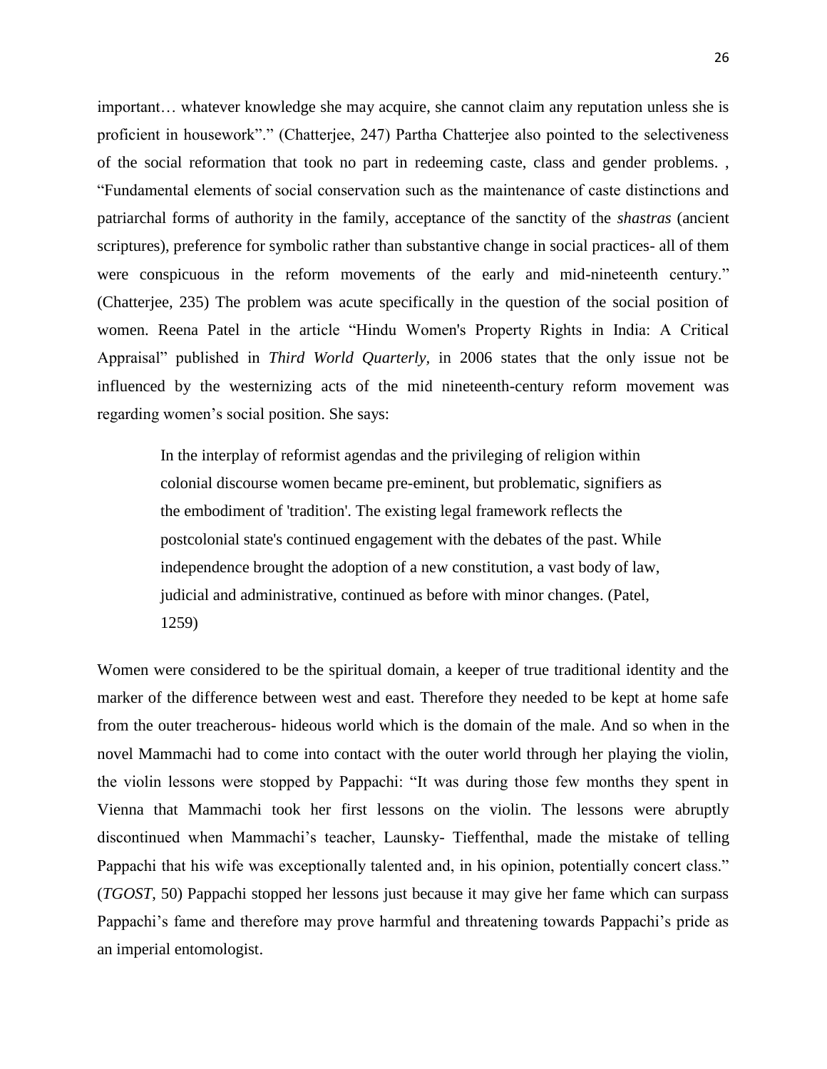important… whatever knowledge she may acquire, she cannot claim any reputation unless she is proficient in housework”.” (Chatterjee, 247) Partha Chatterjee also pointed to the selectiveness of the social reformation that took no part in redeeming caste, class and gender problems. , “Fundamental elements of social conservation such as the maintenance of caste distinctions and patriarchal forms of authority in the family, acceptance of the sanctity of the *shastras* (ancient scriptures), preference for symbolic rather than substantive change in social practices- all of them were conspicuous in the reform movements of the early and mid-nineteenth century.” (Chatterjee, 235) The problem was acute specifically in the question of the social position of women. Reena Patel in the article “Hindu Women's Property Rights in India: A Critical Appraisal” published in *Third World Quarterly,* in 2006 states that the only issue not be influenced by the westernizing acts of the mid nineteenth-century reform movement was regarding women’s social position. She says:

> In the interplay of reformist agendas and the privileging of religion within colonial discourse women became pre-eminent, but problematic, signifiers as the embodiment of 'tradition'. The existing legal framework reflects the postcolonial state's continued engagement with the debates of the past. While independence brought the adoption of a new constitution, a vast body of law, judicial and administrative, continued as before with minor changes. (Patel, 1259)

Women were considered to be the spiritual domain, a keeper of true traditional identity and the marker of the difference between west and east. Therefore they needed to be kept at home safe from the outer treacherous- hideous world which is the domain of the male. And so when in the novel Mammachi had to come into contact with the outer world through her playing the violin, the violin lessons were stopped by Pappachi: “It was during those few months they spent in Vienna that Mammachi took her first lessons on the violin. The lessons were abruptly discontinued when Mammachi’s teacher, Launsky- Tieffenthal, made the mistake of telling Pappachi that his wife was exceptionally talented and, in his opinion, potentially concert class.” (*TGOST*, 50) Pappachi stopped her lessons just because it may give her fame which can surpass Pappachi’s fame and therefore may prove harmful and threatening towards Pappachi’s pride as an imperial entomologist.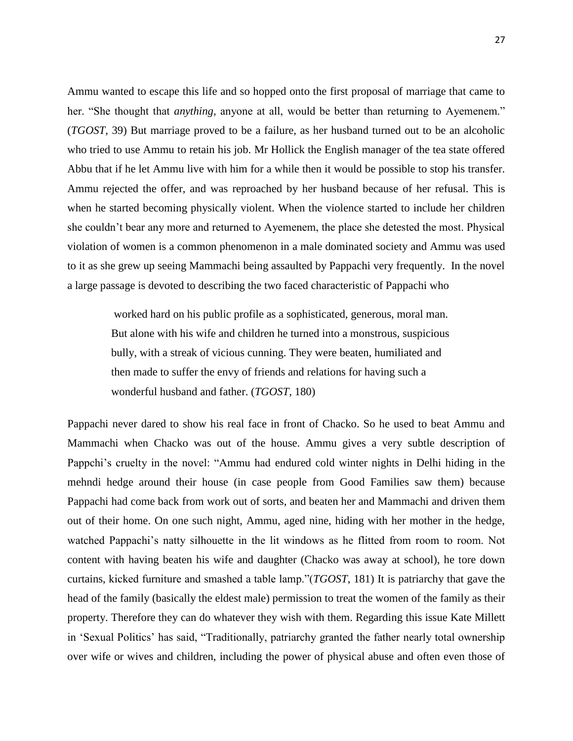Ammu wanted to escape this life and so hopped onto the first proposal of marriage that came to her. "She thought that *anything,* anyone at all, would be better than returning to Ayemenem." (*TGOST*, 39) But marriage proved to be a failure, as her husband turned out to be an alcoholic who tried to use Ammu to retain his job. Mr Hollick the English manager of the tea state offered Abbu that if he let Ammu live with him for a while then it would be possible to stop his transfer. Ammu rejected the offer, and was reproached by her husband because of her refusal. This is when he started becoming physically violent. When the violence started to include her children she couldn't bear any more and returned to Ayemenem, the place she detested the most. Physical violation of women is a common phenomenon in a male dominated society and Ammu was used to it as she grew up seeing Mammachi being assaulted by Pappachi very frequently. In the novel a large passage is devoted to describing the two faced characteristic of Pappachi who

> worked hard on his public profile as a sophisticated, generous, moral man. But alone with his wife and children he turned into a monstrous, suspicious bully, with a streak of vicious cunning. They were beaten, humiliated and then made to suffer the envy of friends and relations for having such a wonderful husband and father. (*TGOST*, 180)

Pappachi never dared to show his real face in front of Chacko. So he used to beat Ammu and Mammachi when Chacko was out of the house. Ammu gives a very subtle description of Pappchi's cruelty in the novel: "Ammu had endured cold winter nights in Delhi hiding in the mehndi hedge around their house (in case people from Good Families saw them) because Pappachi had come back from work out of sorts, and beaten her and Mammachi and driven them out of their home. On one such night, Ammu, aged nine, hiding with her mother in the hedge, watched Pappachi's natty silhouette in the lit windows as he flitted from room to room. Not content with having beaten his wife and daughter (Chacko was away at school), he tore down curtains, kicked furniture and smashed a table lamp."(*TGOST*, 181) It is patriarchy that gave the head of the family (basically the eldest male) permission to treat the women of the family as their property. Therefore they can do whatever they wish with them. Regarding this issue Kate Millett in 'Sexual Politics' has said, "Traditionally, patriarchy granted the father nearly total ownership over wife or wives and children, including the power of physical abuse and often even those of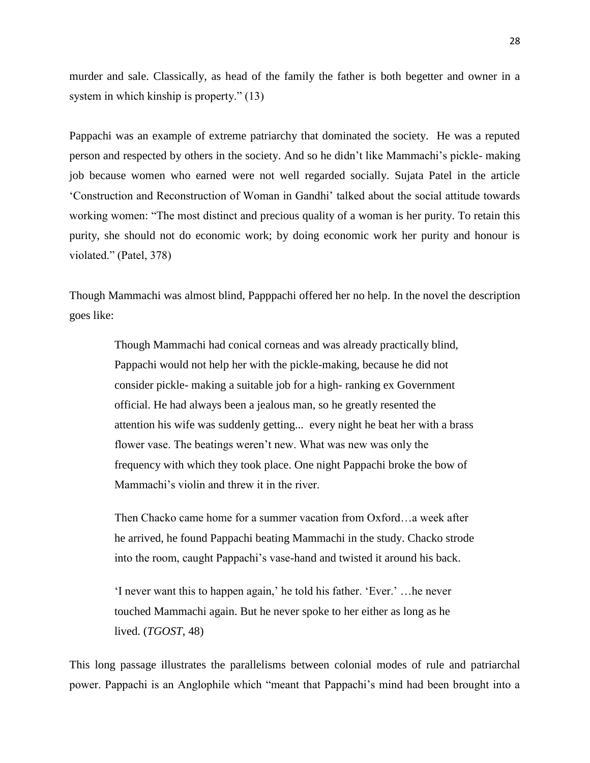murder and sale. Classically, as head of the family the father is both begetter and owner in a system in which kinship is property." (13)

Pappachi was an example of extreme patriarchy that dominated the society. He was a reputed person and respected by others in the society. And so he didn't like Mammachi's pickle- making job because women who earned were not well regarded socially. Sujata Patel in the article 'Construction and Reconstruction of Woman in Gandhi' talked about the social attitude towards working women: "The most distinct and precious quality of a woman is her purity. To retain this purity, she should not do economic work; by doing economic work her purity and honour is violated." (Patel, 378)

Though Mammachi was almost blind, Papppachi offered her no help. In the novel the description goes like:

> Though Mammachi had conical corneas and was already practically blind, Pappachi would not help her with the pickle-making, because he did not consider pickle- making a suitable job for a high- ranking ex Government official. He had always been a jealous man, so he greatly resented the attention his wife was suddenly getting... every night he beat her with a brass flower vase. The beatings weren't new. What was new was only the frequency with which they took place. One night Pappachi broke the bow of Mammachi's violin and threw it in the river.
>
> Then Chacko came home for a summer vacation from Oxford…a week after he arrived, he found Pappachi beating Mammachi in the study. Chacko strode into the room, caught Pappachi's vase-hand and twisted it around his back.
>
> 'I never want this to happen again,' he told his father. 'Ever.' …he never touched Mammachi again. But he never spoke to her either as long as he lived. (*TGOST*, 48)

This long passage illustrates the parallelisms between colonial modes of rule and patriarchal power. Pappachi is an Anglophile which "meant that Pappachi's mind had been brought into a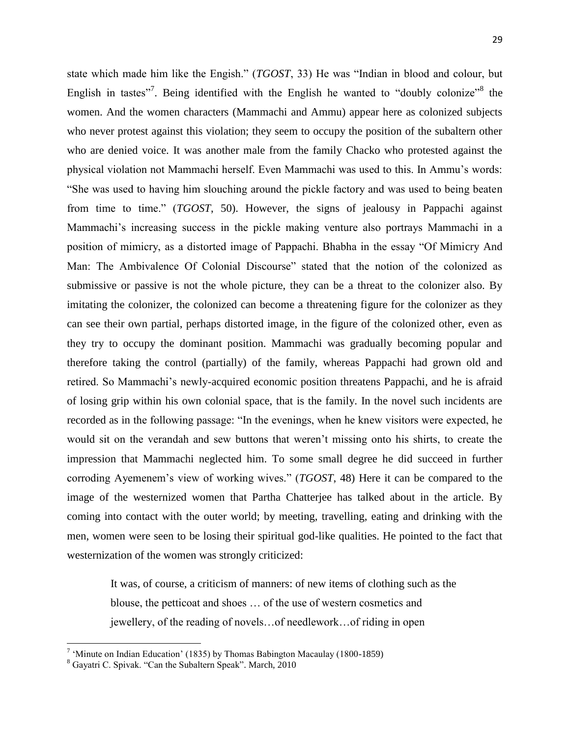state which made him like the Engish." (*TGOST*, 33) He was "Indian in blood and colour, but English in tastes"[7]. Being identified with the English he wanted to "doubly colonize"[8] the women. And the women characters (Mammachi and Ammu) appear here as colonized subjects who never protest against this violation; they seem to occupy the position of the subaltern other who are denied voice. It was another male from the family Chacko who protested against the physical violation not Mammachi herself. Even Mammachi was used to this. In Ammu's words: "She was used to having him slouching around the pickle factory and was used to being beaten from time to time." (*TGOST*, 50). However, the signs of jealousy in Pappachi against Mammachi's increasing success in the pickle making venture also portrays Mammachi in a position of mimicry, as a distorted image of Pappachi. Bhabha in the essay "Of Mimicry And Man: The Ambivalence Of Colonial Discourse" stated that the notion of the colonized as submissive or passive is not the whole picture, they can be a threat to the colonizer also. By imitating the colonizer, the colonized can become a threatening figure for the colonizer as they can see their own partial, perhaps distorted image, in the figure of the colonized other, even as they try to occupy the dominant position. Mammachi was gradually becoming popular and therefore taking the control (partially) of the family, whereas Pappachi had grown old and retired. So Mammachi's newly-acquired economic position threatens Pappachi, and he is afraid of losing grip within his own colonial space, that is the family. In the novel such incidents are recorded as in the following passage: "In the evenings, when he knew visitors were expected, he would sit on the verandah and sew buttons that weren't missing onto his shirts, to create the impression that Mammachi neglected him. To some small degree he did succeed in further corroding Ayemenem's view of working wives." (*TGOST*, 48) Here it can be compared to the image of the westernized women that Partha Chatterjee has talked about in the article. By coming into contact with the outer world; by meeting, travelling, eating and drinking with the men, women were seen to be losing their spiritual god-like qualities. He pointed to the fact that westernization of the women was strongly criticized:

> It was, of course, a criticism of manners: of new items of clothing such as the blouse, the petticoat and shoes … of the use of western cosmetics and jewellery, of the reading of novels…of needlework…of riding in open

---

[7] 'Minute on Indian Education' (1835) by Thomas Babington Macaulay (1800-1859)

[8] Gayatri C. Spivak. "Can the Subaltern Speak". March, 2010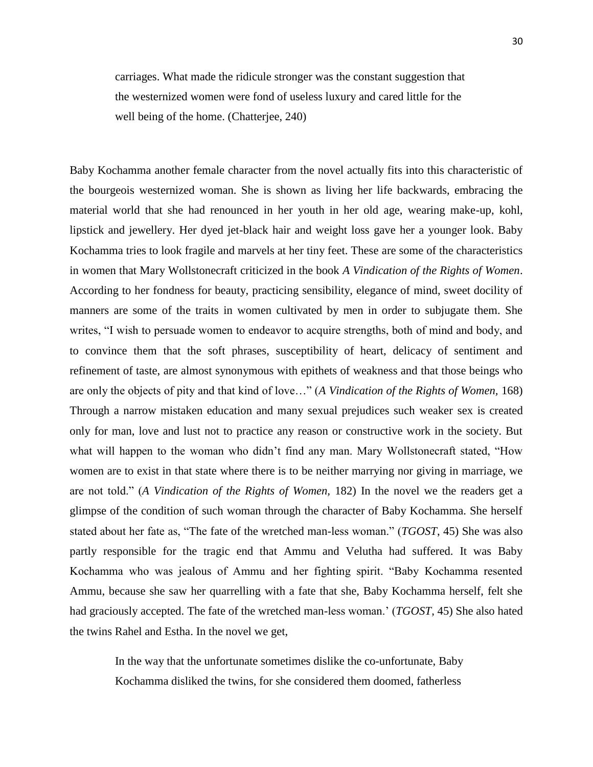> carriages. What made the ridicule stronger was the constant suggestion that the westernized women were fond of useless luxury and cared little for the well being of the home. (Chatterjee, 240)

Baby Kochamma another female character from the novel actually fits into this characteristic of the bourgeois westernized woman. She is shown as living her life backwards, embracing the material world that she had renounced in her youth in her old age, wearing make-up, kohl, lipstick and jewellery. Her dyed jet-black hair and weight loss gave her a younger look. Baby Kochamma tries to look fragile and marvels at her tiny feet. These are some of the characteristics in women that Mary Wollstonecraft criticized in the book *A Vindication of the Rights of Women*. According to her fondness for beauty, practicing sensibility, elegance of mind, sweet docility of manners are some of the traits in women cultivated by men in order to subjugate them. She writes, "I wish to persuade women to endeavor to acquire strengths, both of mind and body, and to convince them that the soft phrases, susceptibility of heart, delicacy of sentiment and refinement of taste, are almost synonymous with epithets of weakness and that those beings who are only the objects of pity and that kind of love…" (*A Vindication of the Rights of Women,* 168) Through a narrow mistaken education and many sexual prejudices such weaker sex is created only for man, love and lust not to practice any reason or constructive work in the society. But what will happen to the woman who didn't find any man. Mary Wollstonecraft stated, "How women are to exist in that state where there is to be neither marrying nor giving in marriage, we are not told." (*A Vindication of the Rights of Women,* 182) In the novel we the readers get a glimpse of the condition of such woman through the character of Baby Kochamma. She herself stated about her fate as, "The fate of the wretched man-less woman." (*TGOST*, 45) She was also partly responsible for the tragic end that Ammu and Velutha had suffered. It was Baby Kochamma who was jealous of Ammu and her fighting spirit. "Baby Kochamma resented Ammu, because she saw her quarrelling with a fate that she, Baby Kochamma herself, felt she had graciously accepted. The fate of the wretched man-less woman.' (*TGOST*, 45) She also hated the twins Rahel and Estha. In the novel we get,

> In the way that the unfortunate sometimes dislike the co-unfortunate, Baby Kochamma disliked the twins, for she considered them doomed, fatherless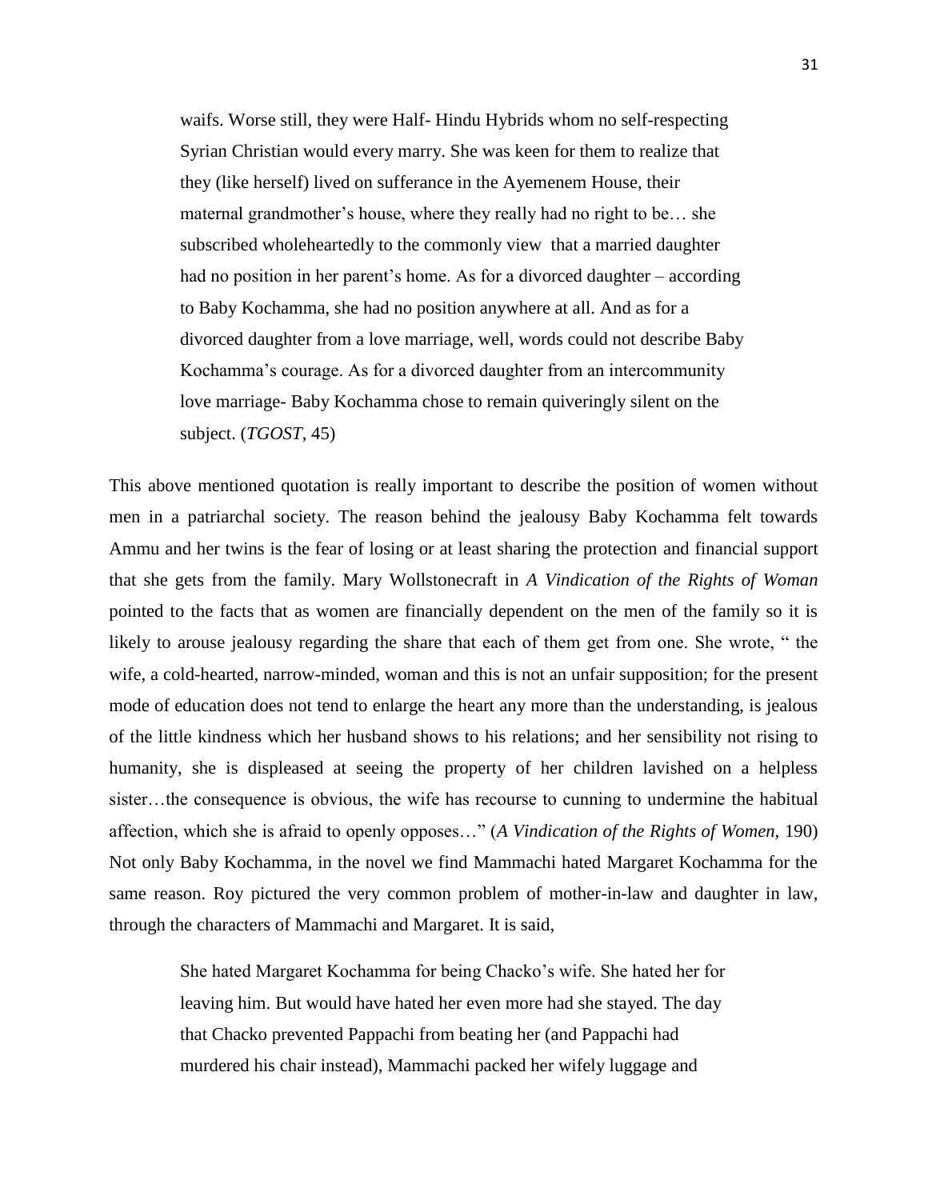> waifs. Worse still, they were Half- Hindu Hybrids whom no self-respecting Syrian Christian would every marry. She was keen for them to realize that they (like herself) lived on sufferance in the Ayemenem House, their maternal grandmother's house, where they really had no right to be… she subscribed wholeheartedly to the commonly view that a married daughter had no position in her parent's home. As for a divorced daughter – according to Baby Kochamma, she had no position anywhere at all. And as for a divorced daughter from a love marriage, well, words could not describe Baby Kochamma's courage. As for a divorced daughter from an intercommunity love marriage- Baby Kochamma chose to remain quiveringly silent on the subject. (*TGOST*, 45)

This above mentioned quotation is really important to describe the position of women without men in a patriarchal society. The reason behind the jealousy Baby Kochamma felt towards Ammu and her twins is the fear of losing or at least sharing the protection and financial support that she gets from the family. Mary Wollstonecraft in *A Vindication of the Rights of Woman* pointed to the facts that as women are financially dependent on the men of the family so it is likely to arouse jealousy regarding the share that each of them get from one. She wrote, " the wife, a cold-hearted, narrow-minded, woman and this is not an unfair supposition; for the present mode of education does not tend to enlarge the heart any more than the understanding, is jealous of the little kindness which her husband shows to his relations; and her sensibility not rising to humanity, she is displeased at seeing the property of her children lavished on a helpless sister…the consequence is obvious, the wife has recourse to cunning to undermine the habitual affection, which she is afraid to openly opposes…" (*A Vindication of the Rights of Women,* 190) Not only Baby Kochamma, in the novel we find Mammachi hated Margaret Kochamma for the same reason. Roy pictured the very common problem of mother-in-law and daughter in law, through the characters of Mammachi and Margaret. It is said,

> She hated Margaret Kochamma for being Chacko's wife. She hated her for leaving him. But would have hated her even more had she stayed. The day that Chacko prevented Pappachi from beating her (and Pappachi had murdered his chair instead), Mammachi packed her wifely luggage and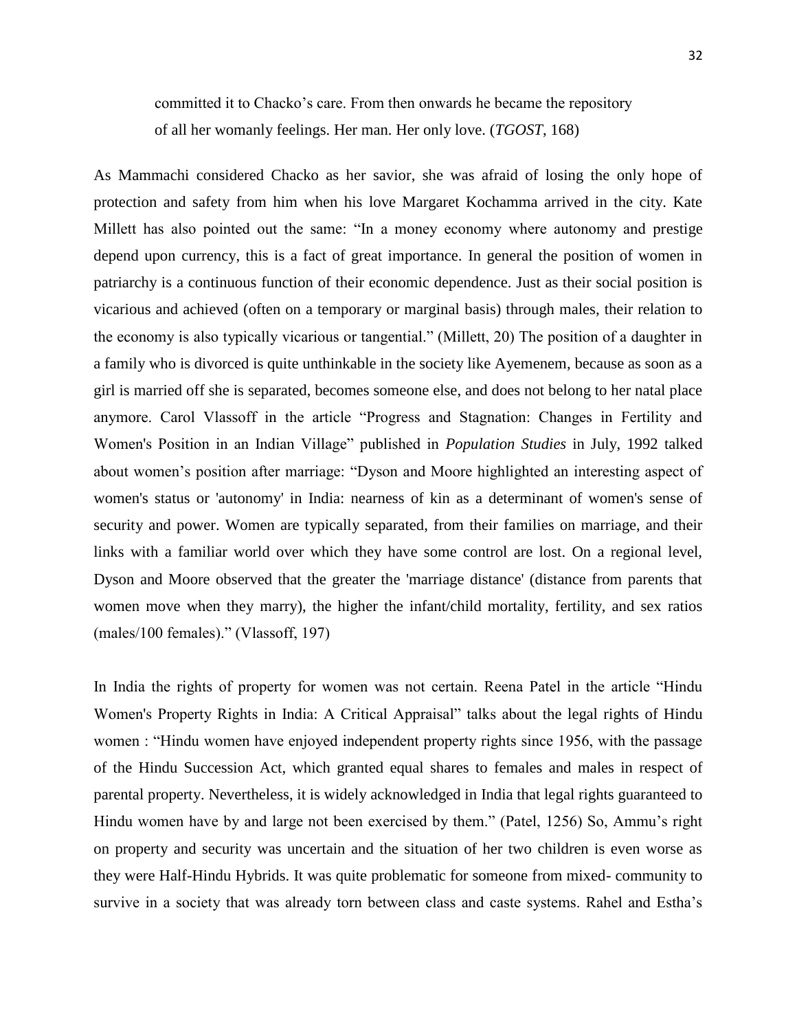> committed it to Chacko's care. From then onwards he became the repository of all her womanly feelings. Her man. Her only love. (*TGOST*, 168)

As Mammachi considered Chacko as her savior, she was afraid of losing the only hope of protection and safety from him when his love Margaret Kochamma arrived in the city. Kate Millett has also pointed out the same: "In a money economy where autonomy and prestige depend upon currency, this is a fact of great importance. In general the position of women in patriarchy is a continuous function of their economic dependence. Just as their social position is vicarious and achieved (often on a temporary or marginal basis) through males, their relation to the economy is also typically vicarious or tangential." (Millett, 20) The position of a daughter in a family who is divorced is quite unthinkable in the society like Ayemenem, because as soon as a girl is married off she is separated, becomes someone else, and does not belong to her natal place anymore. Carol Vlassoff in the article "Progress and Stagnation: Changes in Fertility and Women's Position in an Indian Village" published in *Population Studies* in July, 1992 talked about women's position after marriage: "Dyson and Moore highlighted an interesting aspect of women's status or 'autonomy' in India: nearness of kin as a determinant of women's sense of security and power. Women are typically separated, from their families on marriage, and their links with a familiar world over which they have some control are lost. On a regional level, Dyson and Moore observed that the greater the 'marriage distance' (distance from parents that women move when they marry), the higher the infant/child mortality, fertility, and sex ratios (males/100 females)." (Vlassoff, 197)

In India the rights of property for women was not certain. Reena Patel in the article "Hindu Women's Property Rights in India: A Critical Appraisal" talks about the legal rights of Hindu women : "Hindu women have enjoyed independent property rights since 1956, with the passage of the Hindu Succession Act, which granted equal shares to females and males in respect of parental property. Nevertheless, it is widely acknowledged in India that legal rights guaranteed to Hindu women have by and large not been exercised by them." (Patel, 1256) So, Ammu's right on property and security was uncertain and the situation of her two children is even worse as they were Half-Hindu Hybrids. It was quite problematic for someone from mixed- community to survive in a society that was already torn between class and caste systems. Rahel and Estha's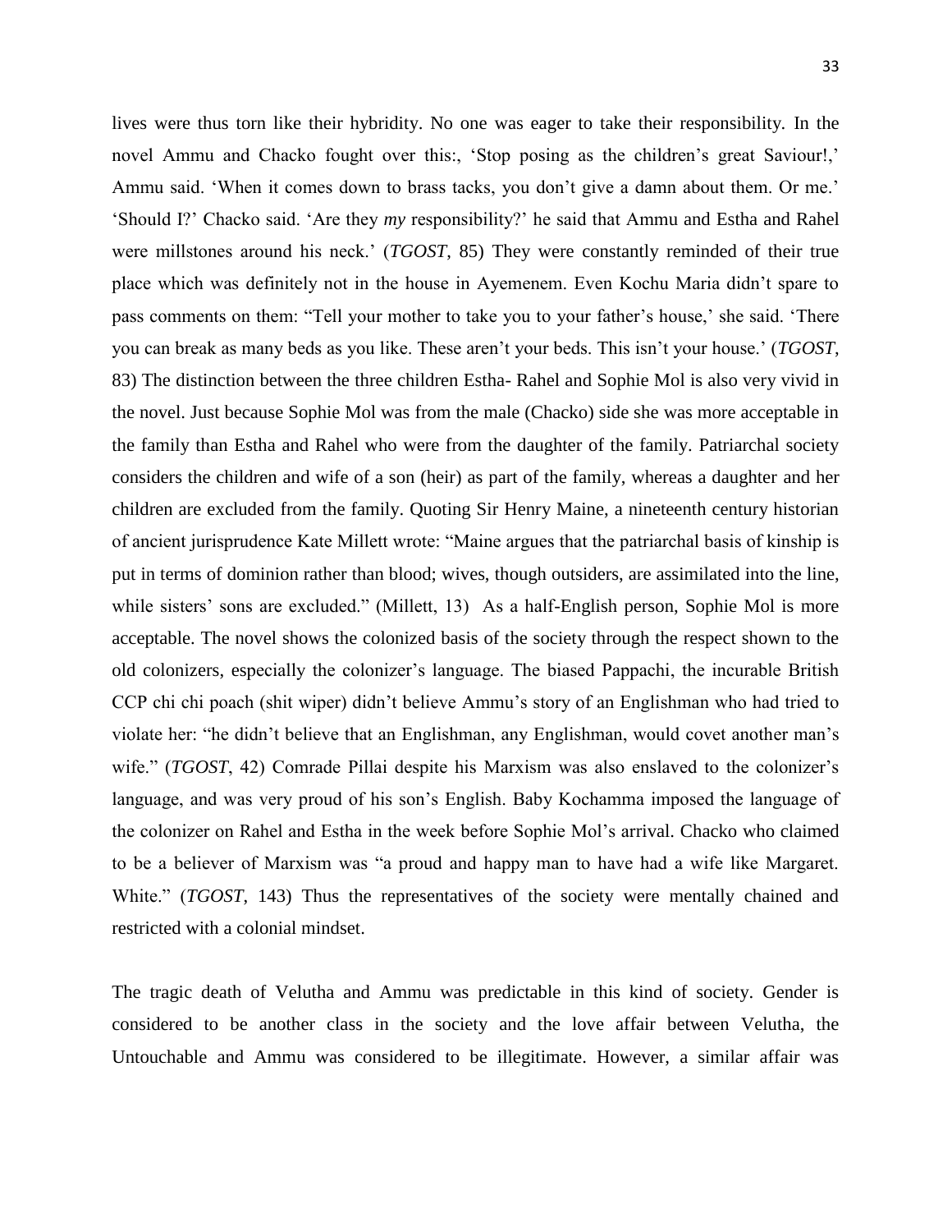lives were thus torn like their hybridity. No one was eager to take their responsibility. In the novel Ammu and Chacko fought over this:, 'Stop posing as the children's great Saviour!,' Ammu said. 'When it comes down to brass tacks, you don't give a damn about them. Or me.' 'Should I?' Chacko said. 'Are they *my* responsibility?' he said that Ammu and Estha and Rahel were millstones around his neck.' (*TGOST*, 85) They were constantly reminded of their true place which was definitely not in the house in Ayemenem. Even Kochu Maria didn't spare to pass comments on them: "Tell your mother to take you to your father's house,' she said. 'There you can break as many beds as you like. These aren't your beds. This isn't your house.' (*TGOST*, 83) The distinction between the three children Estha- Rahel and Sophie Mol is also very vivid in the novel. Just because Sophie Mol was from the male (Chacko) side she was more acceptable in the family than Estha and Rahel who were from the daughter of the family. Patriarchal society considers the children and wife of a son (heir) as part of the family, whereas a daughter and her children are excluded from the family. Quoting Sir Henry Maine, a nineteenth century historian of ancient jurisprudence Kate Millett wrote: "Maine argues that the patriarchal basis of kinship is put in terms of dominion rather than blood; wives, though outsiders, are assimilated into the line, while sisters' sons are excluded." (Millett, 13) As a half-English person, Sophie Mol is more acceptable. The novel shows the colonized basis of the society through the respect shown to the old colonizers, especially the colonizer's language. The biased Pappachi, the incurable British CCP chi chi poach (shit wiper) didn't believe Ammu's story of an Englishman who had tried to violate her: "he didn't believe that an Englishman, any Englishman, would covet another man's wife." (*TGOST*, 42) Comrade Pillai despite his Marxism was also enslaved to the colonizer's language, and was very proud of his son's English. Baby Kochamma imposed the language of the colonizer on Rahel and Estha in the week before Sophie Mol's arrival. Chacko who claimed to be a believer of Marxism was "a proud and happy man to have had a wife like Margaret. White." (*TGOST*, 143) Thus the representatives of the society were mentally chained and restricted with a colonial mindset.

The tragic death of Velutha and Ammu was predictable in this kind of society. Gender is considered to be another class in the society and the love affair between Velutha, the Untouchable and Ammu was considered to be illegitimate. However, a similar affair was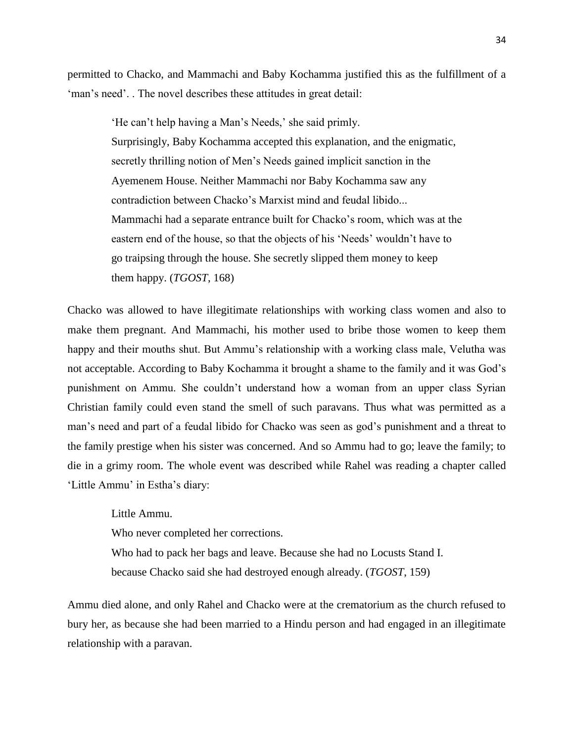permitted to Chacko, and Mammachi and Baby Kochamma justified this as the fulfillment of a 'man's need'. . The novel describes these attitudes in great detail:

> 'He can't help having a Man's Needs,' she said primly.
> Surprisingly, Baby Kochamma accepted this explanation, and the enigmatic, secretly thrilling notion of Men's Needs gained implicit sanction in the Ayemenem House. Neither Mammachi nor Baby Kochamma saw any contradiction between Chacko's Marxist mind and feudal libido...
> Mammachi had a separate entrance built for Chacko's room, which was at the eastern end of the house, so that the objects of his 'Needs' wouldn't have to go traipsing through the house. She secretly slipped them money to keep them happy. (*TGOST*, 168)

Chacko was allowed to have illegitimate relationships with working class women and also to make them pregnant. And Mammachi, his mother used to bribe those women to keep them happy and their mouths shut. But Ammu's relationship with a working class male, Velutha was not acceptable. According to Baby Kochamma it brought a shame to the family and it was God's punishment on Ammu. She couldn't understand how a woman from an upper class Syrian Christian family could even stand the smell of such paravans. Thus what was permitted as a man's need and part of a feudal libido for Chacko was seen as god's punishment and a threat to the family prestige when his sister was concerned. And so Ammu had to go; leave the family; to die in a grimy room. The whole event was described while Rahel was reading a chapter called 'Little Ammu' in Estha's diary:

> Little Ammu.
> Who never completed her corrections.
> Who had to pack her bags and leave. Because she had no Locusts Stand I.
> because Chacko said she had destroyed enough already. (*TGOST*, 159)

Ammu died alone, and only Rahel and Chacko were at the crematorium as the church refused to bury her, as because she had been married to a Hindu person and had engaged in an illegitimate relationship with a paravan.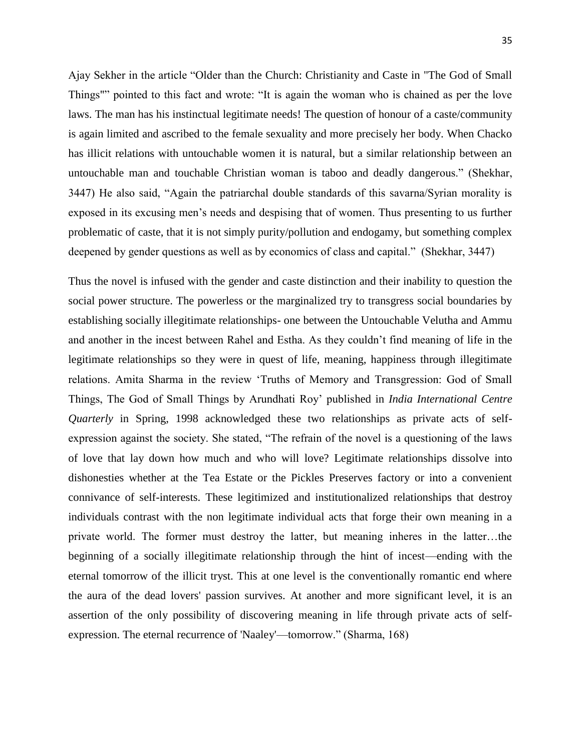Ajay Sekher in the article "Older than the Church: Christianity and Caste in "The God of Small Things"" pointed to this fact and wrote: "It is again the woman who is chained as per the love laws. The man has his instinctual legitimate needs! The question of honour of a caste/community is again limited and ascribed to the female sexuality and more precisely her body. When Chacko has illicit relations with untouchable women it is natural, but a similar relationship between an untouchable man and touchable Christian woman is taboo and deadly dangerous." (Shekhar, 3447) He also said, "Again the patriarchal double standards of this savarna/Syrian morality is exposed in its excusing men's needs and despising that of women. Thus presenting to us further problematic of caste, that it is not simply purity/pollution and endogamy, but something complex deepened by gender questions as well as by economics of class and capital." (Shekhar, 3447)

Thus the novel is infused with the gender and caste distinction and their inability to question the social power structure. The powerless or the marginalized try to transgress social boundaries by establishing socially illegitimate relationships- one between the Untouchable Velutha and Ammu and another in the incest between Rahel and Estha. As they couldn't find meaning of life in the legitimate relationships so they were in quest of life, meaning, happiness through illegitimate relations. Amita Sharma in the review 'Truths of Memory and Transgression: God of Small Things, The God of Small Things by Arundhati Roy' published in *India International Centre Quarterly* in Spring, 1998 acknowledged these two relationships as private acts of self-expression against the society. She stated, "The refrain of the novel is a questioning of the laws of love that lay down how much and who will love? Legitimate relationships dissolve into dishonesties whether at the Tea Estate or the Pickles Preserves factory or into a convenient connivance of self-interests. These legitimized and institutionalized relationships that destroy individuals contrast with the non legitimate individual acts that forge their own meaning in a private world. The former must destroy the latter, but meaning inheres in the latter…the beginning of a socially illegitimate relationship through the hint of incest—ending with the eternal tomorrow of the illicit tryst. This at one level is the conventionally romantic end where the aura of the dead lovers' passion survives. At another and more significant level, it is an assertion of the only possibility of discovering meaning in life through private acts of self-expression. The eternal recurrence of 'Naaley'—tomorrow." (Sharma, 168)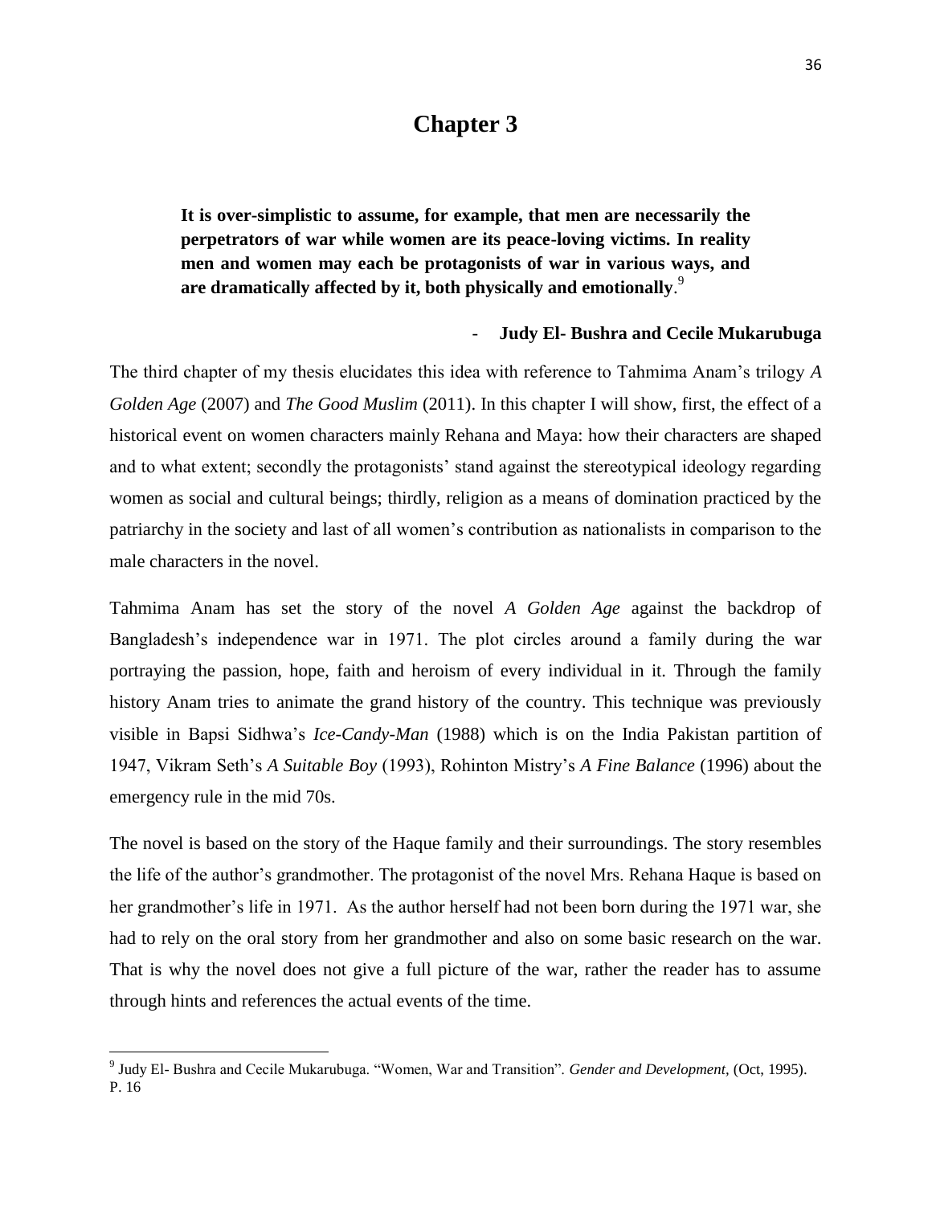# Chapter 3

> **It is over-simplistic to assume, for example, that men are necessarily the perpetrators of war while women are its peace-loving victims. In reality men and women may each be protagonists of war in various ways, and are dramatically affected by it, both physically and emotionally**.[9]
>
> - **Judy El- Bushra and Cecile Mukarubuga**

The third chapter of my thesis elucidates this idea with reference to Tahmima Anam's trilogy *A Golden Age* (2007) and *The Good Muslim* (2011). In this chapter I will show, first, the effect of a historical event on women characters mainly Rehana and Maya: how their characters are shaped and to what extent; secondly the protagonists' stand against the stereotypical ideology regarding women as social and cultural beings; thirdly, religion as a means of domination practiced by the patriarchy in the society and last of all women's contribution as nationalists in comparison to the male characters in the novel.

Tahmima Anam has set the story of the novel *A Golden Age* against the backdrop of Bangladesh's independence war in 1971. The plot circles around a family during the war portraying the passion, hope, faith and heroism of every individual in it. Through the family history Anam tries to animate the grand history of the country. This technique was previously visible in Bapsi Sidhwa's *Ice-Candy-Man* (1988) which is on the India Pakistan partition of 1947, Vikram Seth's *A Suitable Boy* (1993), Rohinton Mistry's *A Fine Balance* (1996) about the emergency rule in the mid 70s.

The novel is based on the story of the Haque family and their surroundings. The story resembles the life of the author's grandmother. The protagonist of the novel Mrs. Rehana Haque is based on her grandmother's life in 1971. As the author herself had not been born during the 1971 war, she had to rely on the oral story from her grandmother and also on some basic research on the war. That is why the novel does not give a full picture of the war, rather the reader has to assume through hints and references the actual events of the time.

---

[9] Judy El- Bushra and Cecile Mukarubuga. "Women, War and Transition". *Gender and Development,* (Oct, 1995). P. 16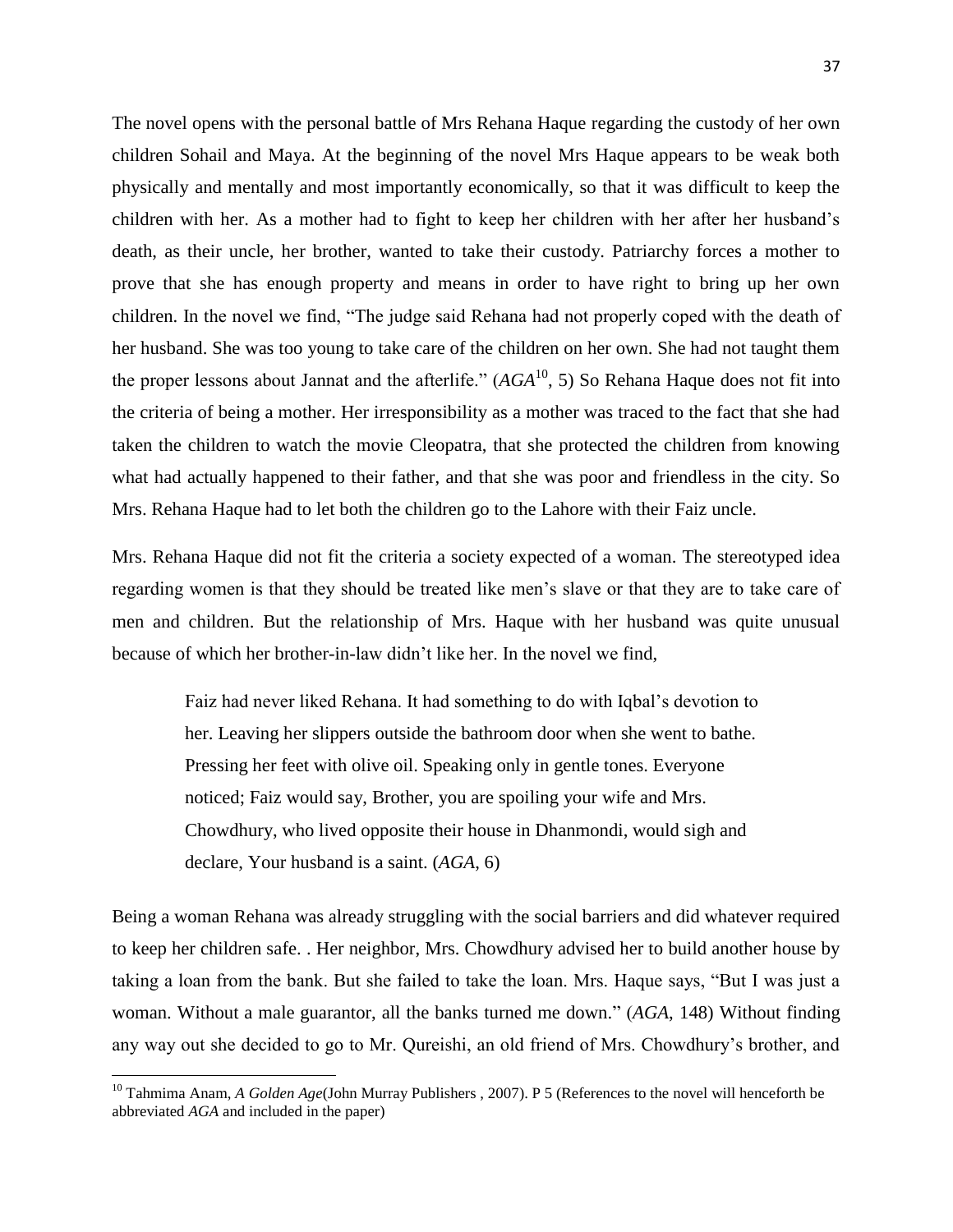The novel opens with the personal battle of Mrs Rehana Haque regarding the custody of her own children Sohail and Maya. At the beginning of the novel Mrs Haque appears to be weak both physically and mentally and most importantly economically, so that it was difficult to keep the children with her. As a mother had to fight to keep her children with her after her husband's death, as their uncle, her brother, wanted to take their custody. Patriarchy forces a mother to prove that she has enough property and means in order to have right to bring up her own children. In the novel we find, "The judge said Rehana had not properly coped with the death of her husband. She was too young to take care of the children on her own. She had not taught them the proper lessons about Jannat and the afterlife." (*AGA*[10], 5) So Rehana Haque does not fit into the criteria of being a mother. Her irresponsibility as a mother was traced to the fact that she had taken the children to watch the movie Cleopatra, that she protected the children from knowing what had actually happened to their father, and that she was poor and friendless in the city. So Mrs. Rehana Haque had to let both the children go to the Lahore with their Faiz uncle.

Mrs. Rehana Haque did not fit the criteria a society expected of a woman. The stereotyped idea regarding women is that they should be treated like men's slave or that they are to take care of men and children. But the relationship of Mrs. Haque with her husband was quite unusual because of which her brother-in-law didn't like her. In the novel we find,

> Faiz had never liked Rehana. It had something to do with Iqbal's devotion to her. Leaving her slippers outside the bathroom door when she went to bathe. Pressing her feet with olive oil. Speaking only in gentle tones. Everyone noticed; Faiz would say, Brother, you are spoiling your wife and Mrs. Chowdhury, who lived opposite their house in Dhanmondi, would sigh and declare, Your husband is a saint. (*AGA*, 6)

Being a woman Rehana was already struggling with the social barriers and did whatever required to keep her children safe. . Her neighbor, Mrs. Chowdhury advised her to build another house by taking a loan from the bank. But she failed to take the loan. Mrs. Haque says, "But I was just a woman. Without a male guarantor, all the banks turned me down." (*AGA*, 148) Without finding any way out she decided to go to Mr. Qureishi, an old friend of Mrs. Chowdhury's brother, and

---

[10] Tahmima Anam, *A Golden Age*(John Murray Publishers , 2007). P 5 (References to the novel will henceforth be abbreviated *AGA* and included in the paper)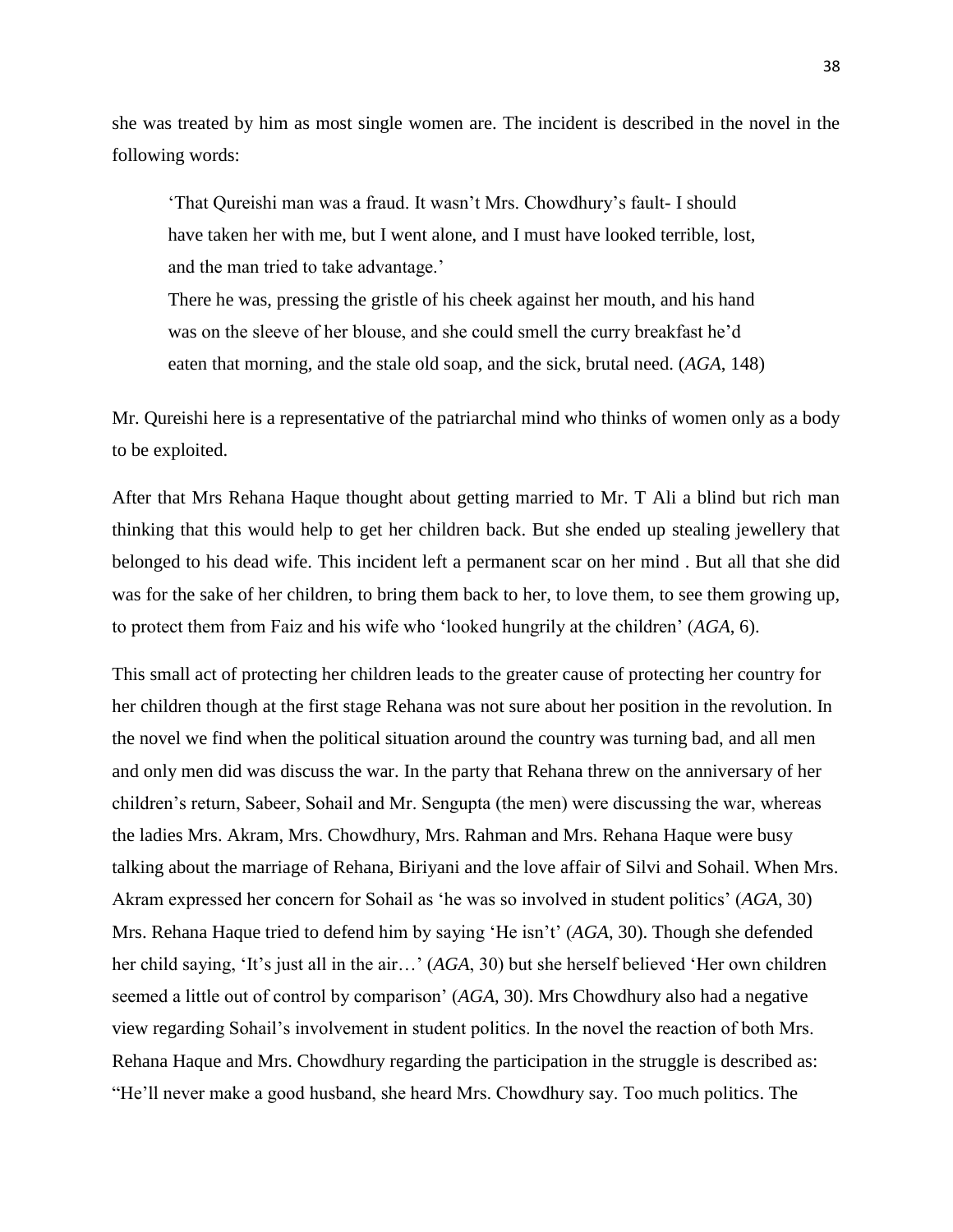she was treated by him as most single women are. The incident is described in the novel in the following words:

> 'That Qureishi man was a fraud. It wasn't Mrs. Chowdhury's fault- I should have taken her with me, but I went alone, and I must have looked terrible, lost, and the man tried to take advantage.'
>
> There he was, pressing the gristle of his cheek against her mouth, and his hand was on the sleeve of her blouse, and she could smell the curry breakfast he'd eaten that morning, and the stale old soap, and the sick, brutal need. (*AGA*, 148)

Mr. Qureishi here is a representative of the patriarchal mind who thinks of women only as a body to be exploited.

After that Mrs Rehana Haque thought about getting married to Mr. T Ali a blind but rich man thinking that this would help to get her children back. But she ended up stealing jewellery that belonged to his dead wife. This incident left a permanent scar on her mind . But all that she did was for the sake of her children, to bring them back to her, to love them, to see them growing up, to protect them from Faiz and his wife who 'looked hungrily at the children' (*AGA*, 6).

This small act of protecting her children leads to the greater cause of protecting her country for her children though at the first stage Rehana was not sure about her position in the revolution. In the novel we find when the political situation around the country was turning bad, and all men and only men did was discuss the war. In the party that Rehana threw on the anniversary of her children's return, Sabeer, Sohail and Mr. Sengupta (the men) were discussing the war, whereas the ladies Mrs. Akram, Mrs. Chowdhury, Mrs. Rahman and Mrs. Rehana Haque were busy talking about the marriage of Rehana, Biriyani and the love affair of Silvi and Sohail. When Mrs. Akram expressed her concern for Sohail as 'he was so involved in student politics' (*AGA*, 30) Mrs. Rehana Haque tried to defend him by saying 'He isn't' (*AGA*, 30). Though she defended her child saying, 'It's just all in the air…' (*AGA*, 30) but she herself believed 'Her own children seemed a little out of control by comparison' (*AGA*, 30). Mrs Chowdhury also had a negative view regarding Sohail's involvement in student politics. In the novel the reaction of both Mrs. Rehana Haque and Mrs. Chowdhury regarding the participation in the struggle is described as: "He'll never make a good husband, she heard Mrs. Chowdhury say. Too much politics. The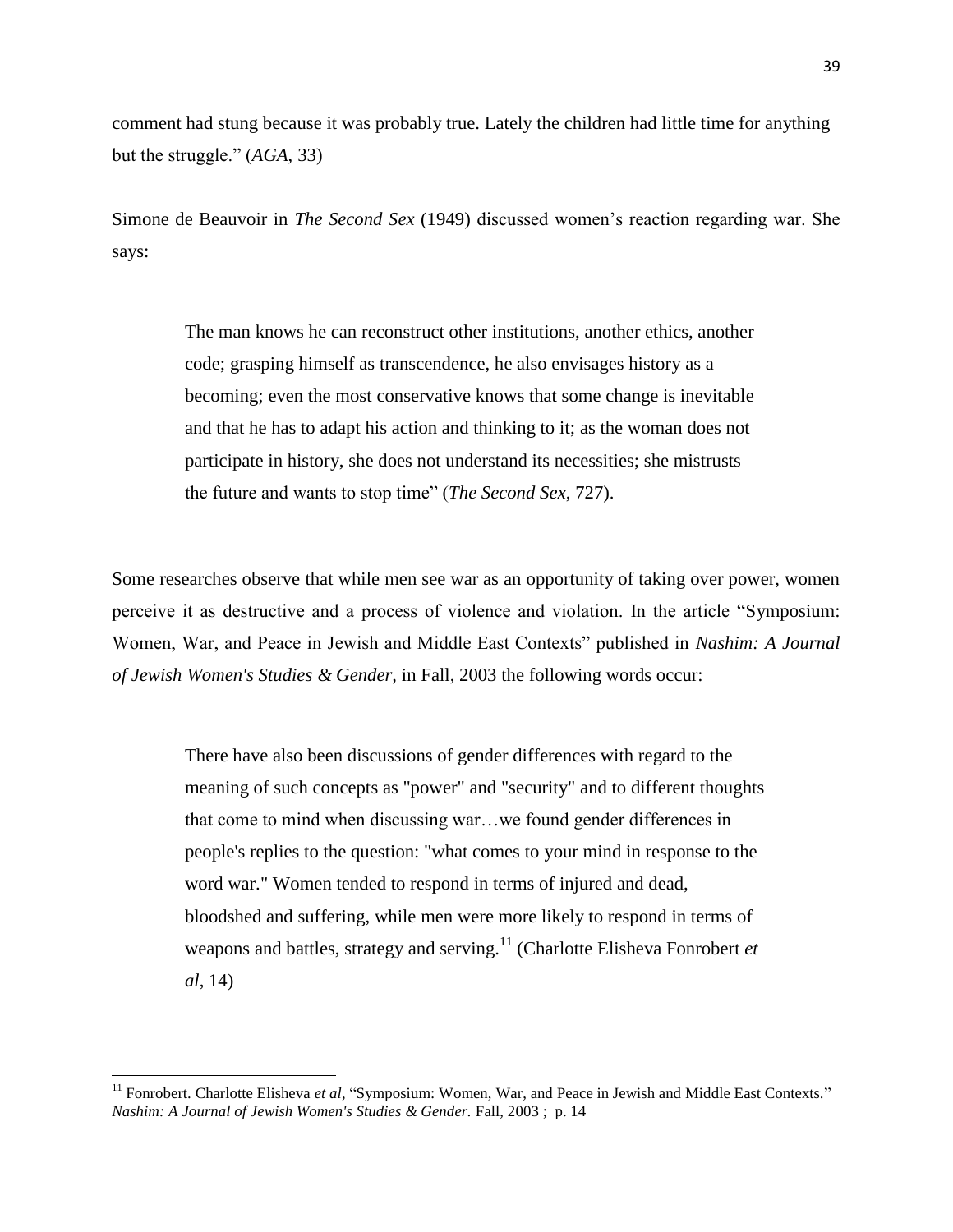comment had stung because it was probably true. Lately the children had little time for anything but the struggle." (*AGA*, 33)

Simone de Beauvoir in *The Second Sex* (1949) discussed women's reaction regarding war. She says:

> The man knows he can reconstruct other institutions, another ethics, another code; grasping himself as transcendence, he also envisages history as a becoming; even the most conservative knows that some change is inevitable and that he has to adapt his action and thinking to it; as the woman does not participate in history, she does not understand its necessities; she mistrusts the future and wants to stop time" (*The Second Sex*, 727).

Some researches observe that while men see war as an opportunity of taking over power, women perceive it as destructive and a process of violence and violation. In the article "Symposium: Women, War, and Peace in Jewish and Middle East Contexts" published in *Nashim: A Journal of Jewish Women's Studies & Gender,* in Fall, 2003 the following words occur:

> There have also been discussions of gender differences with regard to the meaning of such concepts as "power" and "security" and to different thoughts that come to mind when discussing war…we found gender differences in people's replies to the question: "what comes to your mind in response to the word war." Women tended to respond in terms of injured and dead, bloodshed and suffering, while men were more likely to respond in terms of weapons and battles, strategy and serving.[11] (Charlotte Elisheva Fonrobert *et al*, 14)

---

[11] Fonrobert. Charlotte Elisheva *et al*, "Symposium: Women, War, and Peace in Jewish and Middle East Contexts." *Nashim: A Journal of Jewish Women's Studies & Gender.* Fall, 2003 ; p. 14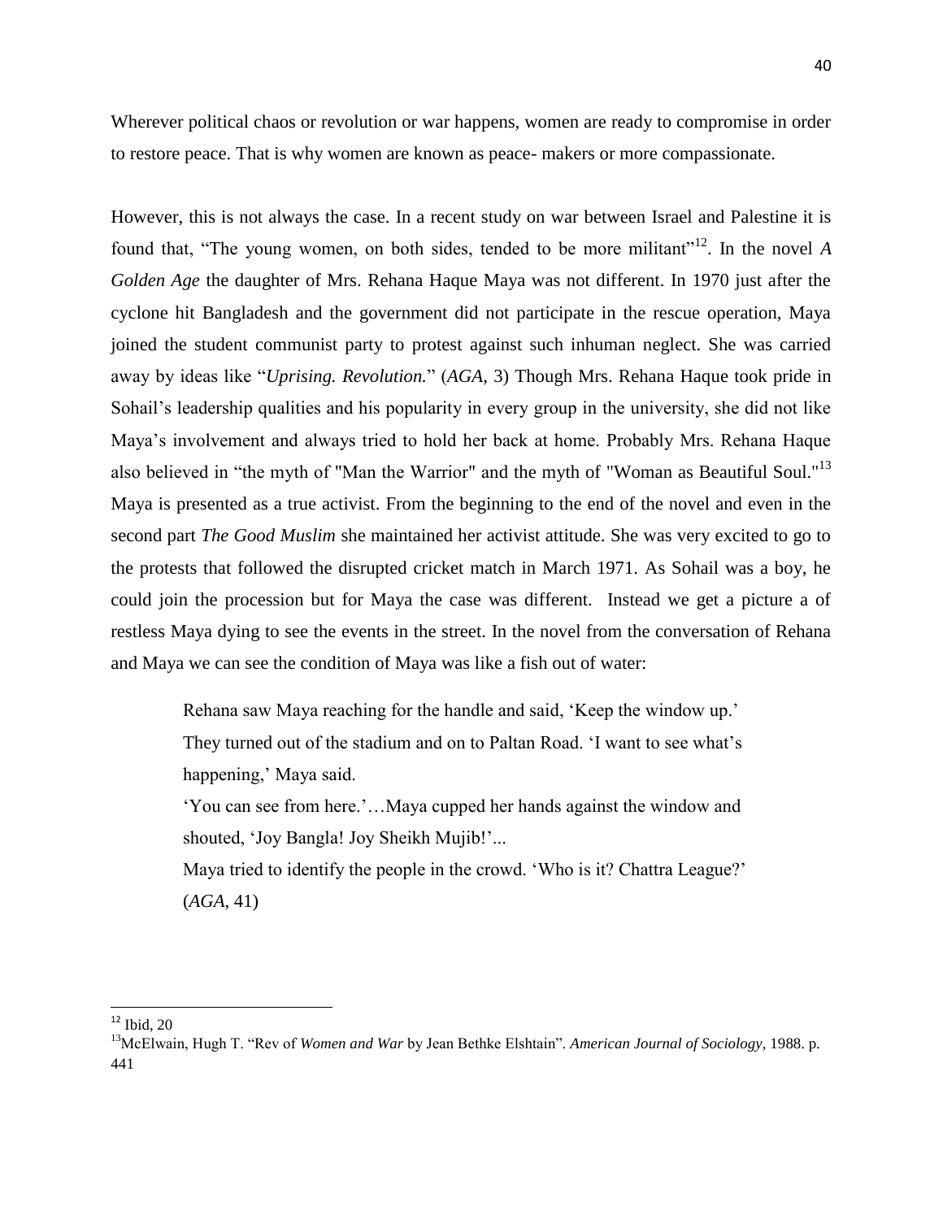Wherever political chaos or revolution or war happens, women are ready to compromise in order to restore peace. That is why women are known as peace- makers or more compassionate.

However, this is not always the case. In a recent study on war between Israel and Palestine it is found that, "The young women, on both sides, tended to be more militant"[12]. In the novel *A Golden Age* the daughter of Mrs. Rehana Haque Maya was not different. In 1970 just after the cyclone hit Bangladesh and the government did not participate in the rescue operation, Maya joined the student communist party to protest against such inhuman neglect. She was carried away by ideas like "*Uprising. Revolution.*" (*AGA*, 3) Though Mrs. Rehana Haque took pride in Sohail's leadership qualities and his popularity in every group in the university, she did not like Maya's involvement and always tried to hold her back at home. Probably Mrs. Rehana Haque also believed in "the myth of "Man the Warrior" and the myth of "Woman as Beautiful Soul."[13] Maya is presented as a true activist. From the beginning to the end of the novel and even in the second part *The Good Muslim* she maintained her activist attitude. She was very excited to go to the protests that followed the disrupted cricket match in March 1971. As Sohail was a boy, he could join the procession but for Maya the case was different. Instead we get a picture a of restless Maya dying to see the events in the street. In the novel from the conversation of Rehana and Maya we can see the condition of Maya was like a fish out of water:

> Rehana saw Maya reaching for the handle and said, 'Keep the window up.' They turned out of the stadium and on to Paltan Road. 'I want to see what's happening,' Maya said.
>
> 'You can see from here.'…Maya cupped her hands against the window and shouted, 'Joy Bangla! Joy Sheikh Mujib!'...
>
> Maya tried to identify the people in the crowd. 'Who is it? Chattra League?' (*AGA*, 41)

---

[12] Ibid, 20

[13] McElwain, Hugh T. "Rev of *Women and War* by Jean Bethke Elshtain". *American Journal of Sociology*, 1988. p. 441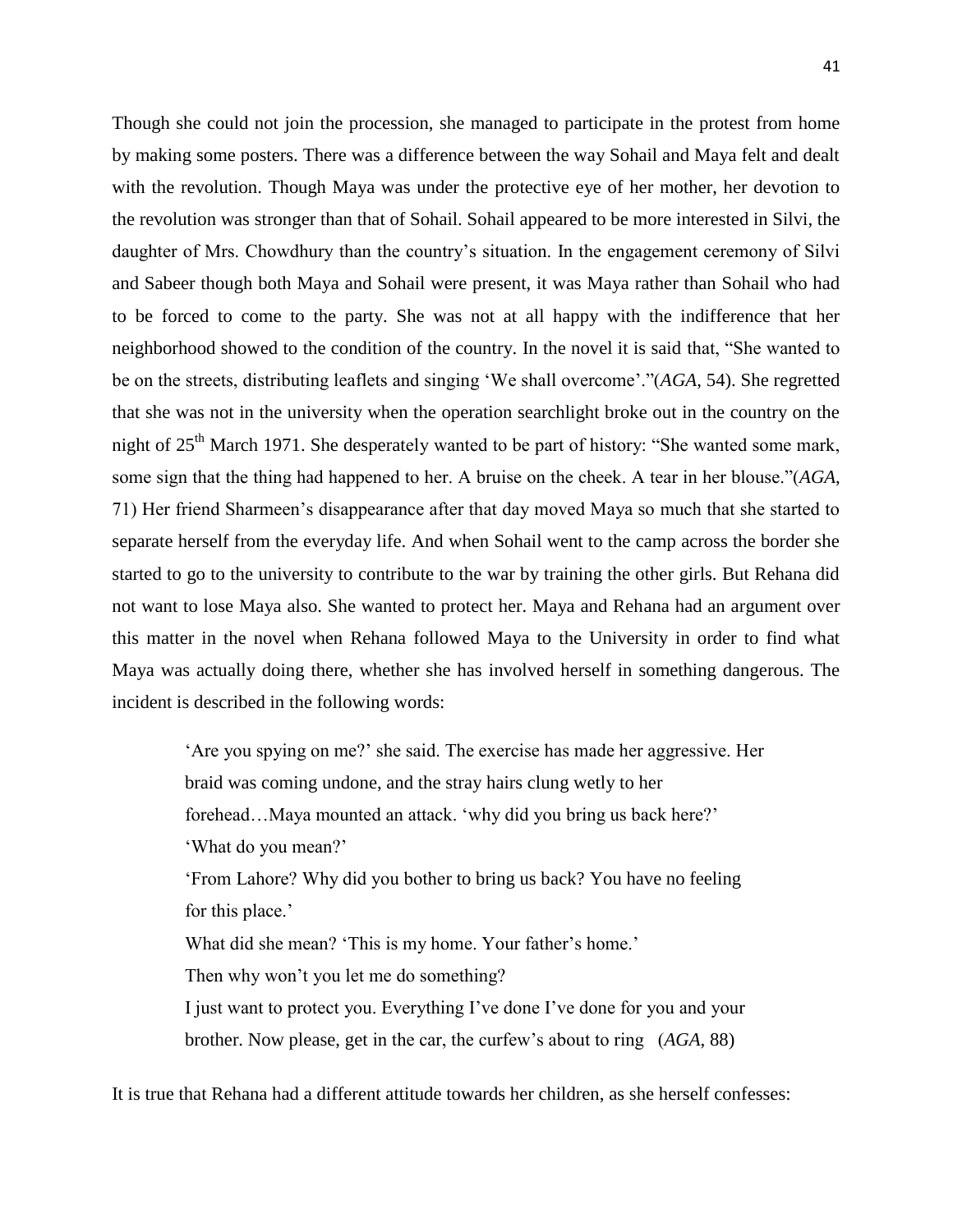Though she could not join the procession, she managed to participate in the protest from home by making some posters. There was a difference between the way Sohail and Maya felt and dealt with the revolution. Though Maya was under the protective eye of her mother, her devotion to the revolution was stronger than that of Sohail. Sohail appeared to be more interested in Silvi, the daughter of Mrs. Chowdhury than the country's situation. In the engagement ceremony of Silvi and Sabeer though both Maya and Sohail were present, it was Maya rather than Sohail who had to be forced to come to the party. She was not at all happy with the indifference that her neighborhood showed to the condition of the country. In the novel it is said that, "She wanted to be on the streets, distributing leaflets and singing 'We shall overcome'."(*AGA*, 54). She regretted that she was not in the university when the operation searchlight broke out in the country on the night of 25th March 1971. She desperately wanted to be part of history: "She wanted some mark, some sign that the thing had happened to her. A bruise on the cheek. A tear in her blouse."(*AGA*, 71) Her friend Sharmeen's disappearance after that day moved Maya so much that she started to separate herself from the everyday life. And when Sohail went to the camp across the border she started to go to the university to contribute to the war by training the other girls. But Rehana did not want to lose Maya also. She wanted to protect her. Maya and Rehana had an argument over this matter in the novel when Rehana followed Maya to the University in order to find what Maya was actually doing there, whether she has involved herself in something dangerous. The incident is described in the following words:

> 'Are you spying on me?' she said. The exercise has made her aggressive. Her braid was coming undone, and the stray hairs clung wetly to her forehead…Maya mounted an attack. 'why did you bring us back here?'
> 'What do you mean?'
> 'From Lahore? Why did you bother to bring us back? You have no feeling for this place.'
> What did she mean? 'This is my home. Your father's home.'
> Then why won't you let me do something?
> I just want to protect you. Everything I've done I've done for you and your brother. Now please, get in the car, the curfew's about to ring (*AGA*, 88)

It is true that Rehana had a different attitude towards her children, as she herself confesses: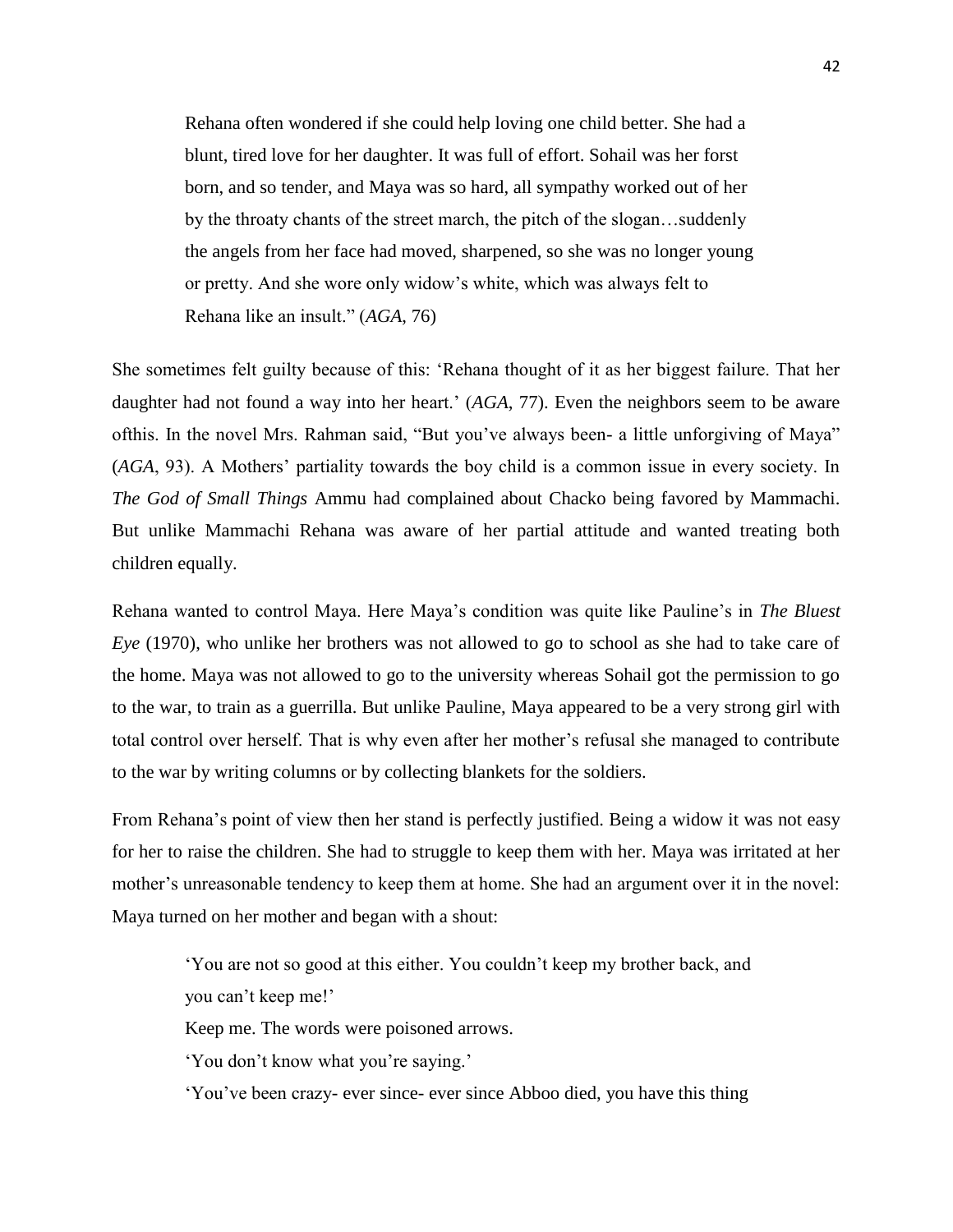> Rehana often wondered if she could help loving one child better. She had a blunt, tired love for her daughter. It was full of effort. Sohail was her forst born, and so tender, and Maya was so hard, all sympathy worked out of her by the throaty chants of the street march, the pitch of the slogan…suddenly the angels from her face had moved, sharpened, so she was no longer young or pretty. And she wore only widow's white, which was always felt to Rehana like an insult." (*AGA*, 76)

She sometimes felt guilty because of this: 'Rehana thought of it as her biggest failure. That her daughter had not found a way into her heart.' (*AGA*, 77). Even the neighbors seem to be aware ofthis. In the novel Mrs. Rahman said, "But you've always been- a little unforgiving of Maya" (*AGA*, 93). A Mothers' partiality towards the boy child is a common issue in every society. In *The God of Small Things* Ammu had complained about Chacko being favored by Mammachi. But unlike Mammachi Rehana was aware of her partial attitude and wanted treating both children equally.

Rehana wanted to control Maya. Here Maya's condition was quite like Pauline's in *The Bluest Eye* (1970), who unlike her brothers was not allowed to go to school as she had to take care of the home. Maya was not allowed to go to the university whereas Sohail got the permission to go to the war, to train as a guerrilla. But unlike Pauline, Maya appeared to be a very strong girl with total control over herself. That is why even after her mother's refusal she managed to contribute to the war by writing columns or by collecting blankets for the soldiers.

From Rehana's point of view then her stand is perfectly justified. Being a widow it was not easy for her to raise the children. She had to struggle to keep them with her. Maya was irritated at her mother's unreasonable tendency to keep them at home. She had an argument over it in the novel: Maya turned on her mother and began with a shout:

> 'You are not so good at this either. You couldn't keep my brother back, and you can't keep me!'
>
> Keep me. The words were poisoned arrows.
>
> 'You don't know what you're saying.'
>
> 'You've been crazy- ever since- ever since Abboo died, you have this thing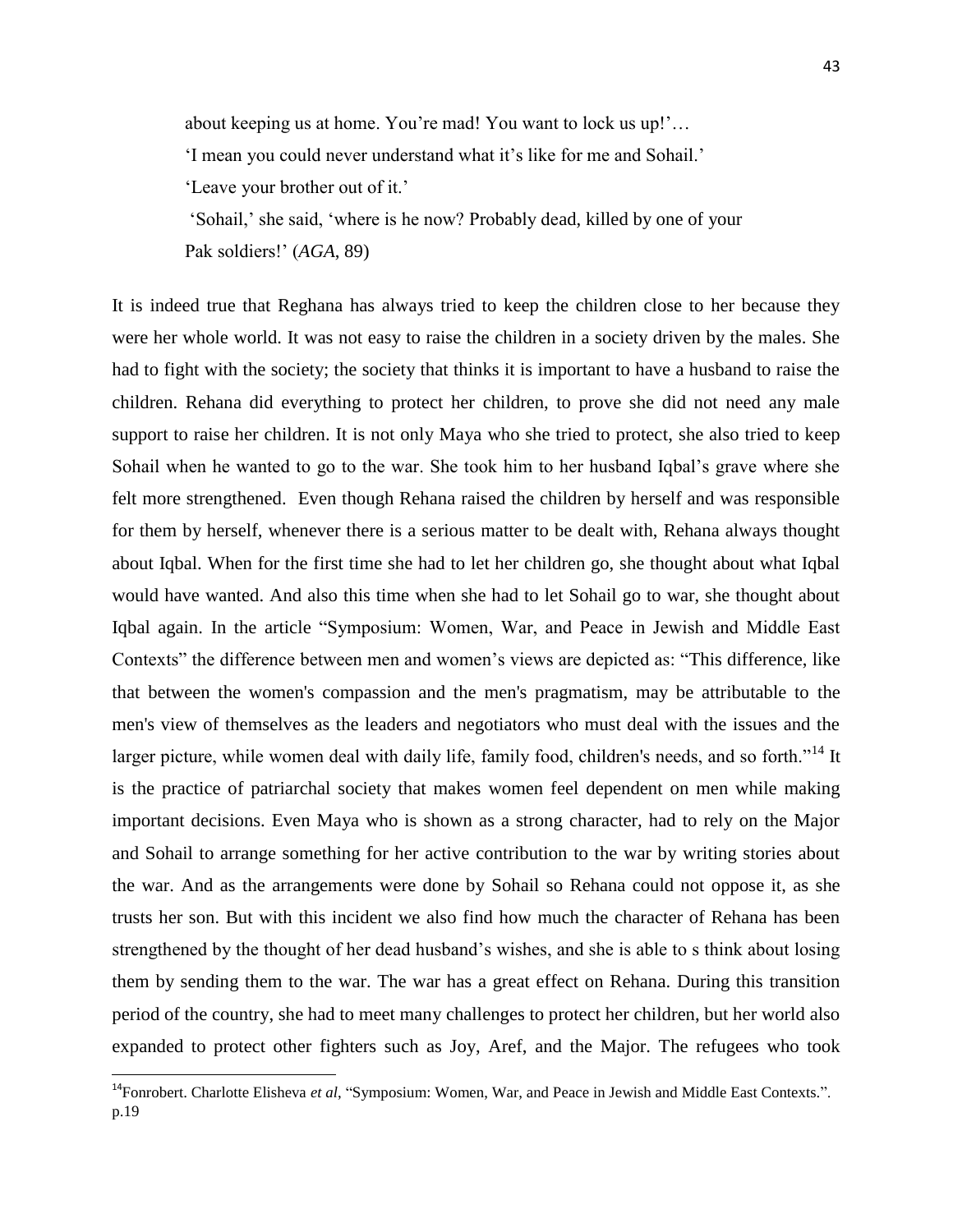> about keeping us at home. You're mad! You want to lock us up!'…
> 'I mean you could never understand what it's like for me and Sohail.'
> 'Leave your brother out of it.'
> 'Sohail,' she said, 'where is he now? Probably dead, killed by one of your Pak soldiers!' (*AGA*, 89)

It is indeed true that Reghana has always tried to keep the children close to her because they were her whole world. It was not easy to raise the children in a society driven by the males. She had to fight with the society; the society that thinks it is important to have a husband to raise the children. Rehana did everything to protect her children, to prove she did not need any male support to raise her children. It is not only Maya who she tried to protect, she also tried to keep Sohail when he wanted to go to the war. She took him to her husband Iqbal's grave where she felt more strengthened. Even though Rehana raised the children by herself and was responsible for them by herself, whenever there is a serious matter to be dealt with, Rehana always thought about Iqbal. When for the first time she had to let her children go, she thought about what Iqbal would have wanted. And also this time when she had to let Sohail go to war, she thought about Iqbal again. In the article "Symposium: Women, War, and Peace in Jewish and Middle East Contexts" the difference between men and women's views are depicted as: "This difference, like that between the women's compassion and the men's pragmatism, may be attributable to the men's view of themselves as the leaders and negotiators who must deal with the issues and the larger picture, while women deal with daily life, family food, children's needs, and so forth."[14] It is the practice of patriarchal society that makes women feel dependent on men while making important decisions. Even Maya who is shown as a strong character, had to rely on the Major and Sohail to arrange something for her active contribution to the war by writing stories about the war. And as the arrangements were done by Sohail so Rehana could not oppose it, as she trusts her son. But with this incident we also find how much the character of Rehana has been strengthened by the thought of her dead husband's wishes, and she is able to s think about losing them by sending them to the war. The war has a great effect on Rehana. During this transition period of the country, she had to meet many challenges to protect her children, but her world also expanded to protect other fighters such as Joy, Aref, and the Major. The refugees who took

---

[14]Fonrobert. Charlotte Elisheva *et al*, "Symposium: Women, War, and Peace in Jewish and Middle East Contexts.". p.19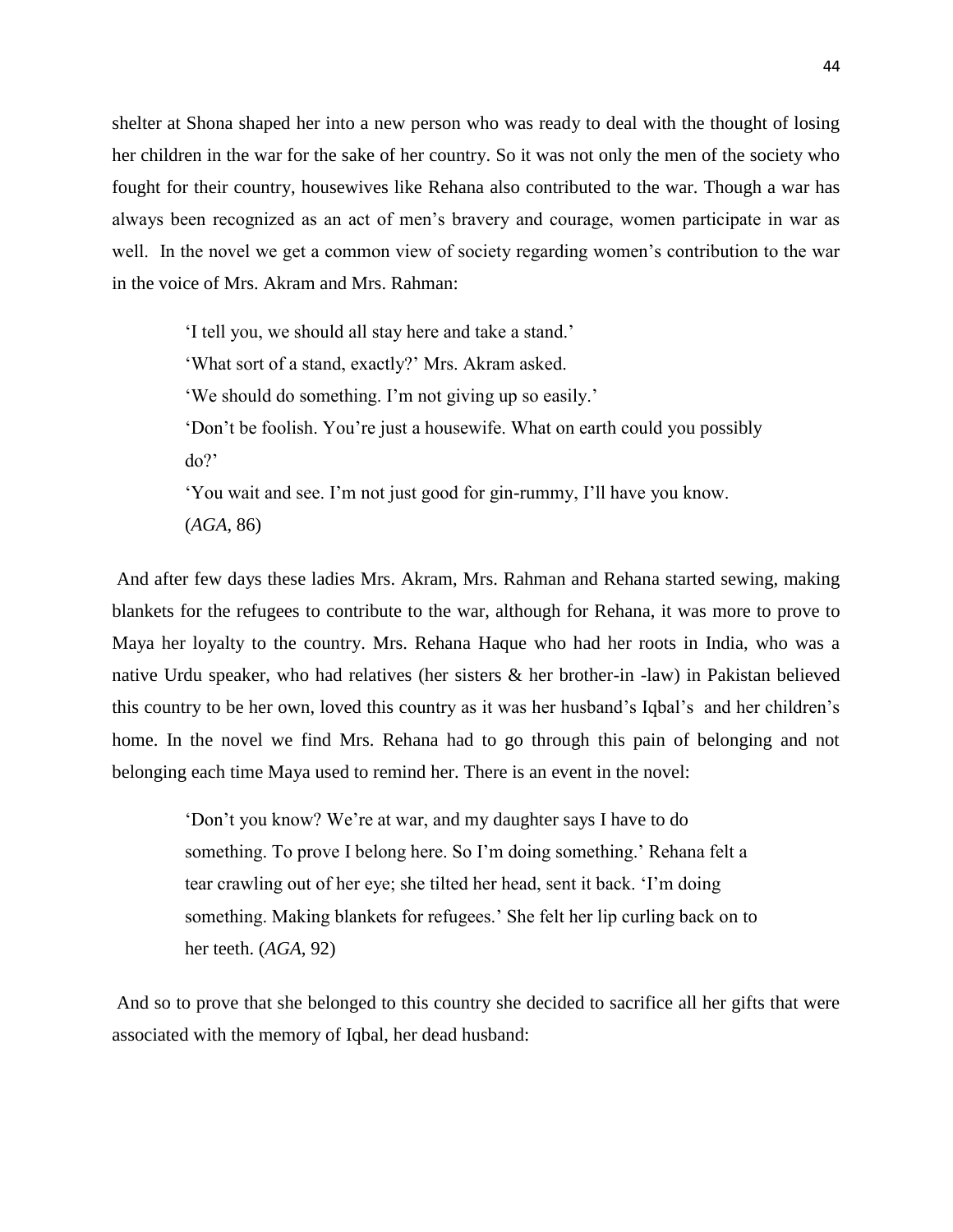shelter at Shona shaped her into a new person who was ready to deal with the thought of losing her children in the war for the sake of her country. So it was not only the men of the society who fought for their country, housewives like Rehana also contributed to the war. Though a war has always been recognized as an act of men's bravery and courage, women participate in war as well. In the novel we get a common view of society regarding women's contribution to the war in the voice of Mrs. Akram and Mrs. Rahman:

> 'I tell you, we should all stay here and take a stand.'
> 'What sort of a stand, exactly?' Mrs. Akram asked.
> 'We should do something. I'm not giving up so easily.'
> 'Don't be foolish. You're just a housewife. What on earth could you possibly do?'
> 'You wait and see. I'm not just good for gin-rummy, I'll have you know.
> (*AGA*, 86)

And after few days these ladies Mrs. Akram, Mrs. Rahman and Rehana started sewing, making blankets for the refugees to contribute to the war, although for Rehana, it was more to prove to Maya her loyalty to the country. Mrs. Rehana Haque who had her roots in India, who was a native Urdu speaker, who had relatives (her sisters & her brother-in -law) in Pakistan believed this country to be her own, loved this country as it was her husband's Iqbal's and her children's home. In the novel we find Mrs. Rehana had to go through this pain of belonging and not belonging each time Maya used to remind her. There is an event in the novel:

> 'Don't you know? We're at war, and my daughter says I have to do something. To prove I belong here. So I'm doing something.' Rehana felt a tear crawling out of her eye; she tilted her head, sent it back. 'I'm doing something. Making blankets for refugees.' She felt her lip curling back on to her teeth. (*AGA*, 92)

And so to prove that she belonged to this country she decided to sacrifice all her gifts that were associated with the memory of Iqbal, her dead husband: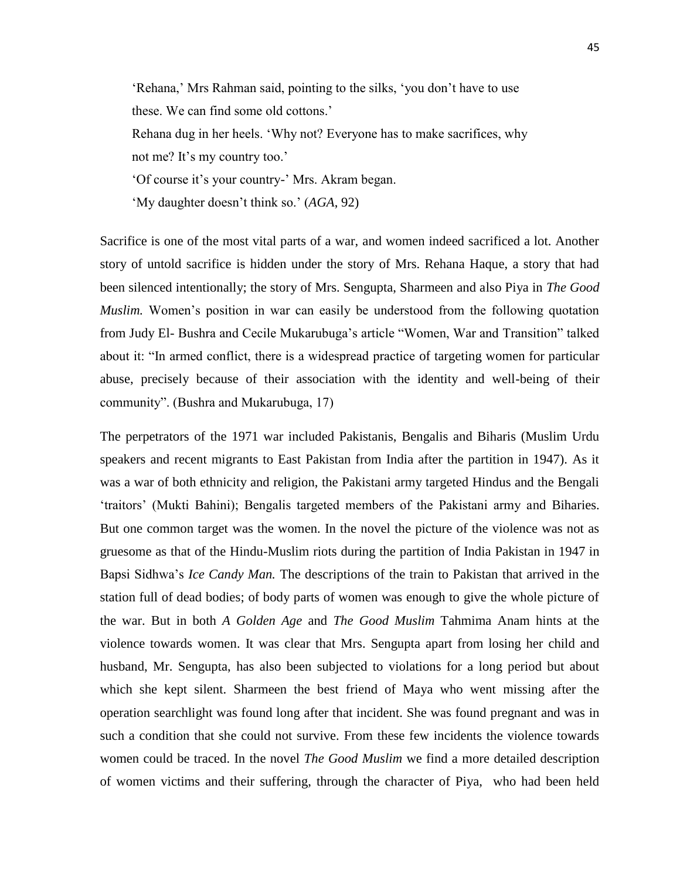> 'Rehana,' Mrs Rahman said, pointing to the silks, 'you don't have to use these. We can find some old cottons.'
>
> Rehana dug in her heels. 'Why not? Everyone has to make sacrifices, why not me? It's my country too.'
>
> 'Of course it's your country-' Mrs. Akram began.
>
> 'My daughter doesn't think so.' (*AGA*, 92)

Sacrifice is one of the most vital parts of a war, and women indeed sacrificed a lot. Another story of untold sacrifice is hidden under the story of Mrs. Rehana Haque, a story that had been silenced intentionally; the story of Mrs. Sengupta, Sharmeen and also Piya in *The Good Muslim.* Women's position in war can easily be understood from the following quotation from Judy El- Bushra and Cecile Mukarubuga's article "Women, War and Transition" talked about it: "In armed conflict, there is a widespread practice of targeting women for particular abuse, precisely because of their association with the identity and well-being of their community". (Bushra and Mukarubuga, 17)

The perpetrators of the 1971 war included Pakistanis, Bengalis and Biharis (Muslim Urdu speakers and recent migrants to East Pakistan from India after the partition in 1947). As it was a war of both ethnicity and religion, the Pakistani army targeted Hindus and the Bengali 'traitors' (Mukti Bahini); Bengalis targeted members of the Pakistani army and Biharies. But one common target was the women. In the novel the picture of the violence was not as gruesome as that of the Hindu-Muslim riots during the partition of India Pakistan in 1947 in Bapsi Sidhwa's *Ice Candy Man.* The descriptions of the train to Pakistan that arrived in the station full of dead bodies; of body parts of women was enough to give the whole picture of the war. But in both *A Golden Age* and *The Good Muslim* Tahmima Anam hints at the violence towards women. It was clear that Mrs. Sengupta apart from losing her child and husband, Mr. Sengupta, has also been subjected to violations for a long period but about which she kept silent. Sharmeen the best friend of Maya who went missing after the operation searchlight was found long after that incident. She was found pregnant and was in such a condition that she could not survive. From these few incidents the violence towards women could be traced. In the novel *The Good Muslim* we find a more detailed description of women victims and their suffering, through the character of Piya, who had been held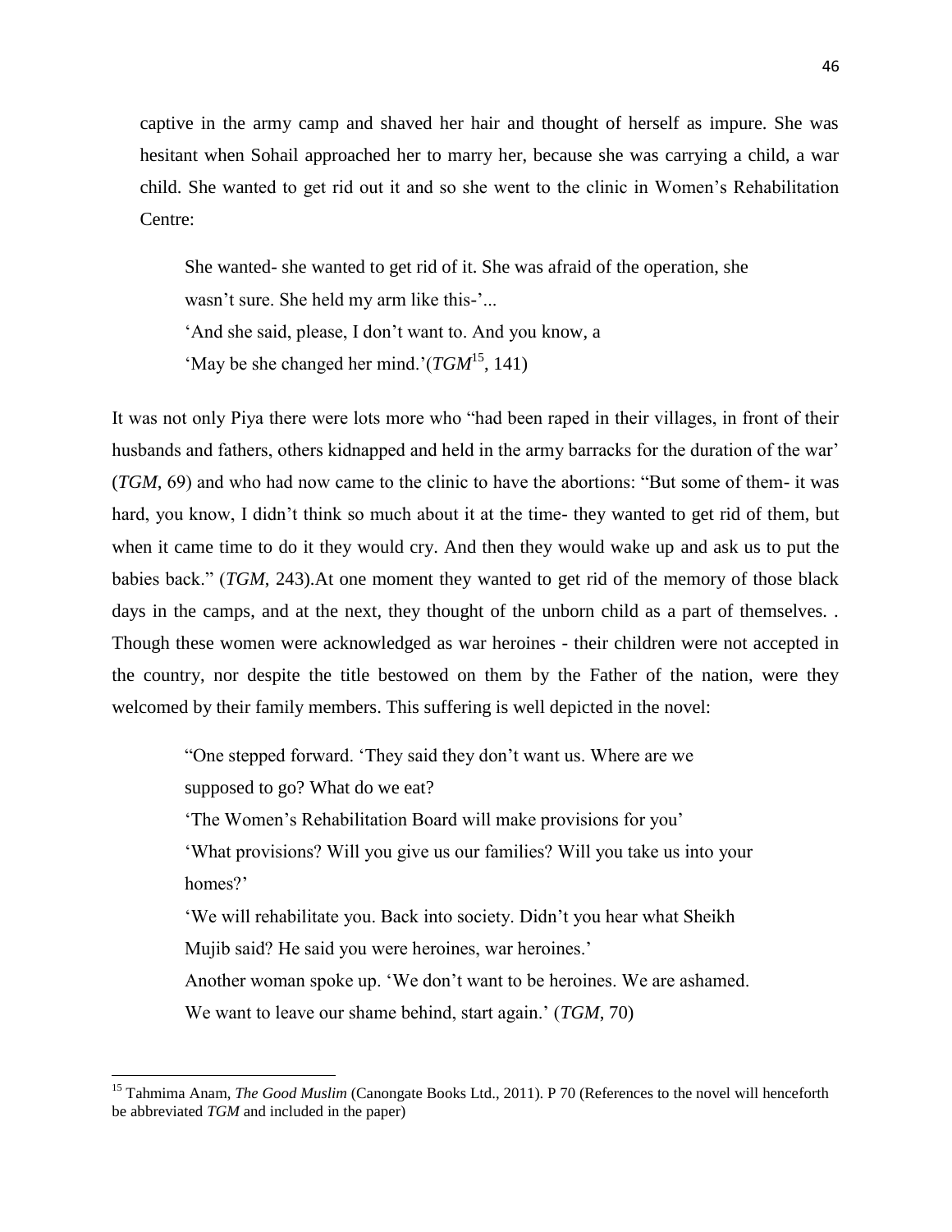captive in the army camp and shaved her hair and thought of herself as impure. She was hesitant when Sohail approached her to marry her, because she was carrying a child, a war child. She wanted to get rid out it and so she went to the clinic in Women's Rehabilitation Centre:

> She wanted- she wanted to get rid of it. She was afraid of the operation, she wasn't sure. She held my arm like this-'...
> 'And she said, please, I don't want to. And you know, a
> 'May be she changed her mind.'(*TGM*[15], 141)

It was not only Piya there were lots more who "had been raped in their villages, in front of their husbands and fathers, others kidnapped and held in the army barracks for the duration of the war' (*TGM*, 69) and who had now came to the clinic to have the abortions: "But some of them- it was hard, you know, I didn't think so much about it at the time- they wanted to get rid of them, but when it came time to do it they would cry. And then they would wake up and ask us to put the babies back." (*TGM*, 243).At one moment they wanted to get rid of the memory of those black days in the camps, and at the next, they thought of the unborn child as a part of themselves. . Though these women were acknowledged as war heroines - their children were not accepted in the country, nor despite the title bestowed on them by the Father of the nation, were they welcomed by their family members. This suffering is well depicted in the novel:

> "One stepped forward. 'They said they don't want us. Where are we supposed to go? What do we eat?
> 'The Women's Rehabilitation Board will make provisions for you'
> 'What provisions? Will you give us our families? Will you take us into your homes?'
> 'We will rehabilitate you. Back into society. Didn't you hear what Sheikh Mujib said? He said you were heroines, war heroines.'
> Another woman spoke up. 'We don't want to be heroines. We are ashamed. We want to leave our shame behind, start again.' (*TGM*, 70)

---

[15] Tahmima Anam, *The Good Muslim* (Canongate Books Ltd., 2011). P 70 (References to the novel will henceforth be abbreviated *TGM* and included in the paper)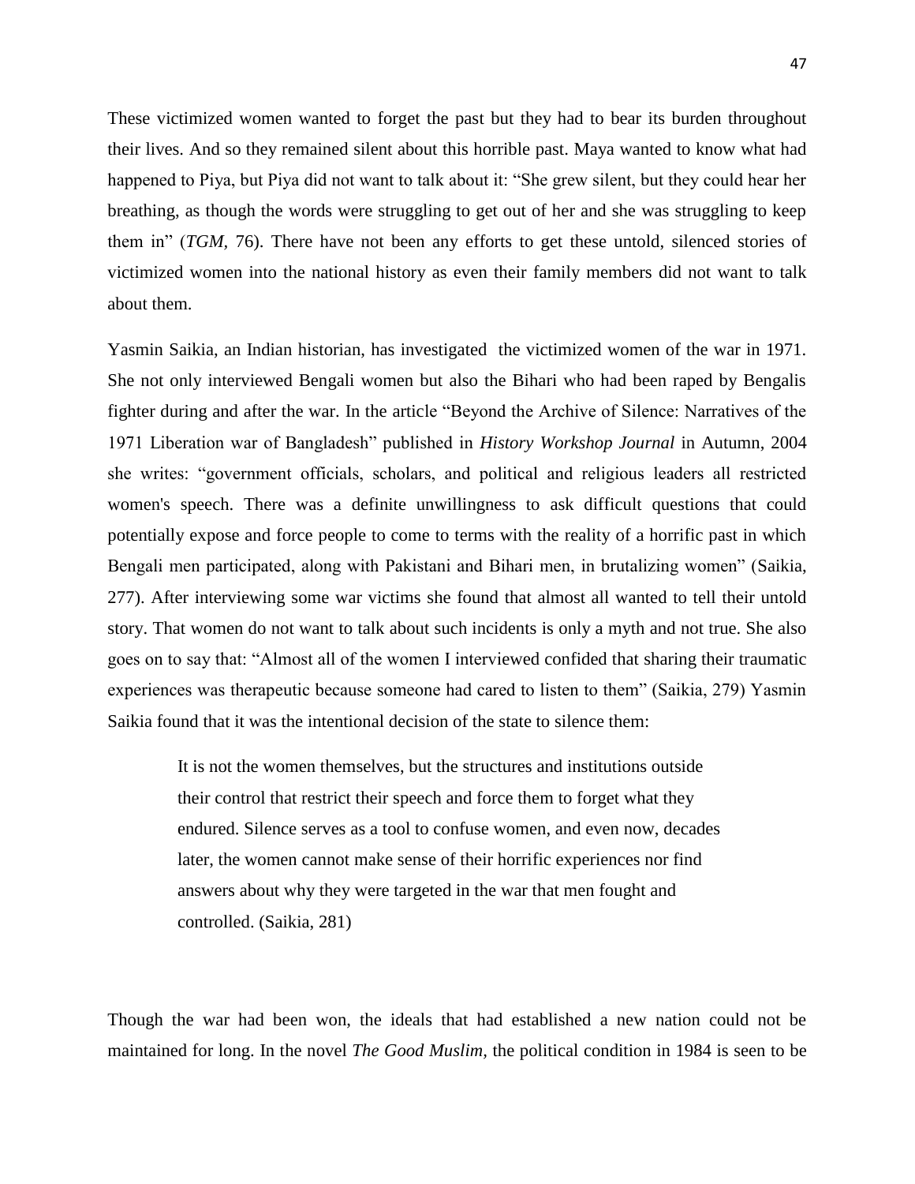These victimized women wanted to forget the past but they had to bear its burden throughout their lives. And so they remained silent about this horrible past. Maya wanted to know what had happened to Piya, but Piya did not want to talk about it: "She grew silent, but they could hear her breathing, as though the words were struggling to get out of her and she was struggling to keep them in" (*TGM,* 76). There have not been any efforts to get these untold, silenced stories of victimized women into the national history as even their family members did not want to talk about them.

Yasmin Saikia, an Indian historian, has investigated the victimized women of the war in 1971. She not only interviewed Bengali women but also the Bihari who had been raped by Bengalis fighter during and after the war. In the article "Beyond the Archive of Silence: Narratives of the 1971 Liberation war of Bangladesh" published in *History Workshop Journal* in Autumn, 2004 she writes: "government officials, scholars, and political and religious leaders all restricted women's speech. There was a definite unwillingness to ask difficult questions that could potentially expose and force people to come to terms with the reality of a horrific past in which Bengali men participated, along with Pakistani and Bihari men, in brutalizing women" (Saikia, 277). After interviewing some war victims she found that almost all wanted to tell their untold story. That women do not want to talk about such incidents is only a myth and not true. She also goes on to say that: "Almost all of the women I interviewed confided that sharing their traumatic experiences was therapeutic because someone had cared to listen to them" (Saikia, 279) Yasmin Saikia found that it was the intentional decision of the state to silence them:

> It is not the women themselves, but the structures and institutions outside their control that restrict their speech and force them to forget what they endured. Silence serves as a tool to confuse women, and even now, decades later, the women cannot make sense of their horrific experiences nor find answers about why they were targeted in the war that men fought and controlled. (Saikia, 281)

Though the war had been won, the ideals that had established a new nation could not be maintained for long. In the novel *The Good Muslim,* the political condition in 1984 is seen to be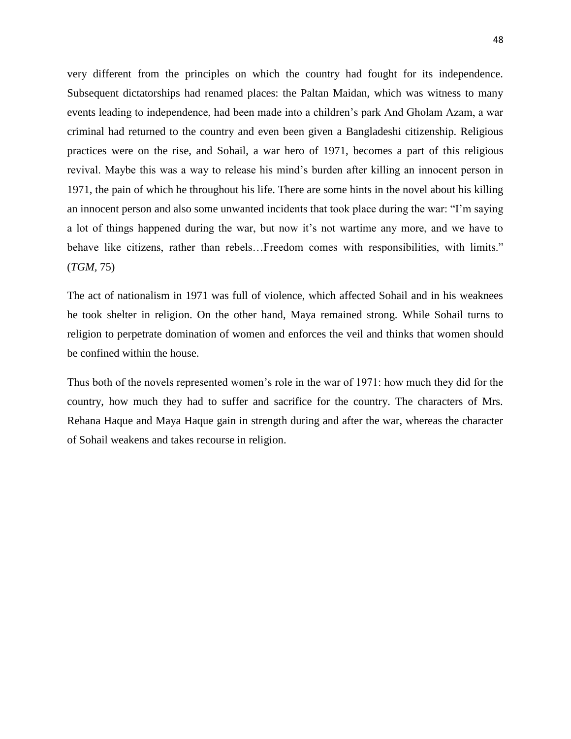very different from the principles on which the country had fought for its independence. Subsequent dictatorships had renamed places: the Paltan Maidan, which was witness to many events leading to independence, had been made into a children's park And Gholam Azam, a war criminal had returned to the country and even been given a Bangladeshi citizenship. Religious practices were on the rise, and Sohail, a war hero of 1971, becomes a part of this religious revival. Maybe this was a way to release his mind's burden after killing an innocent person in 1971, the pain of which he throughout his life. There are some hints in the novel about his killing an innocent person and also some unwanted incidents that took place during the war: "I'm saying a lot of things happened during the war, but now it's not wartime any more, and we have to behave like citizens, rather than rebels…Freedom comes with responsibilities, with limits." (*TGM,* 75)

The act of nationalism in 1971 was full of violence, which affected Sohail and in his weaknees he took shelter in religion. On the other hand, Maya remained strong. While Sohail turns to religion to perpetrate domination of women and enforces the veil and thinks that women should be confined within the house.

Thus both of the novels represented women's role in the war of 1971: how much they did for the country, how much they had to suffer and sacrifice for the country. The characters of Mrs. Rehana Haque and Maya Haque gain in strength during and after the war, whereas the character of Sohail weakens and takes recourse in religion.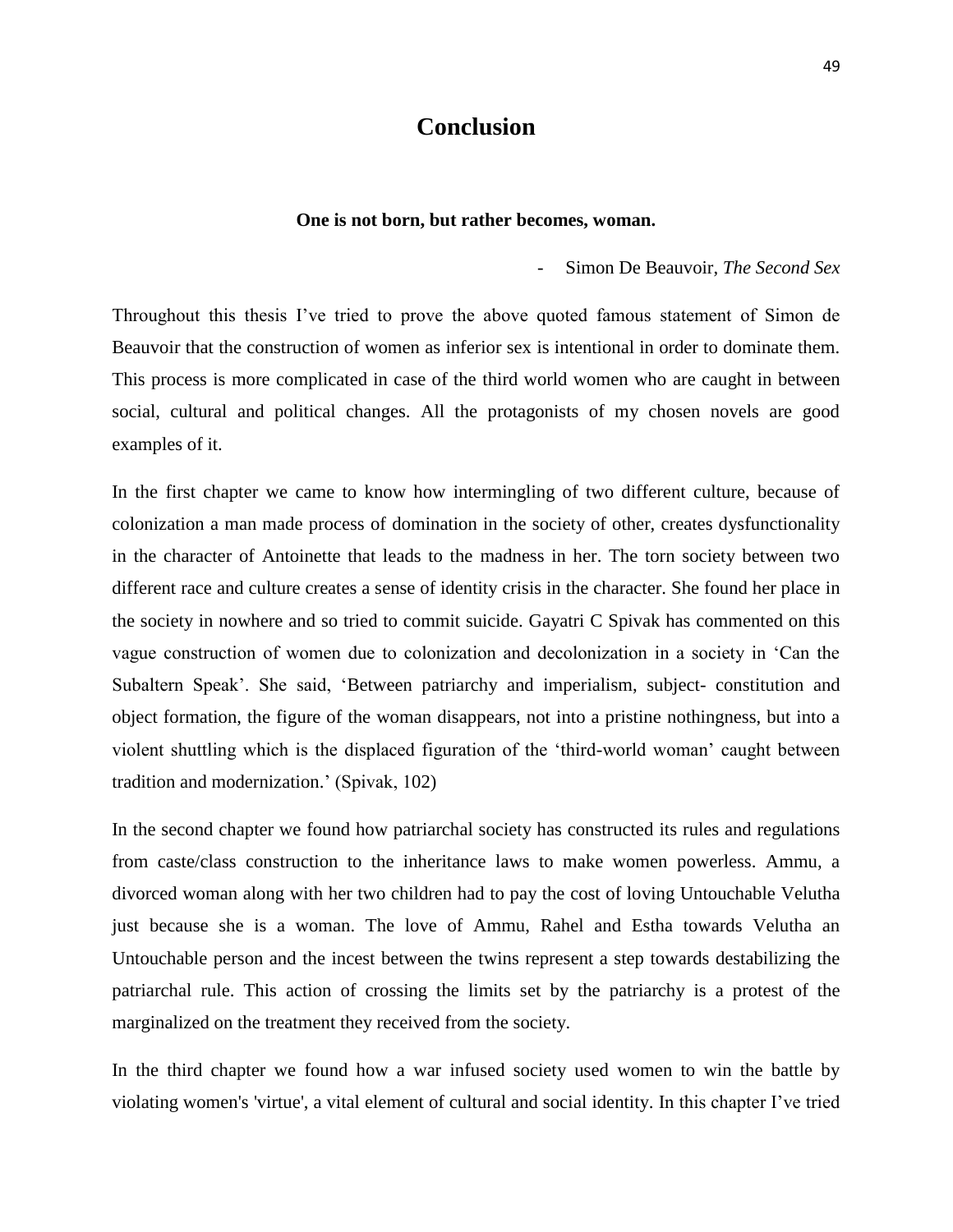# Conclusion

**One is not born, but rather becomes, woman.**

- Simon De Beauvoir, *The Second Sex*

Throughout this thesis I've tried to prove the above quoted famous statement of Simon de Beauvoir that the construction of women as inferior sex is intentional in order to dominate them. This process is more complicated in case of the third world women who are caught in between social, cultural and political changes. All the protagonists of my chosen novels are good examples of it.

In the first chapter we came to know how intermingling of two different culture, because of colonization a man made process of domination in the society of other, creates dysfunctionality in the character of Antoinette that leads to the madness in her. The torn society between two different race and culture creates a sense of identity crisis in the character. She found her place in the society in nowhere and so tried to commit suicide. Gayatri C Spivak has commented on this vague construction of women due to colonization and decolonization in a society in 'Can the Subaltern Speak'. She said, 'Between patriarchy and imperialism, subject- constitution and object formation, the figure of the woman disappears, not into a pristine nothingness, but into a violent shuttling which is the displaced figuration of the 'third-world woman' caught between tradition and modernization.' (Spivak, 102)

In the second chapter we found how patriarchal society has constructed its rules and regulations from caste/class construction to the inheritance laws to make women powerless. Ammu, a divorced woman along with her two children had to pay the cost of loving Untouchable Velutha just because she is a woman. The love of Ammu, Rahel and Estha towards Velutha an Untouchable person and the incest between the twins represent a step towards destabilizing the patriarchal rule. This action of crossing the limits set by the patriarchy is a protest of the marginalized on the treatment they received from the society.

In the third chapter we found how a war infused society used women to win the battle by violating women's 'virtue', a vital element of cultural and social identity. In this chapter I've tried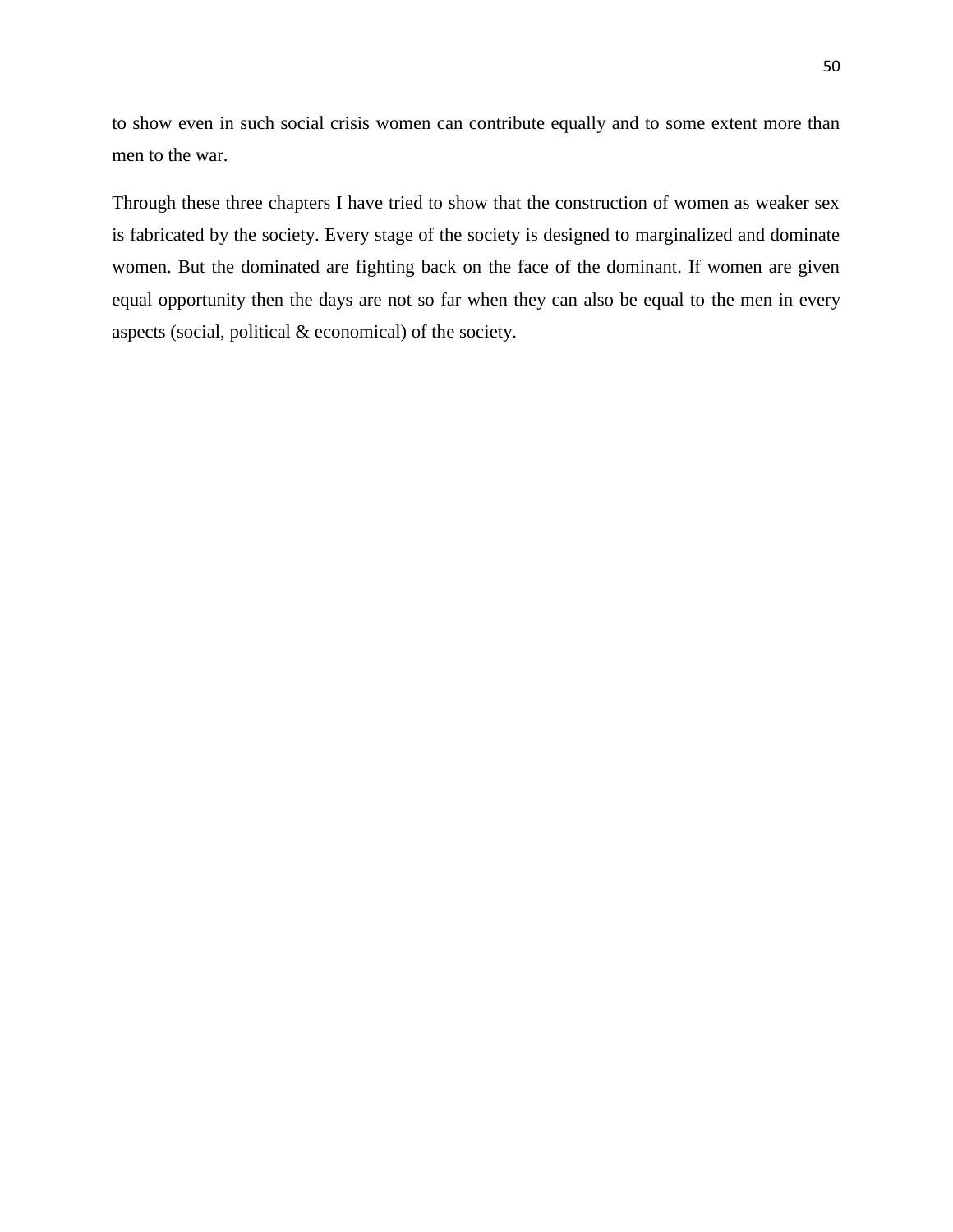to show even in such social crisis women can contribute equally and to some extent more than men to the war.

Through these three chapters I have tried to show that the construction of women as weaker sex is fabricated by the society. Every stage of the society is designed to marginalized and dominate women. But the dominated are fighting back on the face of the dominant. If women are given equal opportunity then the days are not so far when they can also be equal to the men in every aspects (social, political & economical) of the society.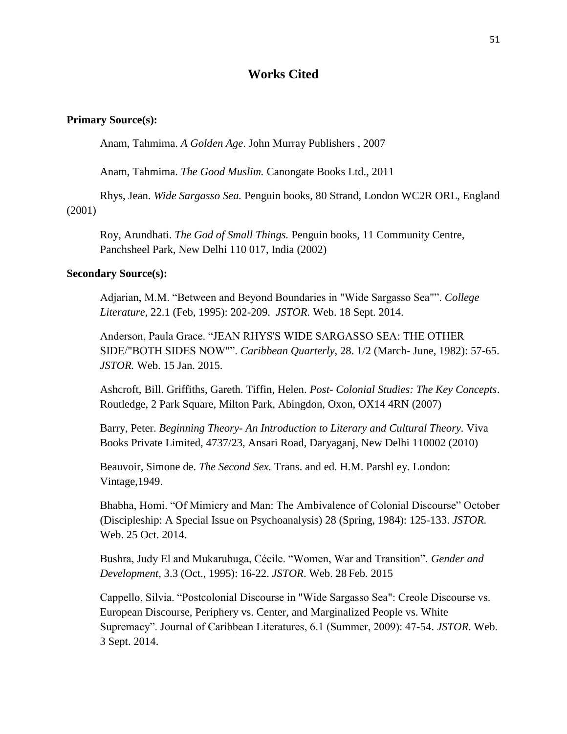# Works Cited

**Primary Source(s):**

Anam, Tahmima. *A Golden Age*. John Murray Publishers , 2007

Anam, Tahmima. *The Good Muslim.* Canongate Books Ltd., 2011

Rhys, Jean. *Wide Sargasso Sea.* Penguin books, 80 Strand, London WC2R ORL, England (2001)

Roy, Arundhati. *The God of Small Things.* Penguin books, 11 Community Centre, Panchsheel Park, New Delhi 110 017, India (2002)

**Secondary Source(s):**

Adjarian, M.M. "Between and Beyond Boundaries in "Wide Sargasso Sea"". *College Literature*, 22.1 (Feb, 1995): 202-209. *JSTOR.* Web. 18 Sept. 2014.

Anderson, Paula Grace. "JEAN RHYS'S WIDE SARGASSO SEA: THE OTHER SIDE/"BOTH SIDES NOW"". *Caribbean Quarterly*, 28. 1/2 (March- June, 1982): 57-65. *JSTOR.* Web. 15 Jan. 2015.

Ashcroft, Bill. Griffiths, Gareth. Tiffin, Helen. *Post- Colonial Studies: The Key Concepts*. Routledge, 2 Park Square, Milton Park, Abingdon, Oxon, OX14 4RN (2007)

Barry, Peter. *Beginning Theory- An Introduction to Literary and Cultural Theory.* Viva Books Private Limited, 4737/23, Ansari Road, Daryaganj, New Delhi 110002 (2010)

Beauvoir, Simone de. *The Second Sex.* Trans. and ed. H.M. Parshl ey. London: Vintage,1949.

Bhabha, Homi. "Of Mimicry and Man: The Ambivalence of Colonial Discourse" October (Discipleship: A Special Issue on Psychoanalysis) 28 (Spring, 1984): 125-133. *JSTOR.* Web. 25 Oct. 2014.

Bushra, Judy El and Mukarubuga, Cécile. "Women, War and Transition". *Gender and Development,* 3.3 (Oct., 1995): 16-22. *JSTOR*. Web. 28 Feb. 2015

Cappello, Silvia. "Postcolonial Discourse in "Wide Sargasso Sea": Creole Discourse vs. European Discourse, Periphery vs. Center, and Marginalized People vs. White Supremacy". Journal of Caribbean Literatures, 6.1 (Summer, 2009): 47-54. *JSTOR.* Web. 3 Sept. 2014.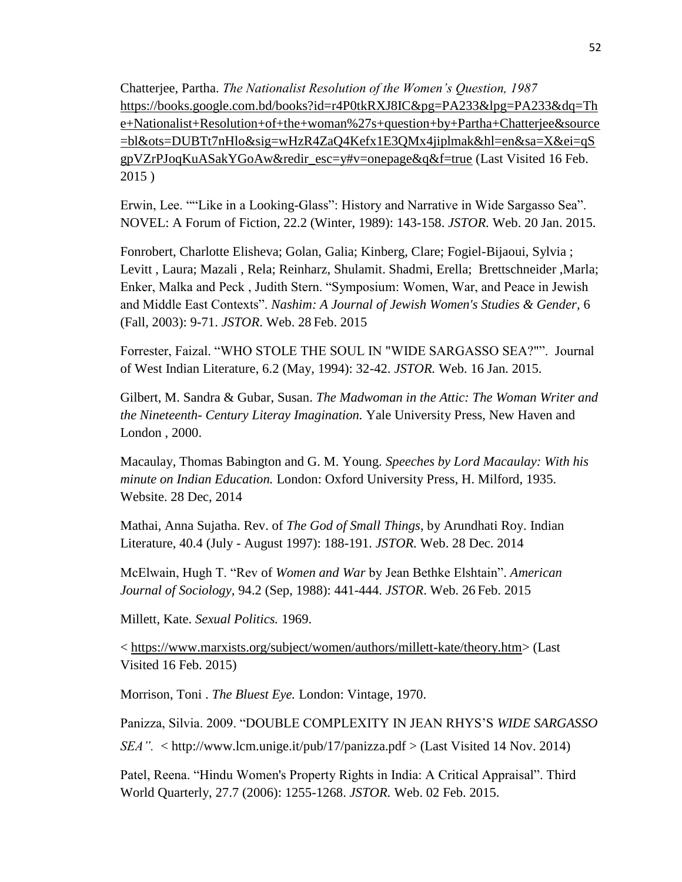Chatterjee, Partha. *The Nationalist Resolution of the Women's Question, 1987* https://books.google.com.bd/books?id=r4P0tkRXJ8IC&pg=PA233&lpg=PA233&dq=The+Nationalist+Resolution+of+the+woman%27s+question+by+Partha+Chatterjee&source=bl&ots=DUBTt7nHlo&sig=wHzR4ZaQ4Kefx1E3QMx4jiplmak&hl=en&sa=X&ei=qSgpVZrPJoqKuASakYGoAw&redir_esc=y#v=onepage&q&f=true (Last Visited 16 Feb. 2015 )

Erwin, Lee. ""Like in a Looking-Glass": History and Narrative in Wide Sargasso Sea". NOVEL: A Forum of Fiction, 22.2 (Winter, 1989): 143-158. *JSTOR.* Web. 20 Jan. 2015.

Fonrobert, Charlotte Elisheva; Golan, Galia; Kinberg, Clare; Fogiel-Bijaoui, Sylvia ; Levitt , Laura; Mazali , Rela; Reinharz, Shulamit. Shadmi, Erella; Brettschneider ,Marla; Enker, Malka and Peck , Judith Stern. "Symposium: Women, War, and Peace in Jewish and Middle East Contexts". *Nashim: A Journal of Jewish Women's Studies & Gender,* 6 (Fall, 2003): 9-71. *JSTOR*. Web. 28 Feb. 2015

Forrester, Faizal. "WHO STOLE THE SOUL IN "WIDE SARGASSO SEA?"". Journal of West Indian Literature, 6.2 (May, 1994): 32-42. *JSTOR.* Web. 16 Jan. 2015.

Gilbert, M. Sandra & Gubar, Susan. *The Madwoman in the Attic: The Woman Writer and the Nineteenth- Century Literay Imagination.* Yale University Press, New Haven and London , 2000.

Macaulay, Thomas Babington and G. M. Young. *Speeches by Lord Macaulay: With his minute on Indian Education.* London: Oxford University Press, H. Milford, 1935. Website. 28 Dec, 2014

Mathai, Anna Sujatha. Rev. of *The God of Small Things,* by Arundhati Roy. Indian Literature, 40.4 (July - August 1997): 188-191. *JSTOR.* Web. 28 Dec. 2014

McElwain, Hugh T. "Rev of *Women and War* by Jean Bethke Elshtain". *American Journal of Sociology,* 94.2 (Sep, 1988): 441-444. *JSTOR*. Web. 26 Feb. 2015

Millett, Kate. *Sexual Politics.* 1969.

< https://www.marxists.org/subject/women/authors/millett-kate/theory.htm> (Last Visited 16 Feb. 2015)

Morrison, Toni . *The Bluest Eye.* London: Vintage, 1970.

Panizza, Silvia. 2009. "DOUBLE COMPLEXITY IN JEAN RHYS'S *WIDE SARGASSO SEA".* < http://www.lcm.unige.it/pub/17/panizza.pdf > (Last Visited 14 Nov. 2014)

Patel, Reena. "Hindu Women's Property Rights in India: A Critical Appraisal". Third World Quarterly, 27.7 (2006): 1255-1268. *JSTOR.* Web. 02 Feb. 2015.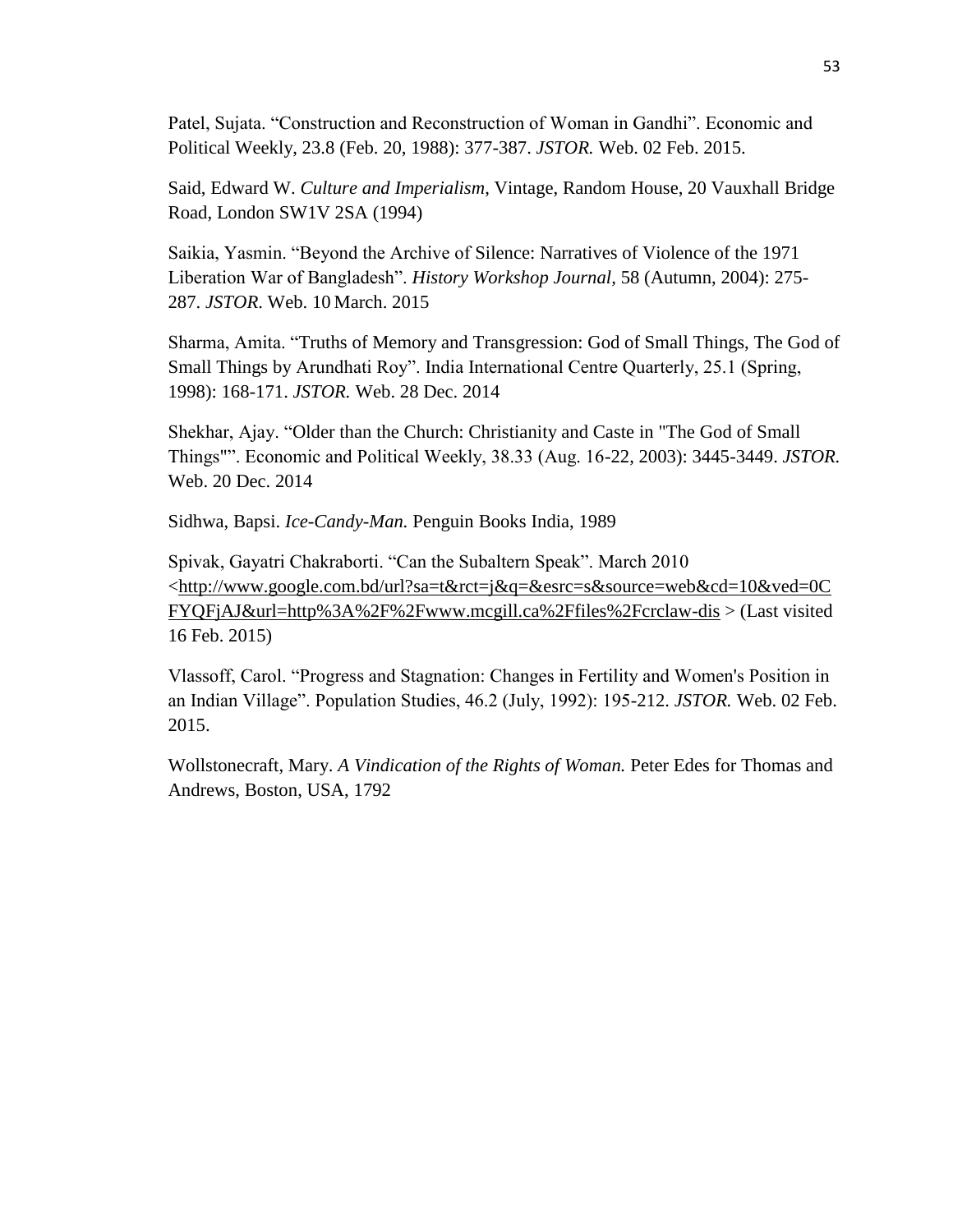Patel, Sujata. “Construction and Reconstruction of Woman in Gandhi”. Economic and Political Weekly, 23.8 (Feb. 20, 1988): 377-387. *JSTOR.* Web. 02 Feb. 2015.

Said, Edward W. *Culture and Imperialism*, Vintage, Random House, 20 Vauxhall Bridge Road, London SW1V 2SA (1994)

Saikia, Yasmin. “Beyond the Archive of Silence: Narratives of Violence of the 1971 Liberation War of Bangladesh”. *History Workshop Journal,* 58 (Autumn, 2004): 275-287. *JSTOR.* Web. 10 March. 2015

Sharma, Amita. “Truths of Memory and Transgression: God of Small Things, The God of Small Things by Arundhati Roy”. India International Centre Quarterly, 25.1 (Spring, 1998): 168-171. *JSTOR.* Web. 28 Dec. 2014

Shekhar, Ajay. “Older than the Church: Christianity and Caste in "The God of Small Things"”. Economic and Political Weekly, 38.33 (Aug. 16-22, 2003): 3445-3449. *JSTOR.* Web. 20 Dec. 2014

Sidhwa, Bapsi. *Ice-Candy-Man.* Penguin Books India, 1989

Spivak, Gayatri Chakraborti. “Can the Subaltern Speak”. March 2010 <http://www.google.com.bd/url?sa=t&rct=j&q=&esrc=s&source=web&cd=10&ved=0CFYQFjAJ&url=http%3A%2F%2Fwww.mcgill.ca%2Ffiles%2Fcrclaw-dis > (Last visited 16 Feb. 2015)

Vlassoff, Carol. “Progress and Stagnation: Changes in Fertility and Women's Position in an Indian Village”. Population Studies, 46.2 (July, 1992): 195-212. *JSTOR.* Web. 02 Feb. 2015.

Wollstonecraft, Mary. *A Vindication of the Rights of Woman.* Peter Edes for Thomas and Andrews, Boston, USA, 1792